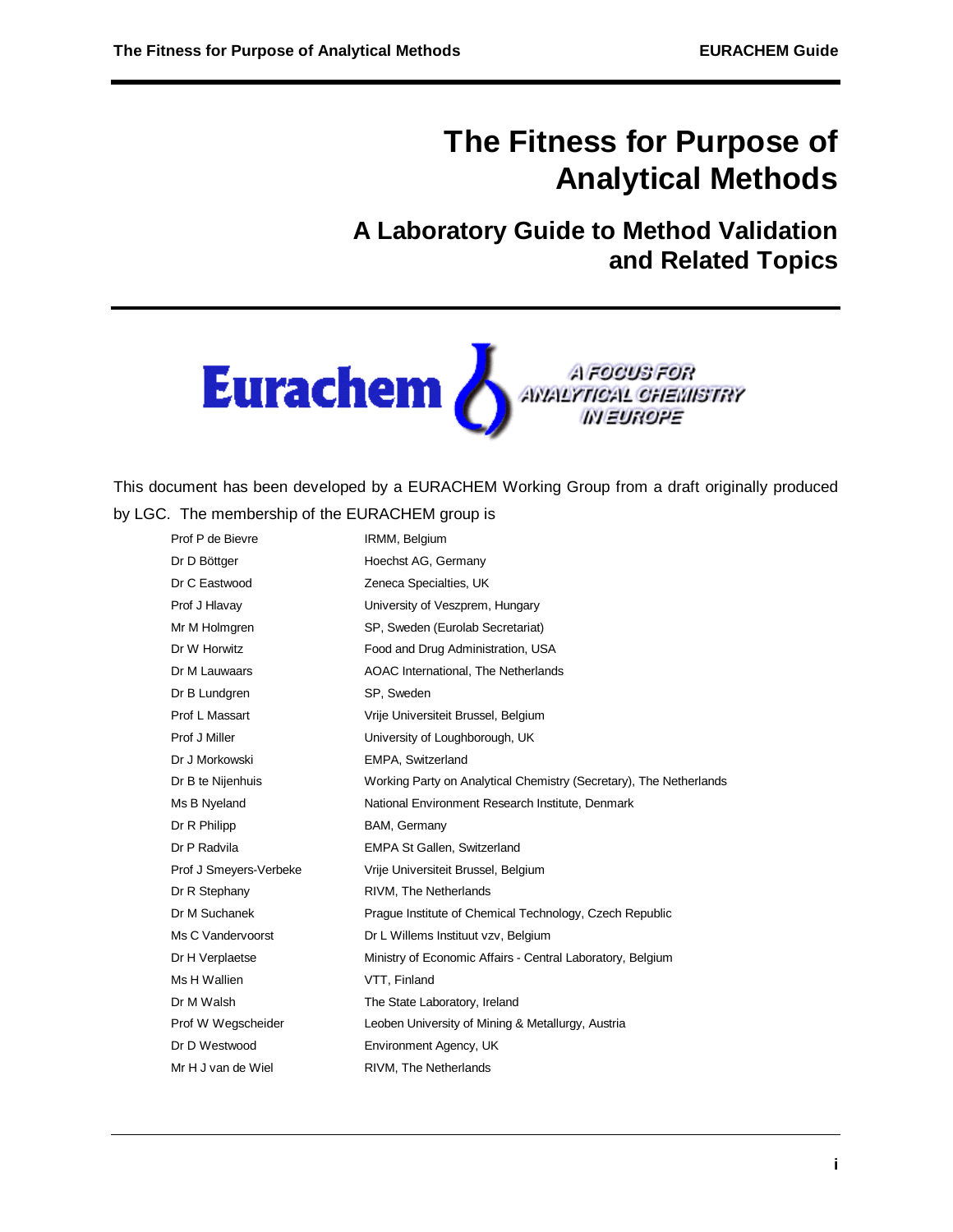# The Fitness for Purpose of Analytical Methods

## A Laboratory Guide to Method Validation and Related Topics

Eurachem A FOCUS FOR ANALYTICAL CHEMISTRY IN EUROPE

This document has been developed by a EURACHEM Working Group from a draft originally produced by LGC. The membership of the EURACHEM group is

| | |
|---|---|
| Prof P de Bievre | IRMM, Belgium |
| Dr D Böttger | Hoechst AG, Germany |
| Dr C Eastwood | Zeneca Specialties, UK |
| Prof J Hlavay | University of Veszprem, Hungary |
| Mr M Holmgren | SP, Sweden (Eurolab Secretariat) |
| Dr W Horwitz | Food and Drug Administration, USA |
| Dr M Lauwaars | AOAC International, The Netherlands |
| Dr B Lundgren | SP, Sweden |
| Prof L Massart | Vrije Universiteit Brussel, Belgium |
| Prof J Miller | University of Loughborough, UK |
| Dr J Morkowski | EMPA, Switzerland |
| Dr B te Nijenhuis | Working Party on Analytical Chemistry (Secretary), The Netherlands |
| Ms B Nyeland | National Environment Research Institute, Denmark |
| Dr R Philipp | BAM, Germany |
| Dr P Radvila | EMPA St Gallen, Switzerland |
| Prof J Smeyers-Verbeke | Vrije Universiteit Brussel, Belgium |
| Dr R Stephany | RIVM, The Netherlands |
| Dr M Suchanek | Prague Institute of Chemical Technology, Czech Republic |
| Ms C Vandervoorst | Dr L Willems Instituut vzv, Belgium |
| Dr H Verplaetse | Ministry of Economic Affairs - Central Laboratory, Belgium |
| Ms H Wallien | VTT, Finland |
| Dr M Walsh | The State Laboratory, Ireland |
| Prof W Wegscheider | Leoben University of Mining & Metallurgy, Austria |
| Dr D Westwood | Environment Agency, UK |
| Mr H J van de Wiel | RIVM, The Netherlands |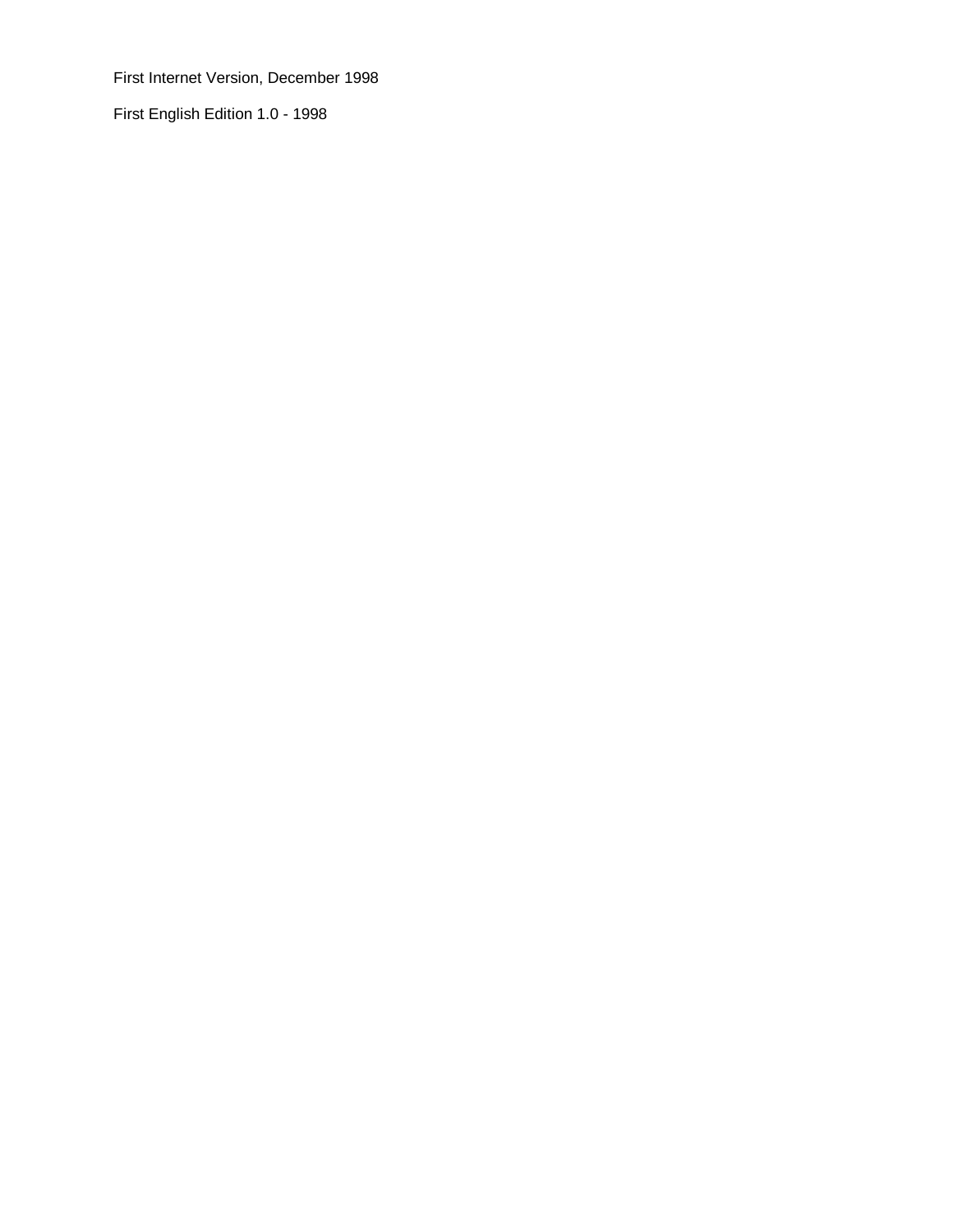First Internet Version, December 1998

First English Edition 1.0 - 1998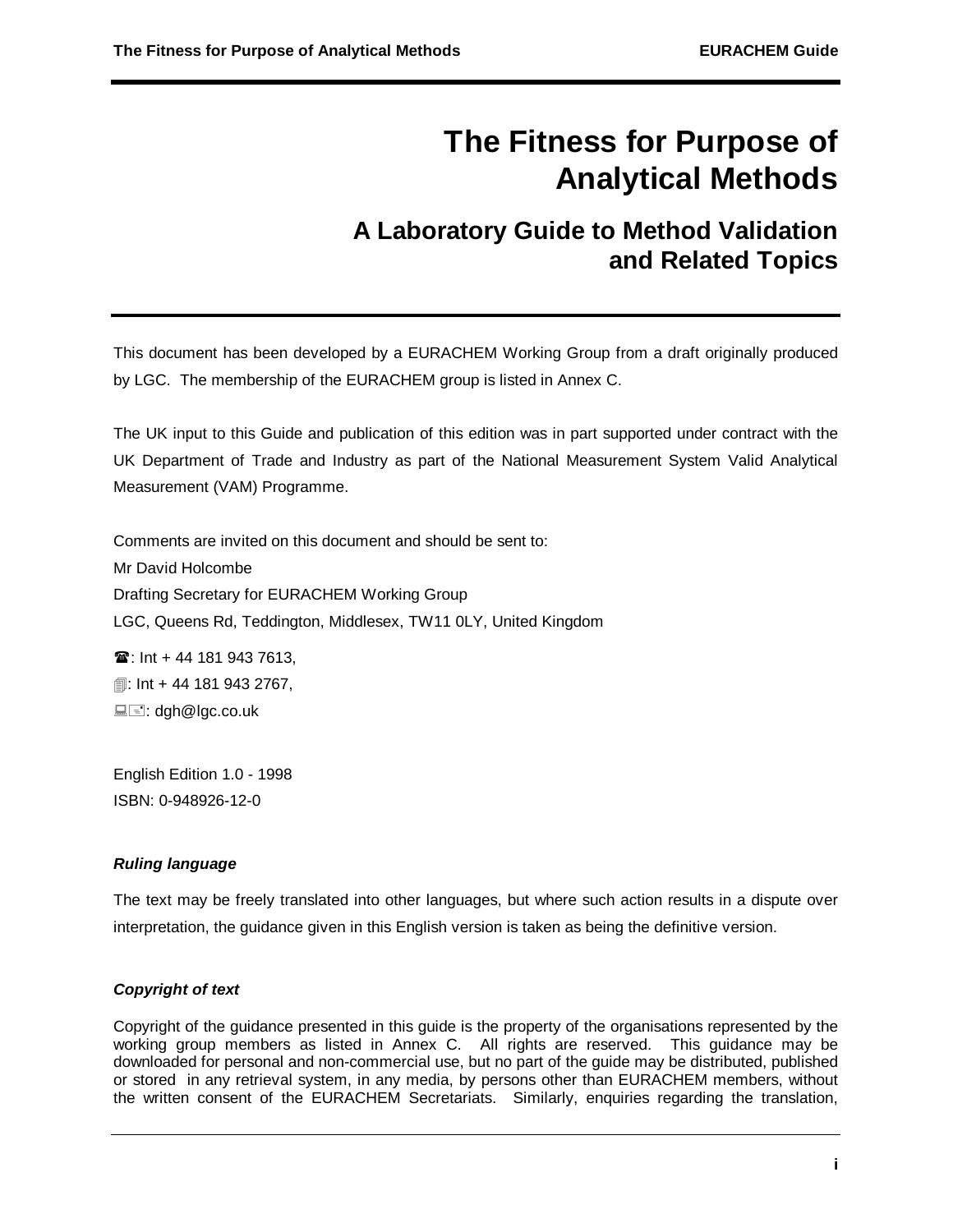# The Fitness for Purpose of Analytical Methods

## A Laboratory Guide to Method Validation and Related Topics

This document has been developed by a EURACHEM Working Group from a draft originally produced by LGC. The membership of the EURACHEM group is listed in Annex C.

The UK input to this Guide and publication of this edition was in part supported under contract with the UK Department of Trade and Industry as part of the National Measurement System Valid Analytical Measurement (VAM) Programme.

Comments are invited on this document and should be sent to:
Mr David Holcombe
Drafting Secretary for EURACHEM Working Group
LGC, Queens Rd, Teddington, Middlesex, TW11 0LY, United Kingdom

☎: Int + 44 181 943 7613,
🗐: Int + 44 181 943 2767,
💻: dgh@lgc.co.uk

English Edition 1.0 - 1998
ISBN: 0-948926-12-0

***Ruling language***

The text may be freely translated into other languages, but where such action results in a dispute over interpretation, the guidance given in this English version is taken as being the definitive version.

***Copyright of text***

Copyright of the guidance presented in this guide is the property of the organisations represented by the working group members as listed in Annex C. All rights are reserved. This guidance may be downloaded for personal and non-commercial use, but no part of the guide may be distributed, published or stored in any retrieval system, in any media, by persons other than EURACHEM members, without the written consent of the EURACHEM Secretariats. Similarly, enquiries regarding the translation,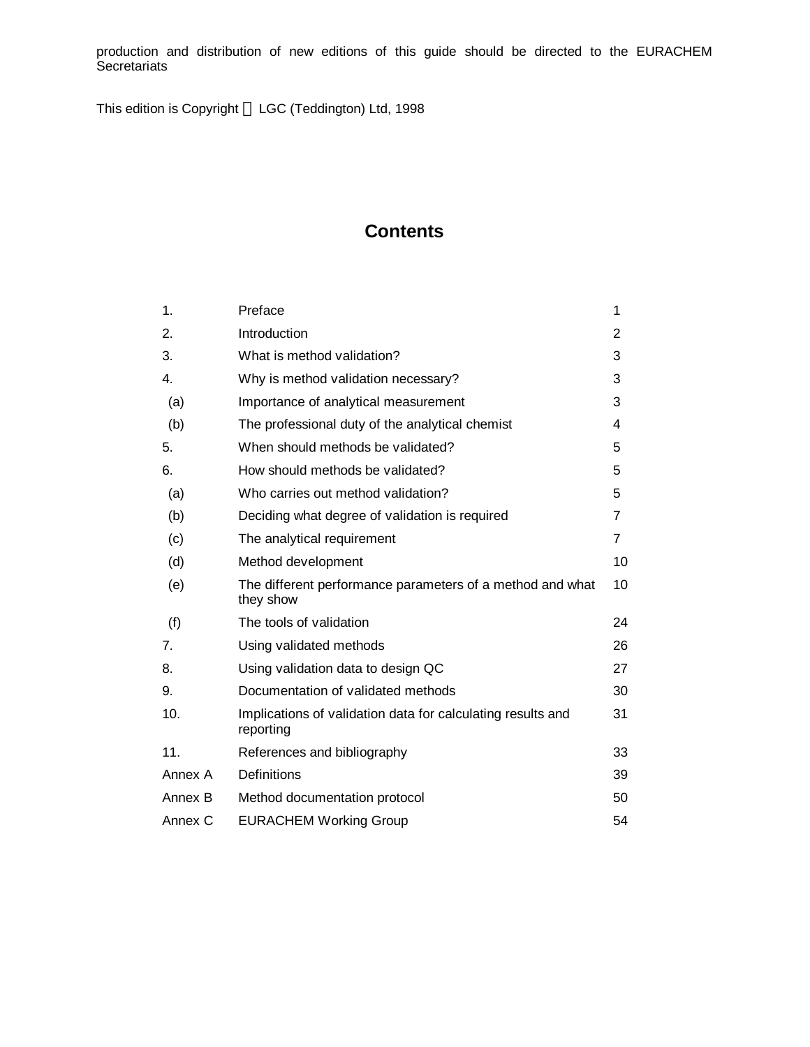production and distribution of new editions of this guide should be directed to the EURACHEM Secretariats

This edition is Copyright  LGC (Teddington) Ltd, 1998

# Contents

| | | |
|---|---|---|
| 1. | Preface | 1 |
| 2. | Introduction | 2 |
| 3. | What is method validation? | 3 |
| 4. | Why is method validation necessary? | 3 |
| (a) | Importance of analytical measurement | 3 |
| (b) | The professional duty of the analytical chemist | 4 |
| 5. | When should methods be validated? | 5 |
| 6. | How should methods be validated? | 5 |
| (a) | Who carries out method validation? | 5 |
| (b) | Deciding what degree of validation is required | 7 |
| (c) | The analytical requirement | 7 |
| (d) | Method development | 10 |
| (e) | The different performance parameters of a method and what they show | 10 |
| (f) | The tools of validation | 24 |
| 7. | Using validated methods | 26 |
| 8. | Using validation data to design QC | 27 |
| 9. | Documentation of validated methods | 30 |
| 10. | Implications of validation data for calculating results and reporting | 31 |
| 11. | References and bibliography | 33 |
| Annex A | Definitions | 39 |
| Annex B | Method documentation protocol | 50 |
| Annex C | EURACHEM Working Group | 54 |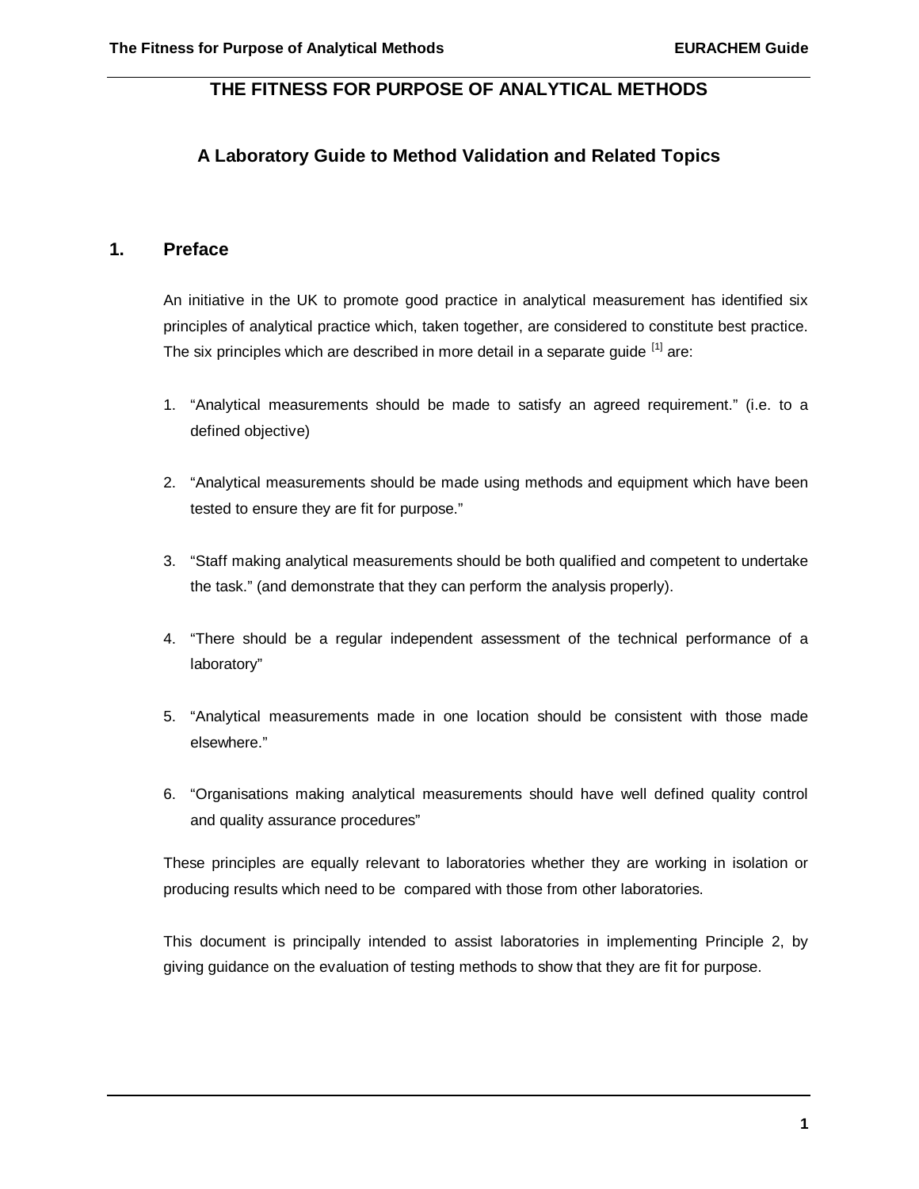# THE FITNESS FOR PURPOSE OF ANALYTICAL METHODS

## A Laboratory Guide to Method Validation and Related Topics

## 1. Preface

An initiative in the UK to promote good practice in analytical measurement has identified six principles of analytical practice which, taken together, are considered to constitute best practice. The six principles which are described in more detail in a separate guide [1] are:

1. "Analytical measurements should be made to satisfy an agreed requirement." (i.e. to a defined objective)

2. "Analytical measurements should be made using methods and equipment which have been tested to ensure they are fit for purpose."

3. "Staff making analytical measurements should be both qualified and competent to undertake the task." (and demonstrate that they can perform the analysis properly).

4. "There should be a regular independent assessment of the technical performance of a laboratory"

5. "Analytical measurements made in one location should be consistent with those made elsewhere."

6. "Organisations making analytical measurements should have well defined quality control and quality assurance procedures"

These principles are equally relevant to laboratories whether they are working in isolation or producing results which need to be compared with those from other laboratories.

This document is principally intended to assist laboratories in implementing Principle 2, by giving guidance on the evaluation of testing methods to show that they are fit for purpose.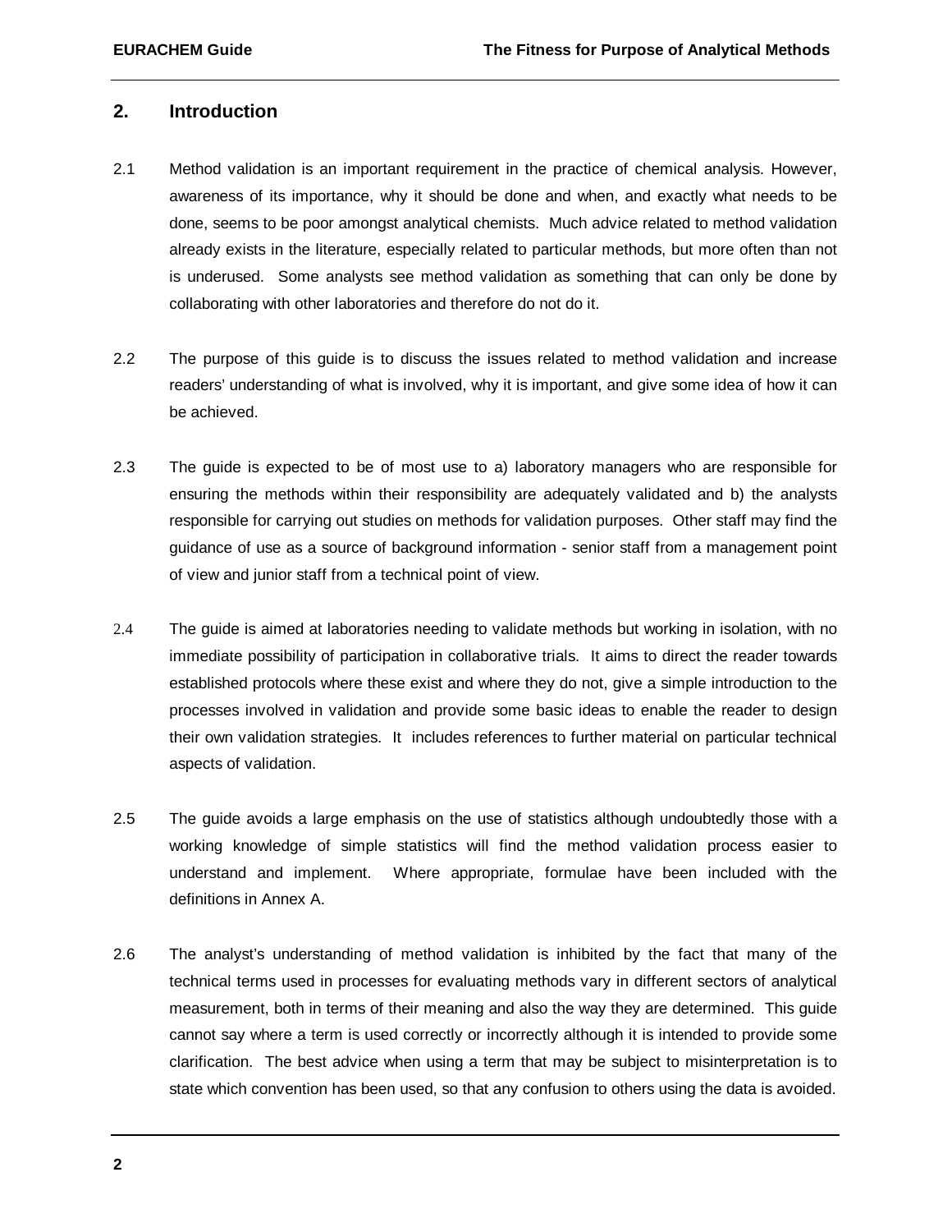## 2. Introduction

2.1 Method validation is an important requirement in the practice of chemical analysis. However, awareness of its importance, why it should be done and when, and exactly what needs to be done, seems to be poor amongst analytical chemists. Much advice related to method validation already exists in the literature, especially related to particular methods, but more often than not is underused. Some analysts see method validation as something that can only be done by collaborating with other laboratories and therefore do not do it.

2.2 The purpose of this guide is to discuss the issues related to method validation and increase readers' understanding of what is involved, why it is important, and give some idea of how it can be achieved.

2.3 The guide is expected to be of most use to a) laboratory managers who are responsible for ensuring the methods within their responsibility are adequately validated and b) the analysts responsible for carrying out studies on methods for validation purposes. Other staff may find the guidance of use as a source of background information - senior staff from a management point of view and junior staff from a technical point of view.

2.4 The guide is aimed at laboratories needing to validate methods but working in isolation, with no immediate possibility of participation in collaborative trials. It aims to direct the reader towards established protocols where these exist and where they do not, give a simple introduction to the processes involved in validation and provide some basic ideas to enable the reader to design their own validation strategies. It includes references to further material on particular technical aspects of validation.

2.5 The guide avoids a large emphasis on the use of statistics although undoubtedly those with a working knowledge of simple statistics will find the method validation process easier to understand and implement. Where appropriate, formulae have been included with the definitions in Annex A.

2.6 The analyst's understanding of method validation is inhibited by the fact that many of the technical terms used in processes for evaluating methods vary in different sectors of analytical measurement, both in terms of their meaning and also the way they are determined. This guide cannot say where a term is used correctly or incorrectly although it is intended to provide some clarification. The best advice when using a term that may be subject to misinterpretation is to state which convention has been used, so that any confusion to others using the data is avoided.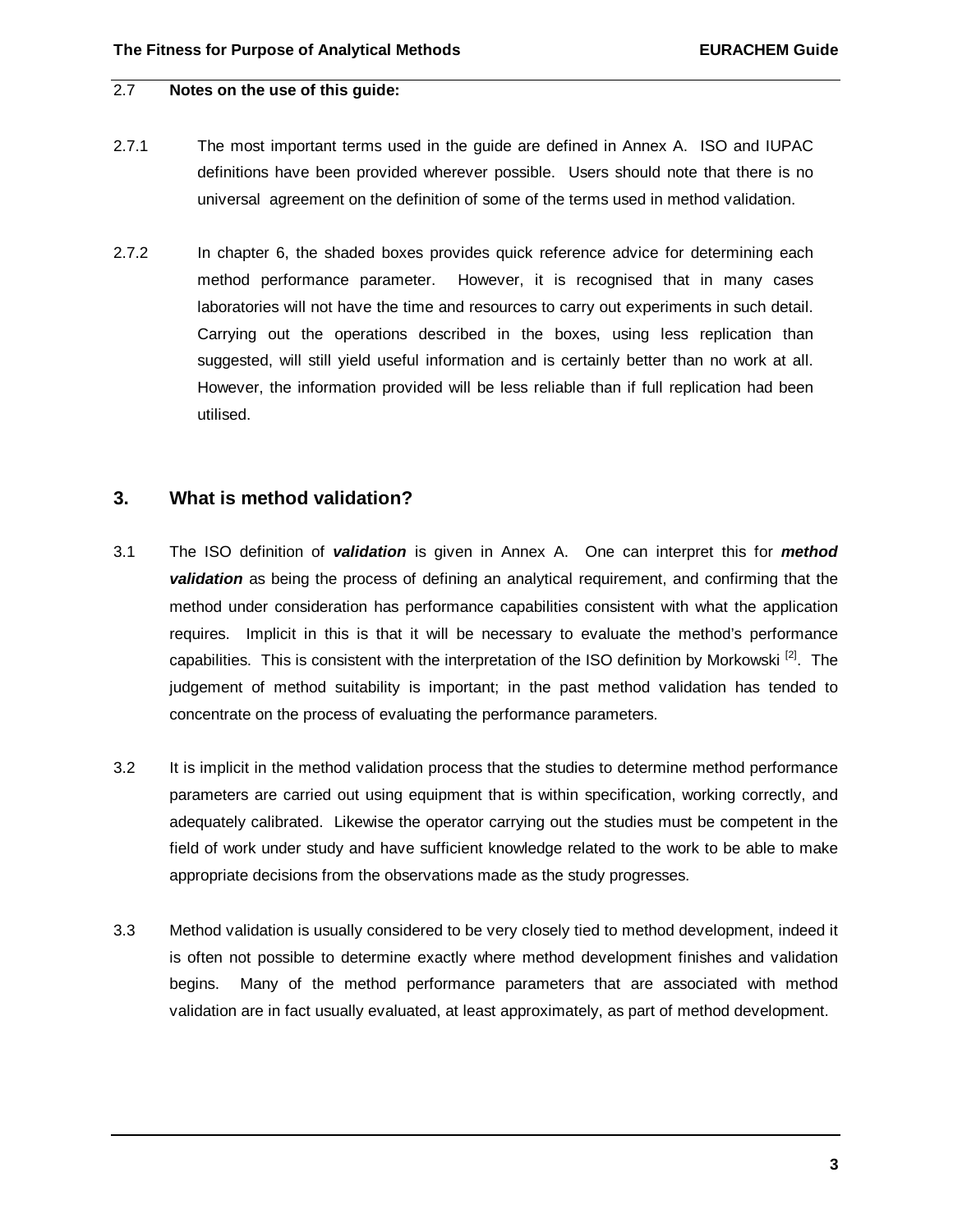2.7 **Notes on the use of this guide:**

2.7.1 The most important terms used in the guide are defined in Annex A. ISO and IUPAC definitions have been provided wherever possible. Users should note that there is no universal agreement on the definition of some of the terms used in method validation.

2.7.2 In chapter 6, the shaded boxes provides quick reference advice for determining each method performance parameter. However, it is recognised that in many cases laboratories will not have the time and resources to carry out experiments in such detail. Carrying out the operations described in the boxes, using less replication than suggested, will still yield useful information and is certainly better than no work at all. However, the information provided will be less reliable than if full replication had been utilised.

## 3. What is method validation?

3.1 The ISO definition of ***validation*** is given in Annex A. One can interpret this for ***method validation*** as being the process of defining an analytical requirement, and confirming that the method under consideration has performance capabilities consistent with what the application requires. Implicit in this is that it will be necessary to evaluate the method's performance capabilities. This is consistent with the interpretation of the ISO definition by Morkowski [2]. The judgement of method suitability is important; in the past method validation has tended to concentrate on the process of evaluating the performance parameters.

3.2 It is implicit in the method validation process that the studies to determine method performance parameters are carried out using equipment that is within specification, working correctly, and adequately calibrated. Likewise the operator carrying out the studies must be competent in the field of work under study and have sufficient knowledge related to the work to be able to make appropriate decisions from the observations made as the study progresses.

3.3 Method validation is usually considered to be very closely tied to method development, indeed it is often not possible to determine exactly where method development finishes and validation begins. Many of the method performance parameters that are associated with method validation are in fact usually evaluated, at least approximately, as part of method development.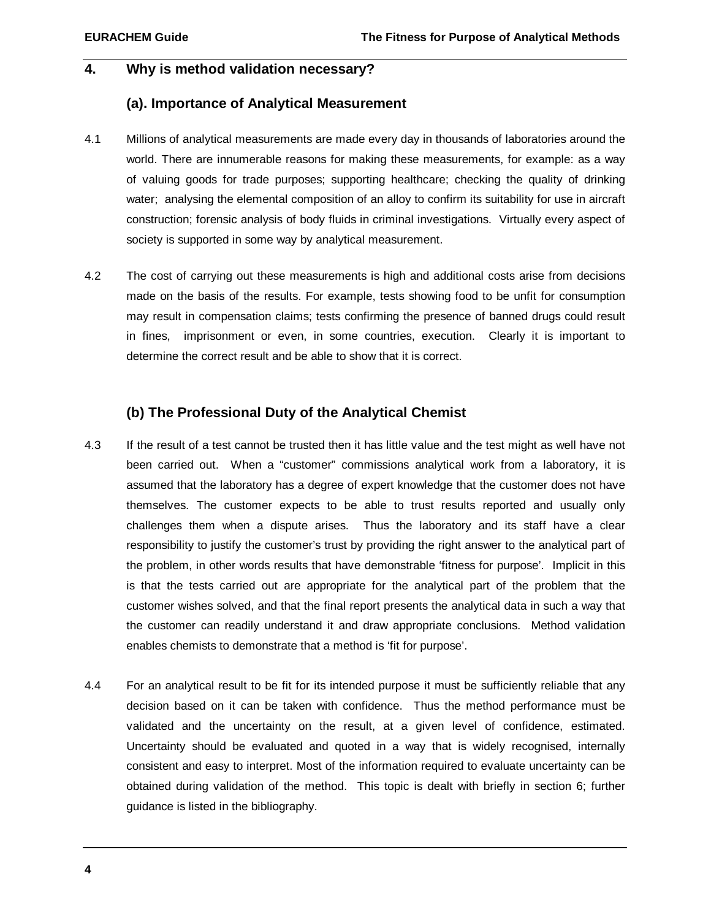## 4. Why is method validation necessary?

### (a). Importance of Analytical Measurement

4.1 Millions of analytical measurements are made every day in thousands of laboratories around the world. There are innumerable reasons for making these measurements, for example: as a way of valuing goods for trade purposes; supporting healthcare; checking the quality of drinking water; analysing the elemental composition of an alloy to confirm its suitability for use in aircraft construction; forensic analysis of body fluids in criminal investigations. Virtually every aspect of society is supported in some way by analytical measurement.

4.2 The cost of carrying out these measurements is high and additional costs arise from decisions made on the basis of the results. For example, tests showing food to be unfit for consumption may result in compensation claims; tests confirming the presence of banned drugs could result in fines, imprisonment or even, in some countries, execution. Clearly it is important to determine the correct result and be able to show that it is correct.

### (b) The Professional Duty of the Analytical Chemist

4.3 If the result of a test cannot be trusted then it has little value and the test might as well have not been carried out. When a "customer" commissions analytical work from a laboratory, it is assumed that the laboratory has a degree of expert knowledge that the customer does not have themselves. The customer expects to be able to trust results reported and usually only challenges them when a dispute arises. Thus the laboratory and its staff have a clear responsibility to justify the customer's trust by providing the right answer to the analytical part of the problem, in other words results that have demonstrable 'fitness for purpose'. Implicit in this is that the tests carried out are appropriate for the analytical part of the problem that the customer wishes solved, and that the final report presents the analytical data in such a way that the customer can readily understand it and draw appropriate conclusions. Method validation enables chemists to demonstrate that a method is 'fit for purpose'.

4.4 For an analytical result to be fit for its intended purpose it must be sufficiently reliable that any decision based on it can be taken with confidence. Thus the method performance must be validated and the uncertainty on the result, at a given level of confidence, estimated. Uncertainty should be evaluated and quoted in a way that is widely recognised, internally consistent and easy to interpret. Most of the information required to evaluate uncertainty can be obtained during validation of the method. This topic is dealt with briefly in section 6; further guidance is listed in the bibliography.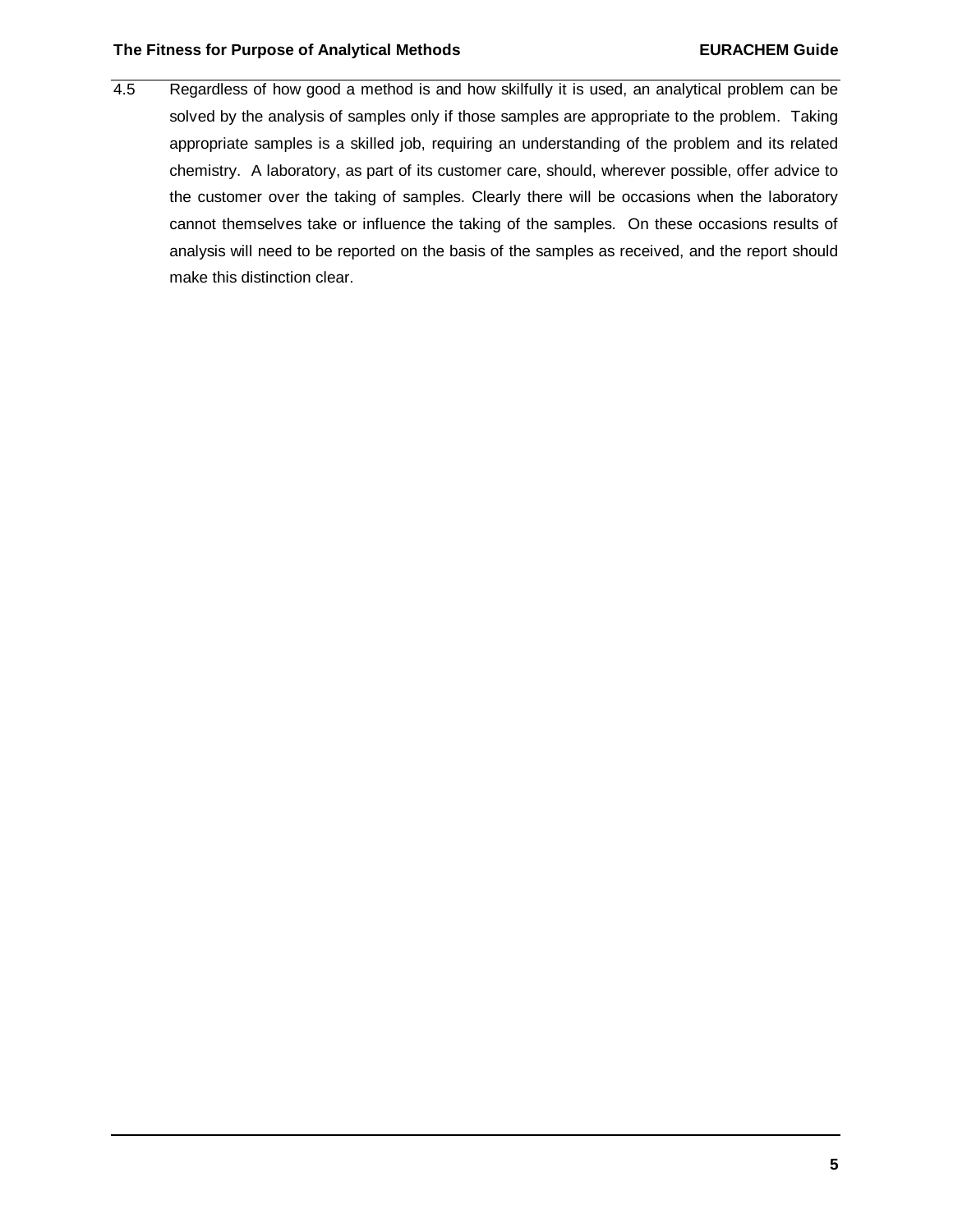4.5 Regardless of how good a method is and how skilfully it is used, an analytical problem can be solved by the analysis of samples only if those samples are appropriate to the problem. Taking appropriate samples is a skilled job, requiring an understanding of the problem and its related chemistry. A laboratory, as part of its customer care, should, wherever possible, offer advice to the customer over the taking of samples. Clearly there will be occasions when the laboratory cannot themselves take or influence the taking of the samples. On these occasions results of analysis will need to be reported on the basis of the samples as received, and the report should make this distinction clear.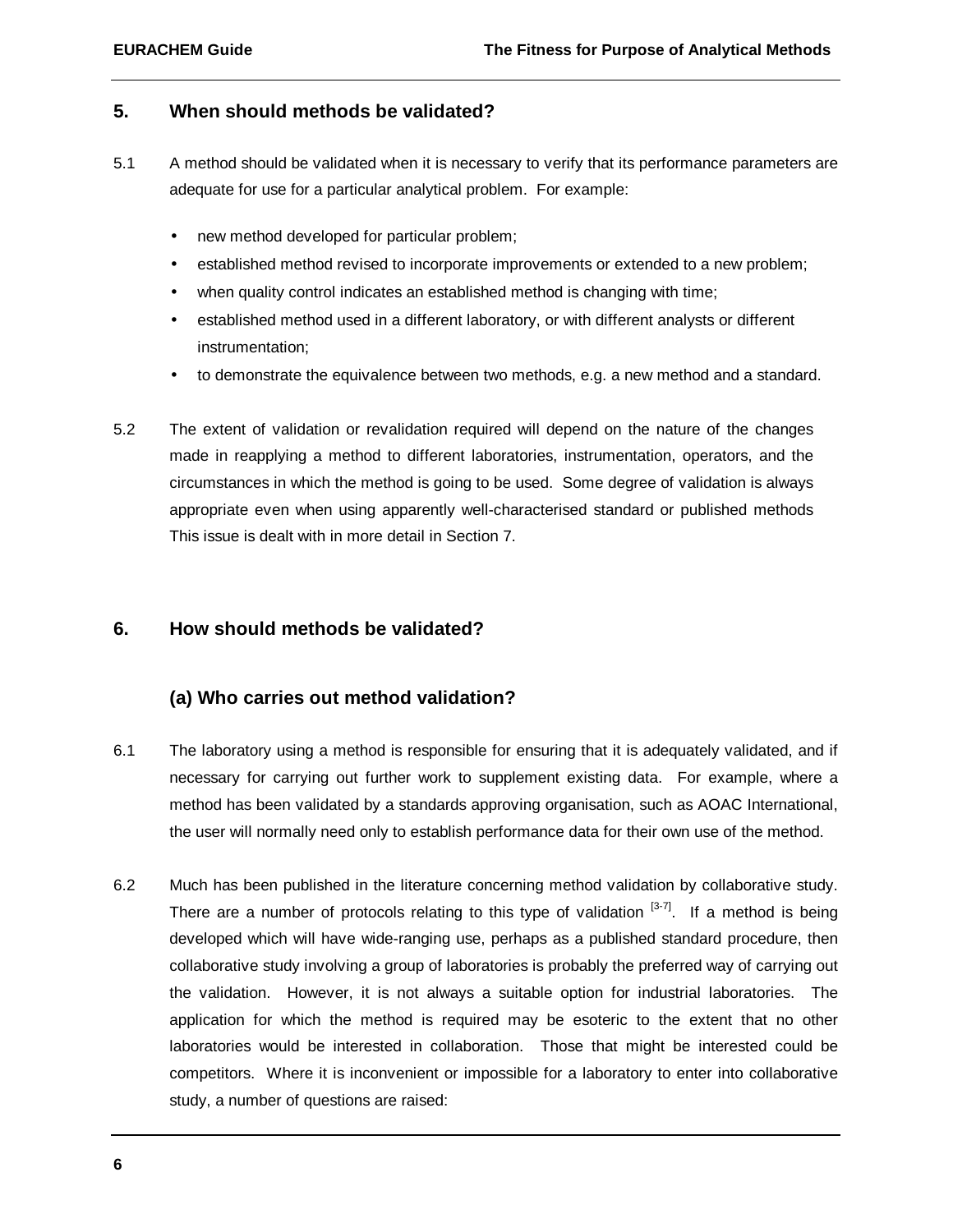## 5. When should methods be validated?

5.1 A method should be validated when it is necessary to verify that its performance parameters are adequate for use for a particular analytical problem. For example:

- new method developed for particular problem;
- established method revised to incorporate improvements or extended to a new problem;
- when quality control indicates an established method is changing with time;
- established method used in a different laboratory, or with different analysts or different instrumentation;
- to demonstrate the equivalence between two methods, e.g. a new method and a standard.

5.2 The extent of validation or revalidation required will depend on the nature of the changes made in reapplying a method to different laboratories, instrumentation, operators, and the circumstances in which the method is going to be used. Some degree of validation is always appropriate even when using apparently well-characterised standard or published methods This issue is dealt with in more detail in Section 7.

## 6. How should methods be validated?

### (a) Who carries out method validation?

6.1 The laboratory using a method is responsible for ensuring that it is adequately validated, and if necessary for carrying out further work to supplement existing data. For example, where a method has been validated by a standards approving organisation, such as AOAC International, the user will normally need only to establish performance data for their own use of the method.

6.2 Much has been published in the literature concerning method validation by collaborative study. There are a number of protocols relating to this type of validation [3-7]. If a method is being developed which will have wide-ranging use, perhaps as a published standard procedure, then collaborative study involving a group of laboratories is probably the preferred way of carrying out the validation. However, it is not always a suitable option for industrial laboratories. The application for which the method is required may be esoteric to the extent that no other laboratories would be interested in collaboration. Those that might be interested could be competitors. Where it is inconvenient or impossible for a laboratory to enter into collaborative study, a number of questions are raised: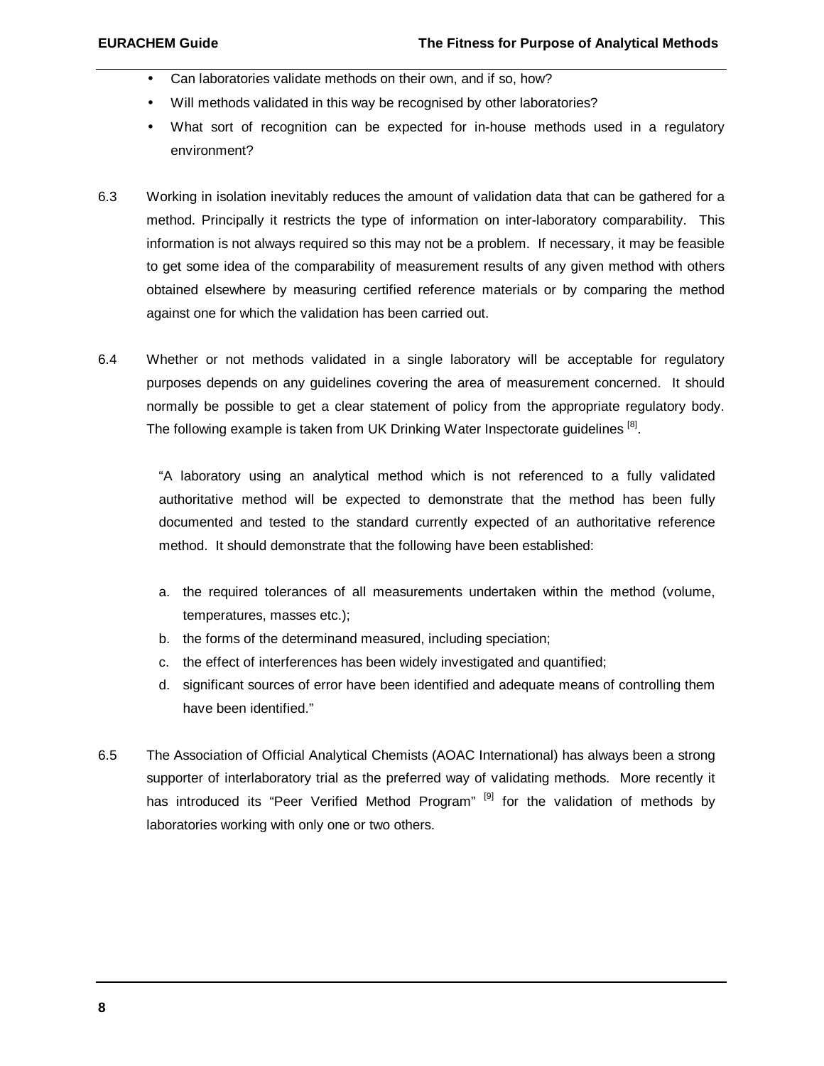- Can laboratories validate methods on their own, and if so, how?
- Will methods validated in this way be recognised by other laboratories?
- What sort of recognition can be expected for in-house methods used in a regulatory environment?

6.3 Working in isolation inevitably reduces the amount of validation data that can be gathered for a method. Principally it restricts the type of information on inter-laboratory comparability. This information is not always required so this may not be a problem. If necessary, it may be feasible to get some idea of the comparability of measurement results of any given method with others obtained elsewhere by measuring certified reference materials or by comparing the method against one for which the validation has been carried out.

6.4 Whether or not methods validated in a single laboratory will be acceptable for regulatory purposes depends on any guidelines covering the area of measurement concerned. It should normally be possible to get a clear statement of policy from the appropriate regulatory body. The following example is taken from UK Drinking Water Inspectorate guidelines [8].

> "A laboratory using an analytical method which is not referenced to a fully validated authoritative method will be expected to demonstrate that the method has been fully documented and tested to the standard currently expected of an authoritative reference method. It should demonstrate that the following have been established:
>
> a. the required tolerances of all measurements undertaken within the method (volume, temperatures, masses etc.);
> b. the forms of the determinand measured, including speciation;
> c. the effect of interferences has been widely investigated and quantified;
> d. significant sources of error have been identified and adequate means of controlling them have been identified."

6.5 The Association of Official Analytical Chemists (AOAC International) has always been a strong supporter of interlaboratory trial as the preferred way of validating methods. More recently it has introduced its "Peer Verified Method Program" [9] for the validation of methods by laboratories working with only one or two others.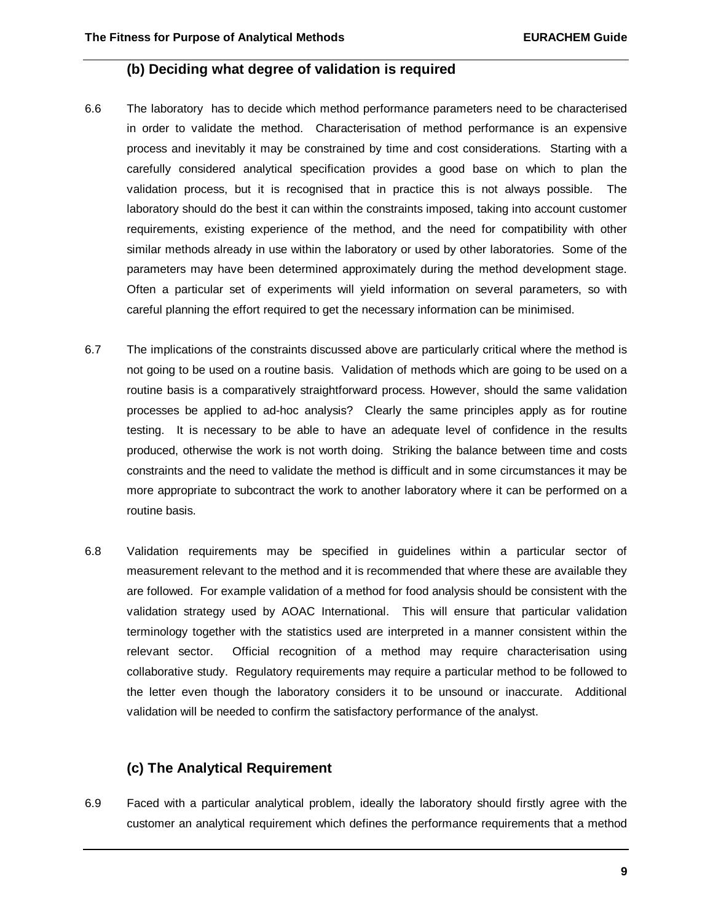### (b) Deciding what degree of validation is required

6.6 The laboratory has to decide which method performance parameters need to be characterised in order to validate the method. Characterisation of method performance is an expensive process and inevitably it may be constrained by time and cost considerations. Starting with a carefully considered analytical specification provides a good base on which to plan the validation process, but it is recognised that in practice this is not always possible. The laboratory should do the best it can within the constraints imposed, taking into account customer requirements, existing experience of the method, and the need for compatibility with other similar methods already in use within the laboratory or used by other laboratories. Some of the parameters may have been determined approximately during the method development stage. Often a particular set of experiments will yield information on several parameters, so with careful planning the effort required to get the necessary information can be minimised.

6.7 The implications of the constraints discussed above are particularly critical where the method is not going to be used on a routine basis. Validation of methods which are going to be used on a routine basis is a comparatively straightforward process. However, should the same validation processes be applied to ad-hoc analysis? Clearly the same principles apply as for routine testing. It is necessary to be able to have an adequate level of confidence in the results produced, otherwise the work is not worth doing. Striking the balance between time and costs constraints and the need to validate the method is difficult and in some circumstances it may be more appropriate to subcontract the work to another laboratory where it can be performed on a routine basis.

6.8 Validation requirements may be specified in guidelines within a particular sector of measurement relevant to the method and it is recommended that where these are available they are followed. For example validation of a method for food analysis should be consistent with the validation strategy used by AOAC International. This will ensure that particular validation terminology together with the statistics used are interpreted in a manner consistent within the relevant sector. Official recognition of a method may require characterisation using collaborative study. Regulatory requirements may require a particular method to be followed to the letter even though the laboratory considers it to be unsound or inaccurate. Additional validation will be needed to confirm the satisfactory performance of the analyst.

### (c) The Analytical Requirement

6.9 Faced with a particular analytical problem, ideally the laboratory should firstly agree with the customer an analytical requirement which defines the performance requirements that a method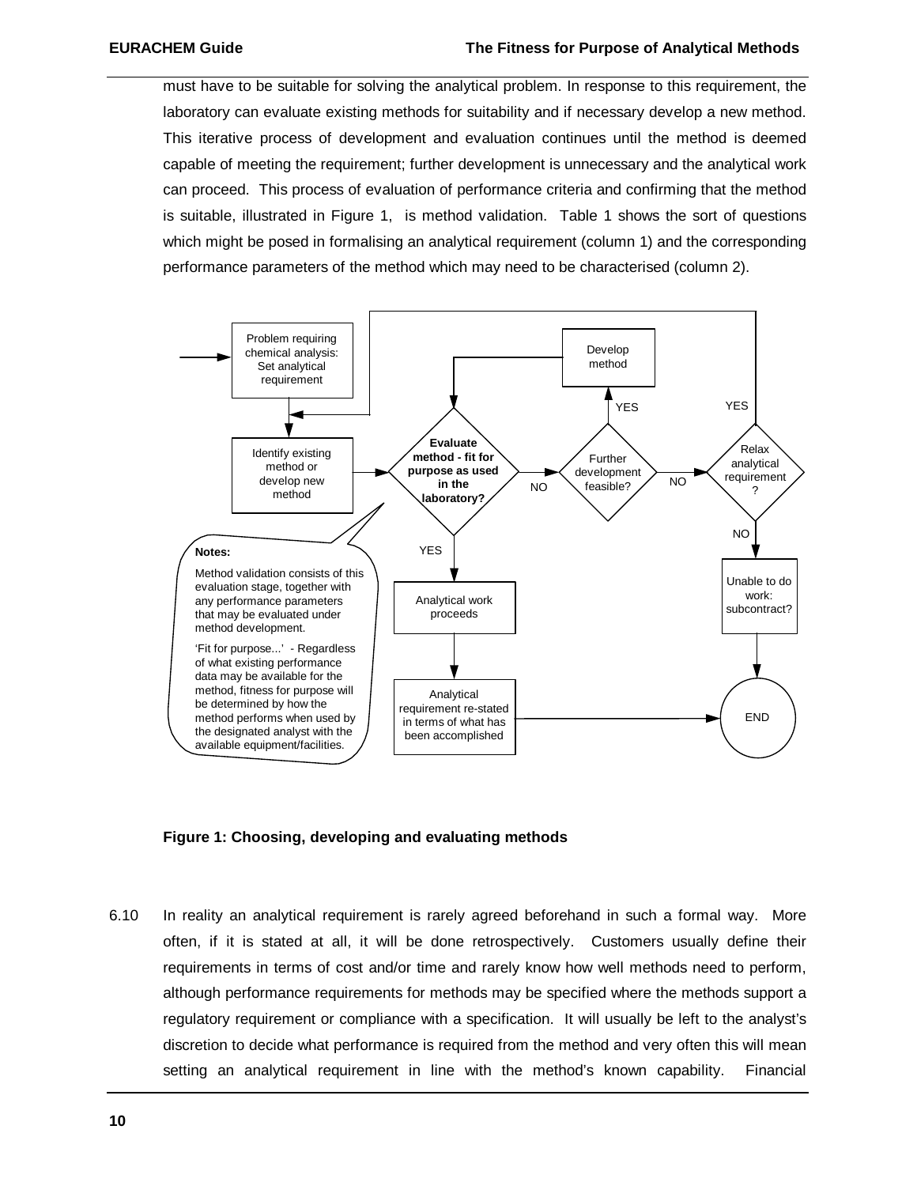must have to be suitable for solving the analytical problem. In response to this requirement, the laboratory can evaluate existing methods for suitability and if necessary develop a new method. This iterative process of development and evaluation continues until the method is deemed capable of meeting the requirement; further development is unnecessary and the analytical work can proceed. This process of evaluation of performance criteria and confirming that the method is suitable, illustrated in Figure 1, is method validation. Table 1 shows the sort of questions which might be posed in formalising an analytical requirement (column 1) and the corresponding performance parameters of the method which may need to be characterised (column 2).

Problem requiring chemical analysis: Set analytical requirement

Identify existing method or develop new method

**Evaluate method - fit for purpose as used in the laboratory?**

Develop method

Further development feasible?

Relax analytical requirement ?

Analytical work proceeds

Analytical requirement re-stated in terms of what has been accomplished

Unable to do work: subcontract?

END

**Notes:**

Method validation consists of this evaluation stage, together with any performance parameters that may be evaluated under method development.

'Fit for purpose...' - Regardless of what existing performance data may be available for the method, fitness for purpose will be determined by how the method performs when used by the designated analyst with the available equipment/facilities.

**Figure 1: Choosing, developing and evaluating methods**

6.10 In reality an analytical requirement is rarely agreed beforehand in such a formal way. More often, if it is stated at all, it will be done retrospectively. Customers usually define their requirements in terms of cost and/or time and rarely know how well methods need to perform, although performance requirements for methods may be specified where the methods support a regulatory requirement or compliance with a specification. It will usually be left to the analyst's discretion to decide what performance is required from the method and very often this will mean setting an analytical requirement in line with the method's known capability. Financial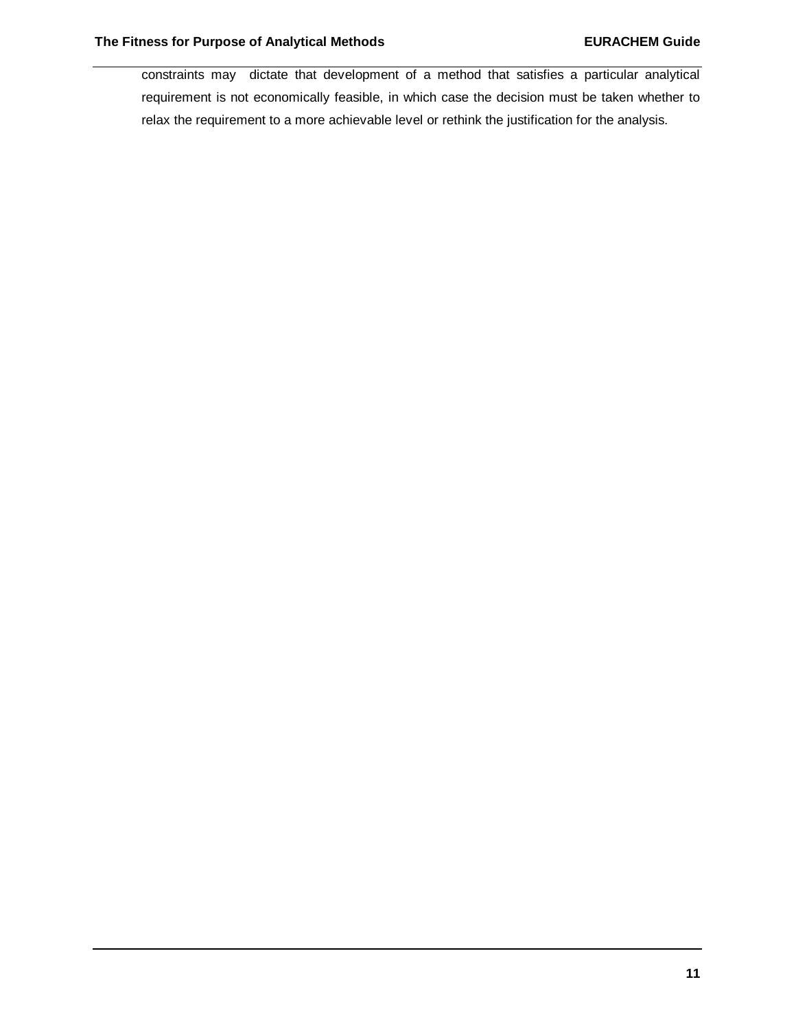constraints may dictate that development of a method that satisfies a particular analytical requirement is not economically feasible, in which case the decision must be taken whether to relax the requirement to a more achievable level or rethink the justification for the analysis.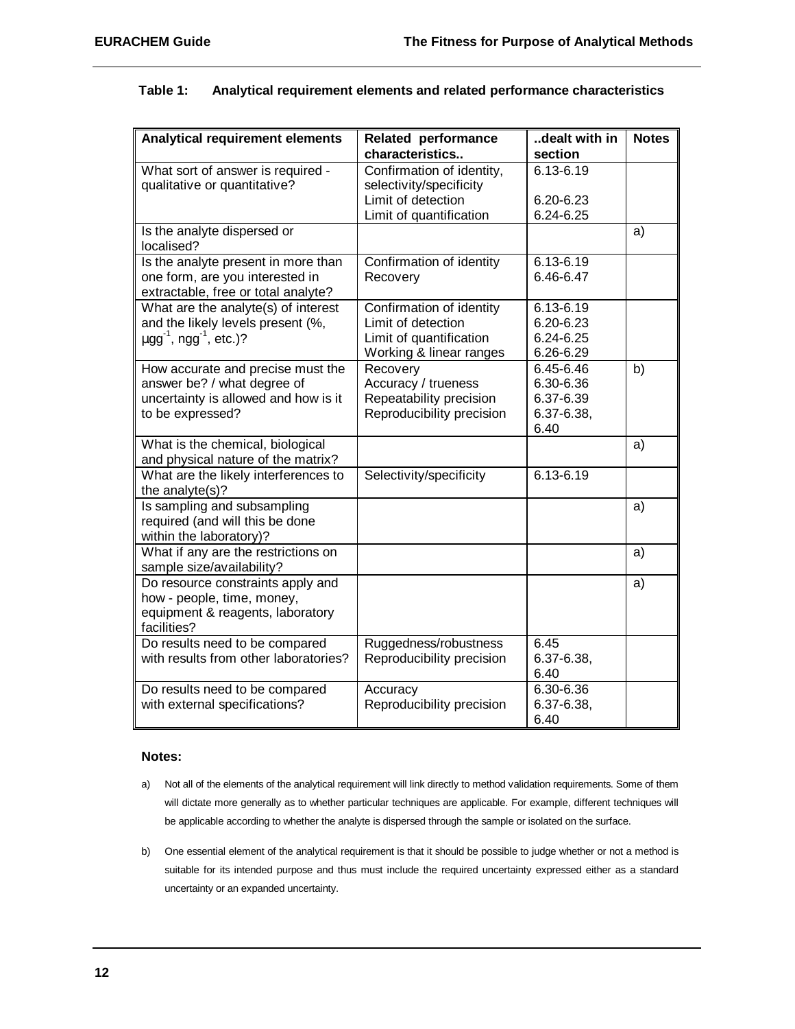**Table 1: Analytical requirement elements and related performance characteristics**

| Analytical requirement elements | Related performance characteristics.. | ..dealt with in section | Notes |
|---|---|---|---|
| What sort of answer is required - qualitative or quantitative? | Confirmation of identity, selectivity/specificity<br>Limit of detection<br>Limit of quantification | 6.13-6.19<br><br>6.20-6.23<br>6.24-6.25 | |
| Is the analyte dispersed or localised? | | | a) |
| Is the analyte present in more than one form, are you interested in extractable, free or total analyte? | Confirmation of identity<br>Recovery | 6.13-6.19<br>6.46-6.47 | |
| What are the analyte(s) of interest and the likely levels present (%, $\mu g g^{-1}$, $ng g^{-1}$, etc.)? | Confirmation of identity<br>Limit of detection<br>Limit of quantification<br>Working & linear ranges | 6.13-6.19<br>6.20-6.23<br>6.24-6.25<br>6.26-6.29 | |
| How accurate and precise must the answer be? / what degree of uncertainty is allowed and how is it to be expressed? | Recovery<br>Accuracy / trueness<br>Repeatability precision<br>Reproducibility precision | 6.45-6.46<br>6.30-6.36<br>6.37-6.39<br>6.37-6.38, 6.40 | b) |
| What is the chemical, biological and physical nature of the matrix? | | | a) |
| What are the likely interferences to the analyte(s)? | Selectivity/specificity | 6.13-6.19 | |
| Is sampling and subsampling required (and will this be done within the laboratory)? | | | a) |
| What if any are the restrictions on sample size/availability? | | | a) |
| Do resource constraints apply and how - people, time, money, equipment & reagents, laboratory facilities? | | | a) |
| Do results need to be compared with results from other laboratories? | Ruggedness/robustness<br>Reproducibility precision | 6.45<br>6.37-6.38, 6.40 | |
| Do results need to be compared with external specifications? | Accuracy<br>Reproducibility precision | 6.30-6.36<br>6.37-6.38, 6.40 | |

**Notes:**

a) Not all of the elements of the analytical requirement will link directly to method validation requirements. Some of them will dictate more generally as to whether particular techniques are applicable. For example, different techniques will be applicable according to whether the analyte is dispersed through the sample or isolated on the surface.

b) One essential element of the analytical requirement is that it should be possible to judge whether or not a method is suitable for its intended purpose and thus must include the required uncertainty expressed either as a standard uncertainty or an expanded uncertainty.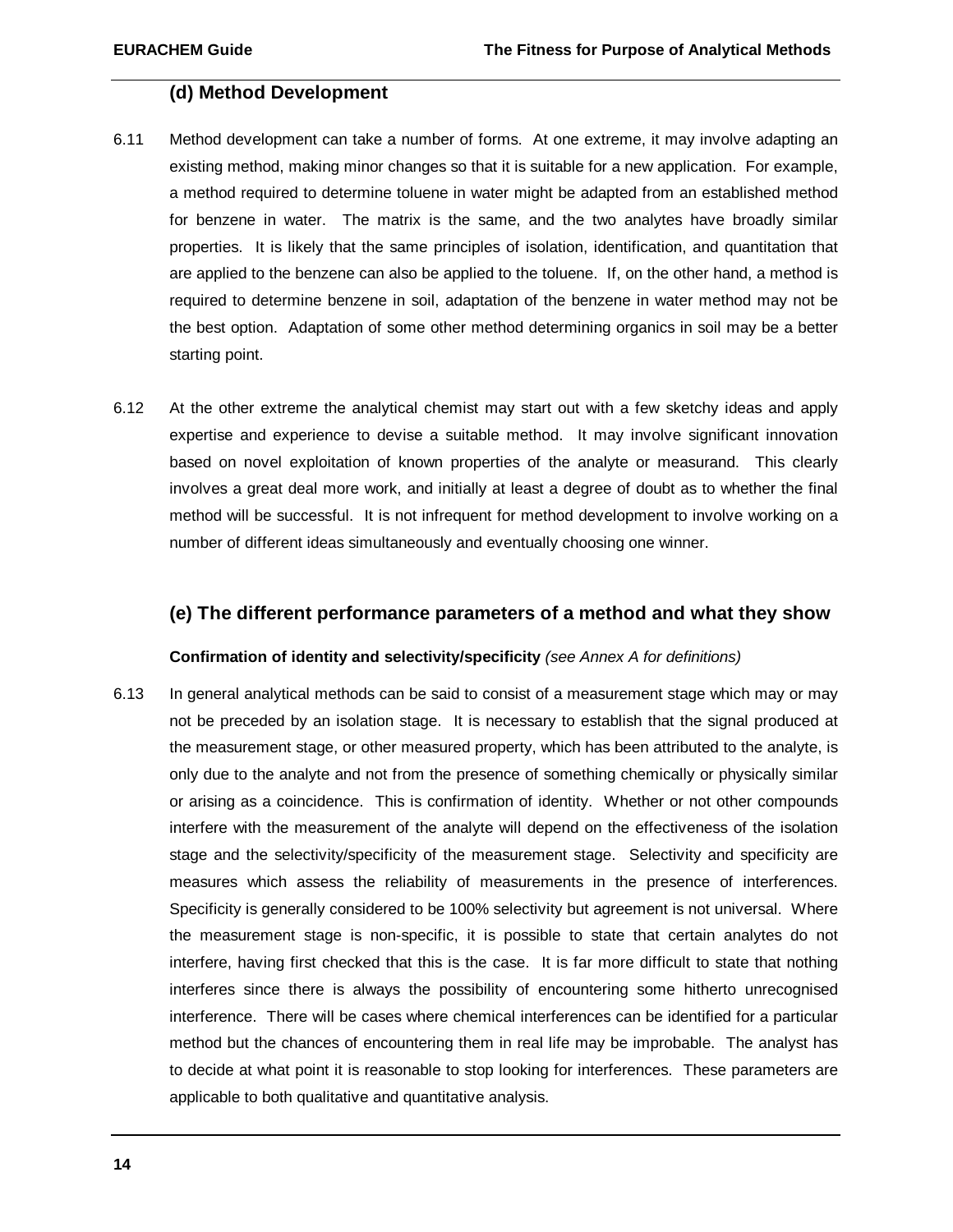### (d) Method Development

6.11 Method development can take a number of forms. At one extreme, it may involve adapting an existing method, making minor changes so that it is suitable for a new application. For example, a method required to determine toluene in water might be adapted from an established method for benzene in water. The matrix is the same, and the two analytes have broadly similar properties. It is likely that the same principles of isolation, identification, and quantitation that are applied to the benzene can also be applied to the toluene. If, on the other hand, a method is required to determine benzene in soil, adaptation of the benzene in water method may not be the best option. Adaptation of some other method determining organics in soil may be a better starting point.

6.12 At the other extreme the analytical chemist may start out with a few sketchy ideas and apply expertise and experience to devise a suitable method. It may involve significant innovation based on novel exploitation of known properties of the analyte or measurand. This clearly involves a great deal more work, and initially at least a degree of doubt as to whether the final method will be successful. It is not infrequent for method development to involve working on a number of different ideas simultaneously and eventually choosing one winner.

### (e) The different performance parameters of a method and what they show

**Confirmation of identity and selectivity/specificity** *(see Annex A for definitions)*

6.13 In general analytical methods can be said to consist of a measurement stage which may or may not be preceded by an isolation stage. It is necessary to establish that the signal produced at the measurement stage, or other measured property, which has been attributed to the analyte, is only due to the analyte and not from the presence of something chemically or physically similar or arising as a coincidence. This is confirmation of identity. Whether or not other compounds interfere with the measurement of the analyte will depend on the effectiveness of the isolation stage and the selectivity/specificity of the measurement stage. Selectivity and specificity are measures which assess the reliability of measurements in the presence of interferences. Specificity is generally considered to be 100% selectivity but agreement is not universal. Where the measurement stage is non-specific, it is possible to state that certain analytes do not interfere, having first checked that this is the case. It is far more difficult to state that nothing interferes since there is always the possibility of encountering some hitherto unrecognised interference. There will be cases where chemical interferences can be identified for a particular method but the chances of encountering them in real life may be improbable. The analyst has to decide at what point it is reasonable to stop looking for interferences. These parameters are applicable to both qualitative and quantitative analysis.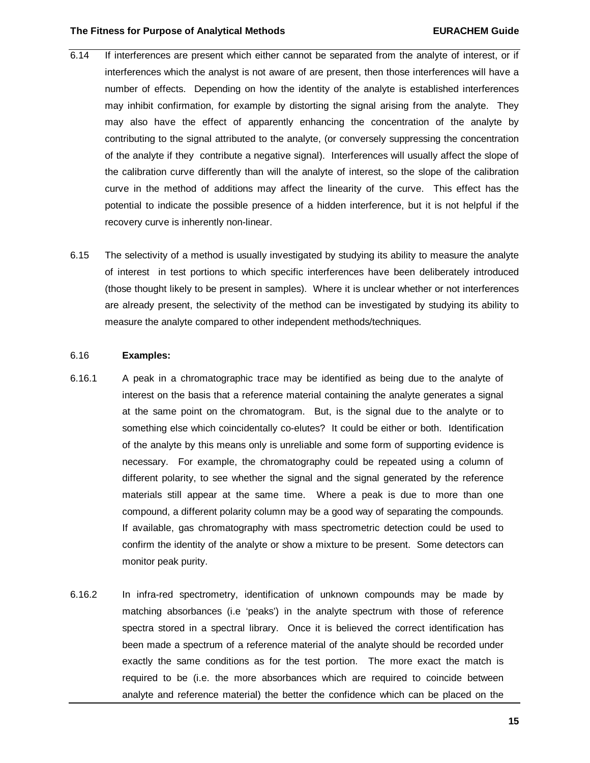6.14 If interferences are present which either cannot be separated from the analyte of interest, or if interferences which the analyst is not aware of are present, then those interferences will have a number of effects. Depending on how the identity of the analyte is established interferences may inhibit confirmation, for example by distorting the signal arising from the analyte. They may also have the effect of apparently enhancing the concentration of the analyte by contributing to the signal attributed to the analyte, (or conversely suppressing the concentration of the analyte if they contribute a negative signal). Interferences will usually affect the slope of the calibration curve differently than will the analyte of interest, so the slope of the calibration curve in the method of additions may affect the linearity of the curve. This effect has the potential to indicate the possible presence of a hidden interference, but it is not helpful if the recovery curve is inherently non-linear.

6.15 The selectivity of a method is usually investigated by studying its ability to measure the analyte of interest in test portions to which specific interferences have been deliberately introduced (those thought likely to be present in samples). Where it is unclear whether or not interferences are already present, the selectivity of the method can be investigated by studying its ability to measure the analyte compared to other independent methods/techniques.

6.16 **Examples:**

6.16.1 A peak in a chromatographic trace may be identified as being due to the analyte of interest on the basis that a reference material containing the analyte generates a signal at the same point on the chromatogram. But, is the signal due to the analyte or to something else which coincidentally co-elutes? It could be either or both. Identification of the analyte by this means only is unreliable and some form of supporting evidence is necessary. For example, the chromatography could be repeated using a column of different polarity, to see whether the signal and the signal generated by the reference materials still appear at the same time. Where a peak is due to more than one compound, a different polarity column may be a good way of separating the compounds. If available, gas chromatography with mass spectrometric detection could be used to confirm the identity of the analyte or show a mixture to be present. Some detectors can monitor peak purity.

6.16.2 In infra-red spectrometry, identification of unknown compounds may be made by matching absorbances (i.e 'peaks') in the analyte spectrum with those of reference spectra stored in a spectral library. Once it is believed the correct identification has been made a spectrum of a reference material of the analyte should be recorded under exactly the same conditions as for the test portion. The more exact the match is required to be (i.e. the more absorbances which are required to coincide between analyte and reference material) the better the confidence which can be placed on the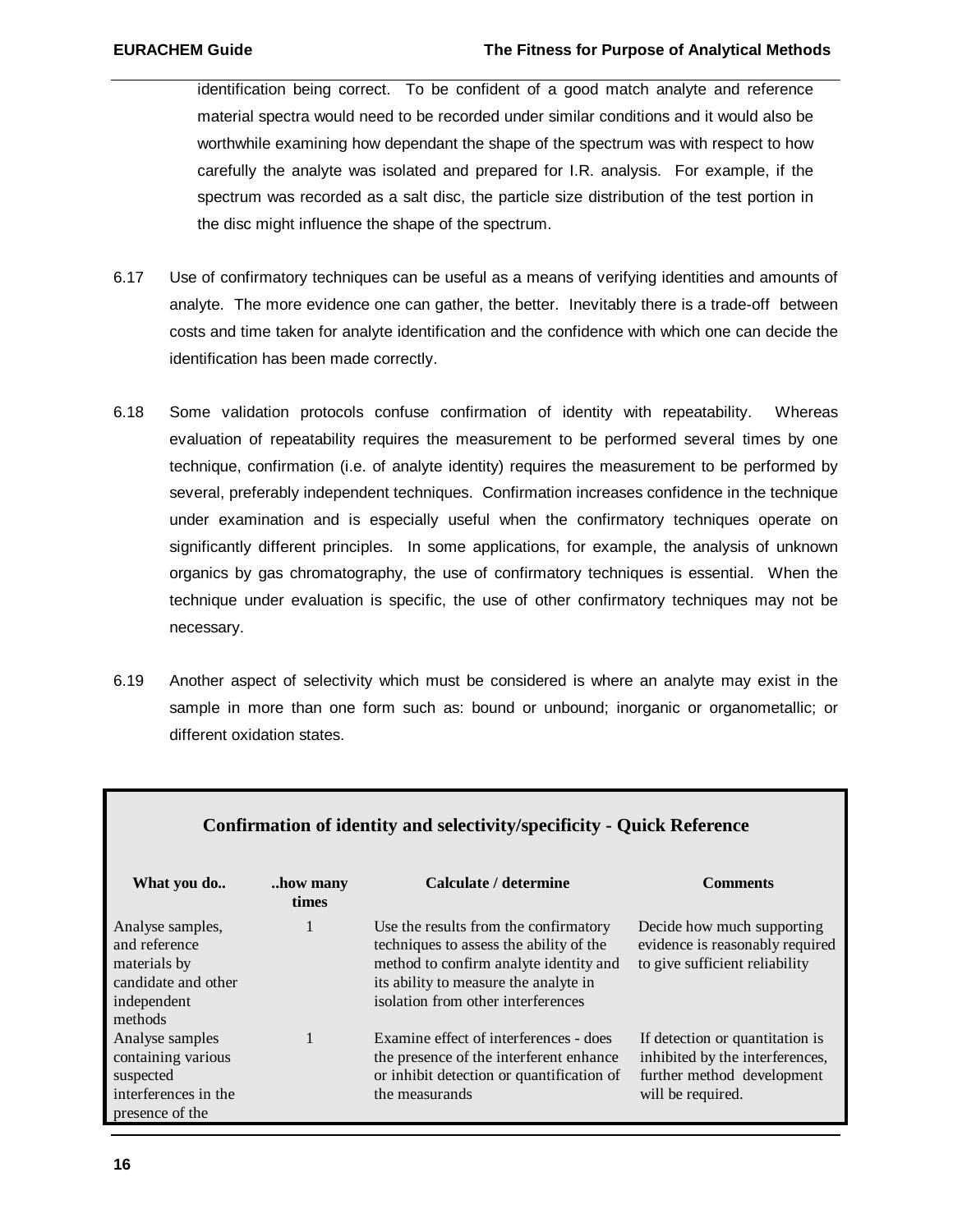identification being correct. To be confident of a good match analyte and reference material spectra would need to be recorded under similar conditions and it would also be worthwhile examining how dependant the shape of the spectrum was with respect to how carefully the analyte was isolated and prepared for I.R. analysis. For example, if the spectrum was recorded as a salt disc, the particle size distribution of the test portion in the disc might influence the shape of the spectrum.

6.17 Use of confirmatory techniques can be useful as a means of verifying identities and amounts of analyte. The more evidence one can gather, the better. Inevitably there is a trade-off between costs and time taken for analyte identification and the confidence with which one can decide the identification has been made correctly.

6.18 Some validation protocols confuse confirmation of identity with repeatability. Whereas evaluation of repeatability requires the measurement to be performed several times by one technique, confirmation (i.e. of analyte identity) requires the measurement to be performed by several, preferably independent techniques. Confirmation increases confidence in the technique under examination and is especially useful when the confirmatory techniques operate on significantly different principles. In some applications, for example, the analysis of unknown organics by gas chromatography, the use of confirmatory techniques is essential. When the technique under evaluation is specific, the use of other confirmatory techniques may not be necessary.

6.19 Another aspect of selectivity which must be considered is where an analyte may exist in the sample in more than one form such as: bound or unbound; inorganic or organometallic; or different oxidation states.

**Confirmation of identity and selectivity/specificity - Quick Reference**

| What you do.. | ..how many times | Calculate / determine | Comments |
|---|---|---|---|
| Analyse samples, and reference materials by candidate and other independent methods | 1 | Use the results from the confirmatory techniques to assess the ability of the method to confirm analyte identity and its ability to measure the analyte in isolation from other interferences | Decide how much supporting evidence is reasonably required to give sufficient reliability |
| Analyse samples containing various suspected interferences in the presence of the | 1 | Examine effect of interferences - does the presence of the interferent enhance or inhibit detection or quantification of the measurands | If detection or quantitation is inhibited by the interferences, further method development will be required. |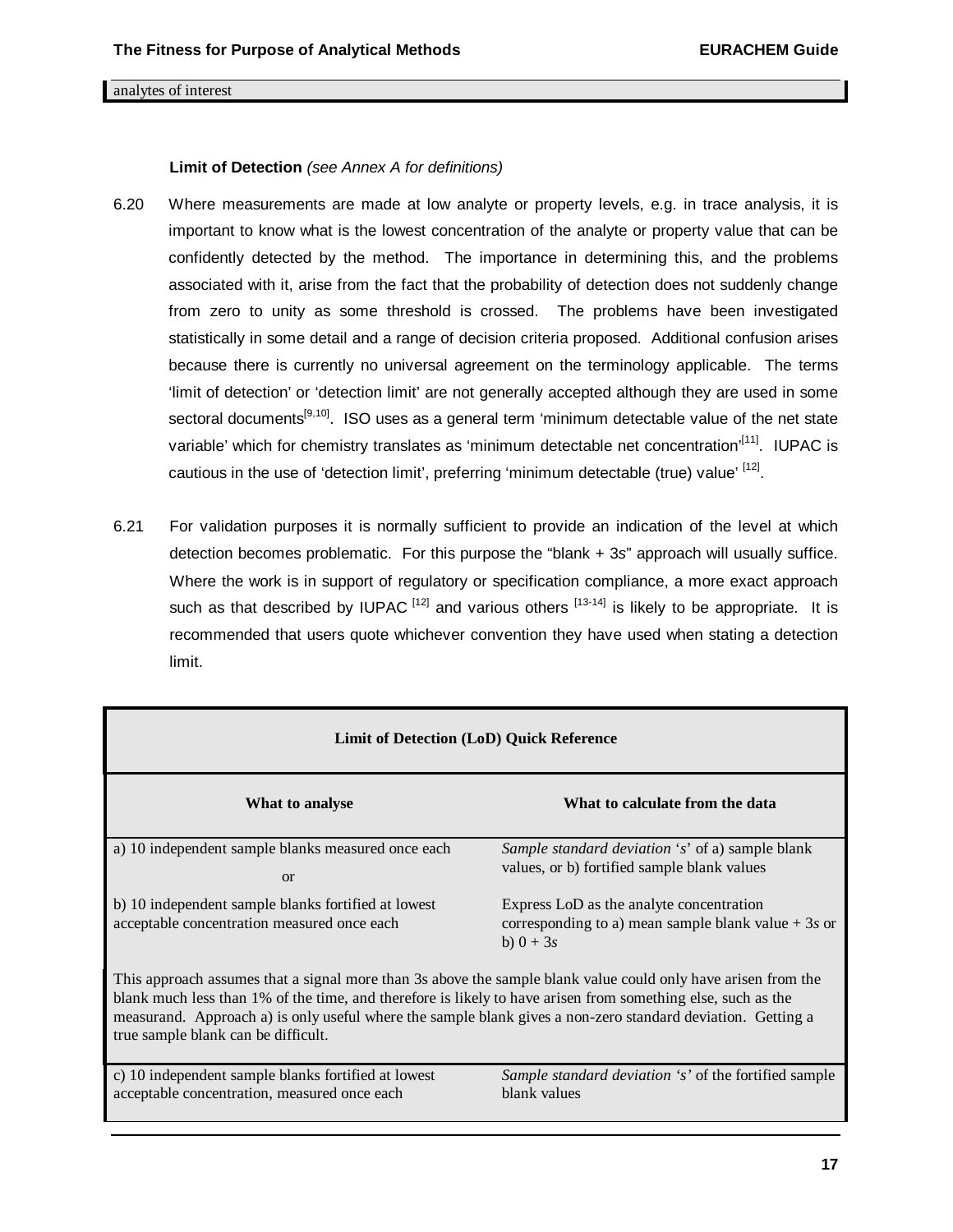analytes of interest

**Limit of Detection** *(see Annex A for definitions)*

6.20 Where measurements are made at low analyte or property levels, e.g. in trace analysis, it is important to know what is the lowest concentration of the analyte or property value that can be confidently detected by the method. The importance in determining this, and the problems associated with it, arise from the fact that the probability of detection does not suddenly change from zero to unity as some threshold is crossed. The problems have been investigated statistically in some detail and a range of decision criteria proposed. Additional confusion arises because there is currently no universal agreement on the terminology applicable. The terms 'limit of detection' or 'detection limit' are not generally accepted although they are used in some sectoral documents[9,10]. ISO uses as a general term 'minimum detectable value of the net state variable' which for chemistry translates as 'minimum detectable net concentration'[11]. IUPAC is cautious in the use of 'detection limit', preferring 'minimum detectable (true) value' [12].

6.21 For validation purposes it is normally sufficient to provide an indication of the level at which detection becomes problematic. For this purpose the "blank + 3*s*" approach will usually suffice. Where the work is in support of regulatory or specification compliance, a more exact approach such as that described by IUPAC [12] and various others [13-14] is likely to be appropriate. It is recommended that users quote whichever convention they have used when stating a detection limit.

| Limit of Detection (LoD) Quick Reference | |
|---|---|
| **What to analyse** | **What to calculate from the data** |
| a) 10 independent sample blanks measured once each<br>or<br>b) 10 independent sample blanks fortified at lowest acceptable concentration measured once each | *Sample standard deviation 's'* of a) sample blank values, or b) fortified sample blank values<br>Express LoD as the analyte concentration corresponding to a) mean sample blank value + 3*s* or b) 0 + 3*s* |
| This approach assumes that a signal more than 3s above the sample blank value could only have arisen from the blank much less than 1% of the time, and therefore is likely to have arisen from something else, such as the measurand. Approach a) is only useful where the sample blank gives a non-zero standard deviation. Getting a true sample blank can be difficult. | |
| c) 10 independent sample blanks fortified at lowest acceptable concentration, measured once each | *Sample standard deviation 's'* of the fortified sample blank values |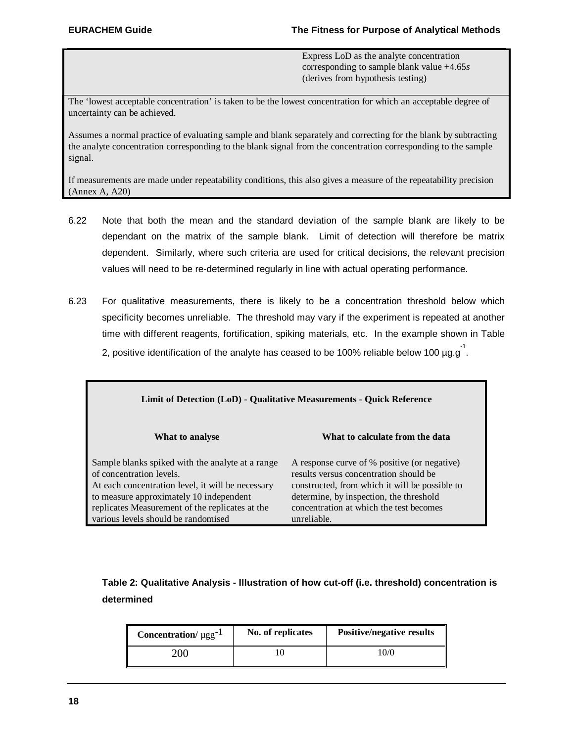| | Express LoD as the analyte concentration corresponding to sample blank value +4.65*s* (derives from hypothesis testing) |
|---|---|

The 'lowest acceptable concentration' is taken to be the lowest concentration for which an acceptable degree of uncertainty can be achieved.

Assumes a normal practice of evaluating sample and blank separately and correcting for the blank by subtracting the analyte concentration corresponding to the blank signal from the concentration corresponding to the sample signal.

If measurements are made under repeatability conditions, this also gives a measure of the repeatability precision (Annex A, A20)

6.22 Note that both the mean and the standard deviation of the sample blank are likely to be dependant on the matrix of the sample blank. Limit of detection will therefore be matrix dependent. Similarly, where such criteria are used for critical decisions, the relevant precision values will need to be re-determined regularly in line with actual operating performance.

6.23 For qualitative measurements, there is likely to be a concentration threshold below which specificity becomes unreliable. The threshold may vary if the experiment is repeated at another time with different reagents, fortification, spiking materials, etc. In the example shown in Table 2, positive identification of the analyte has ceased to be 100% reliable below 100 µg.g$^{-1}$.

**Limit of Detection (LoD) - Qualitative Measurements - Quick Reference**

| What to analyse | What to calculate from the data |
|---|---|
| Sample blanks spiked with the analyte at a range of concentration levels. At each concentration level, it will be necessary to measure approximately 10 independent replicates Measurement of the replicates at the various levels should be randomised | A response curve of % positive (or negative) results versus concentration should be constructed, from which it will be possible to determine, by inspection, the threshold concentration at which the test becomes unreliable. |

**Table 2: Qualitative Analysis - Illustration of how cut-off (i.e. threshold) concentration is determined**

| Concentration/ µgg$^{-1}$ | No. of replicates | Positive/negative results |
|---|---|---|
| 200 | 10 | 10/0 |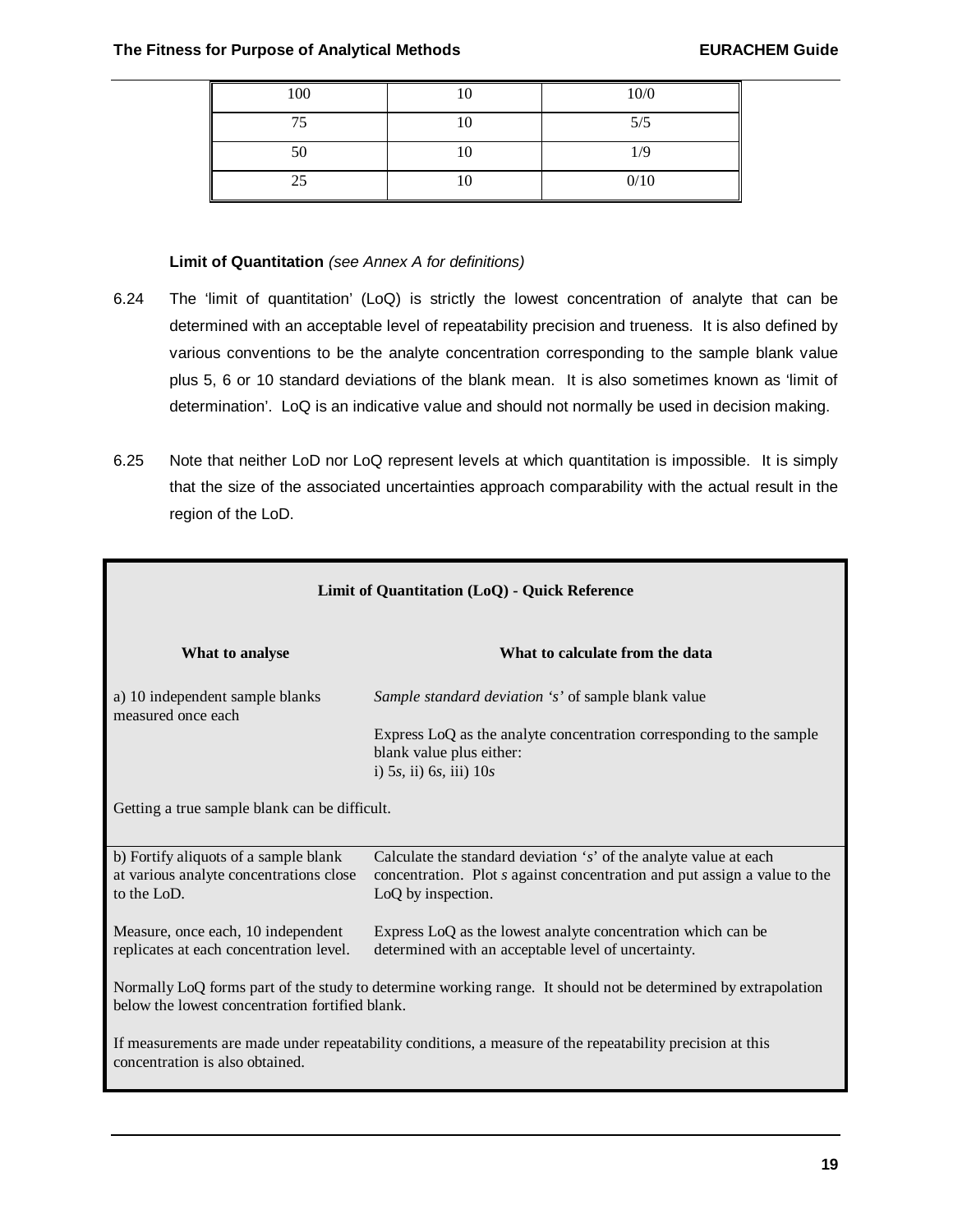| | | |
|---|---|---|
| 100 | 10 | 10/0 |
| 75 | 10 | 5/5 |
| 50 | 10 | 1/9 |
| 25 | 10 | 0/10 |

**Limit of Quantitation** *(see Annex A for definitions)*

6.24 The 'limit of quantitation' (LoQ) is strictly the lowest concentration of analyte that can be determined with an acceptable level of repeatability precision and trueness. It is also defined by various conventions to be the analyte concentration corresponding to the sample blank value plus 5, 6 or 10 standard deviations of the blank mean. It is also sometimes known as 'limit of determination'. LoQ is an indicative value and should not normally be used in decision making.

6.25 Note that neither LoD nor LoQ represent levels at which quantitation is impossible. It is simply that the size of the associated uncertainties approach comparability with the actual result in the region of the LoD.

**Limit of Quantitation (LoQ) - Quick Reference**

| What to analyse | What to calculate from the data |
|---|---|
| a) 10 independent sample blanks measured once each | *Sample standard deviation 's'* of sample blank value<br><br>Express LoQ as the analyte concentration corresponding to the sample blank value plus either:<br>i) 5*s*, ii) 6*s*, iii) 10*s* |
| Getting a true sample blank can be difficult. | |
| b) Fortify aliquots of a sample blank at various analyte concentrations close to the LoD.<br><br>Measure, once each, 10 independent replicates at each concentration level. | Calculate the standard deviation '*s*' of the analyte value at each concentration. Plot *s* against concentration and put assign a value to the LoQ by inspection.<br><br>Express LoQ as the lowest analyte concentration which can be determined with an acceptable level of uncertainty. |

Normally LoQ forms part of the study to determine working range. It should not be determined by extrapolation below the lowest concentration fortified blank.

If measurements are made under repeatability conditions, a measure of the repeatability precision at this concentration is also obtained.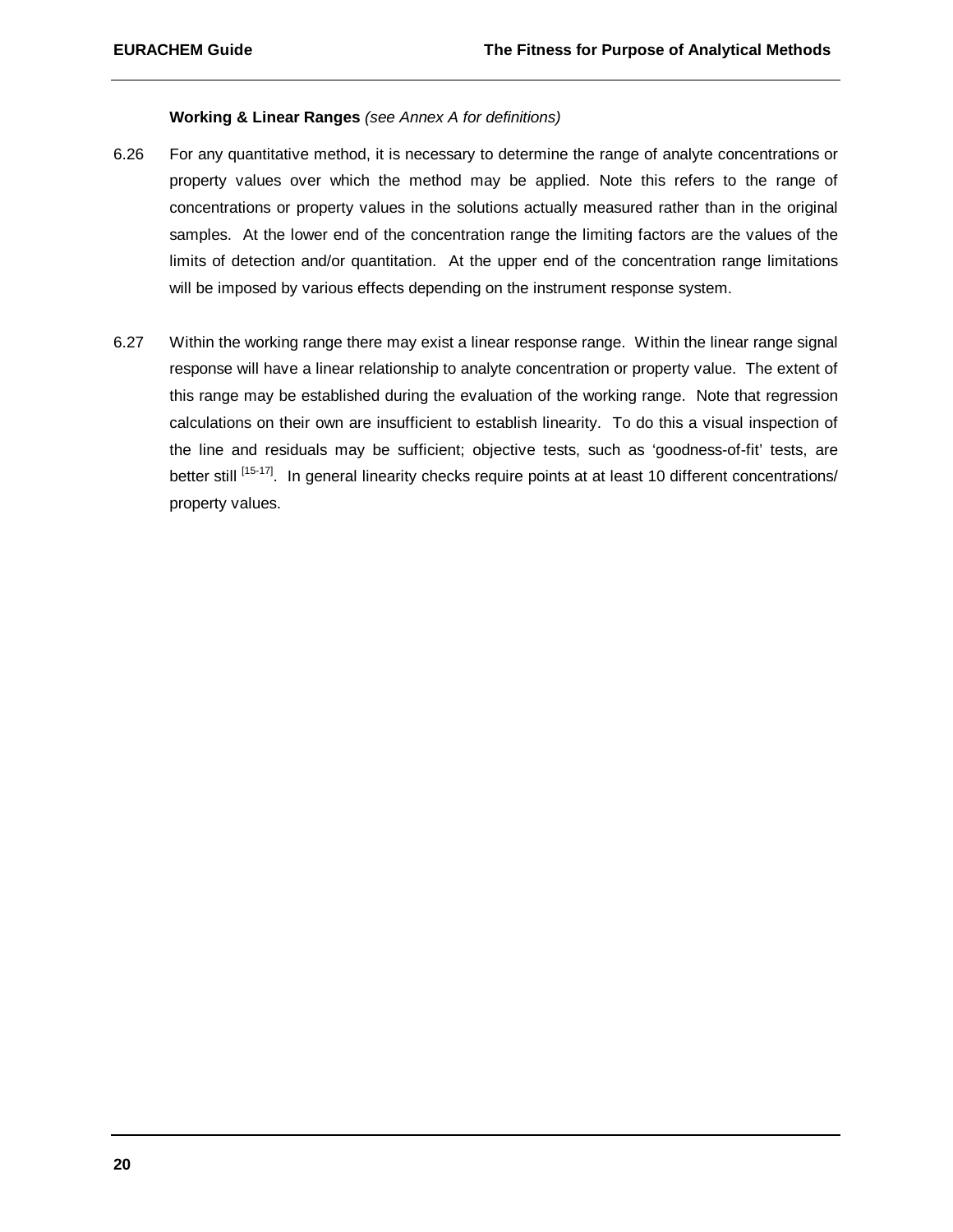**Working & Linear Ranges** *(see Annex A for definitions)*

6.26 For any quantitative method, it is necessary to determine the range of analyte concentrations or property values over which the method may be applied. Note this refers to the range of concentrations or property values in the solutions actually measured rather than in the original samples. At the lower end of the concentration range the limiting factors are the values of the limits of detection and/or quantitation. At the upper end of the concentration range limitations will be imposed by various effects depending on the instrument response system.

6.27 Within the working range there may exist a linear response range. Within the linear range signal response will have a linear relationship to analyte concentration or property value. The extent of this range may be established during the evaluation of the working range. Note that regression calculations on their own are insufficient to establish linearity. To do this a visual inspection of the line and residuals may be sufficient; objective tests, such as 'goodness-of-fit' tests, are better still [15-17]. In general linearity checks require points at at least 10 different concentrations/ property values.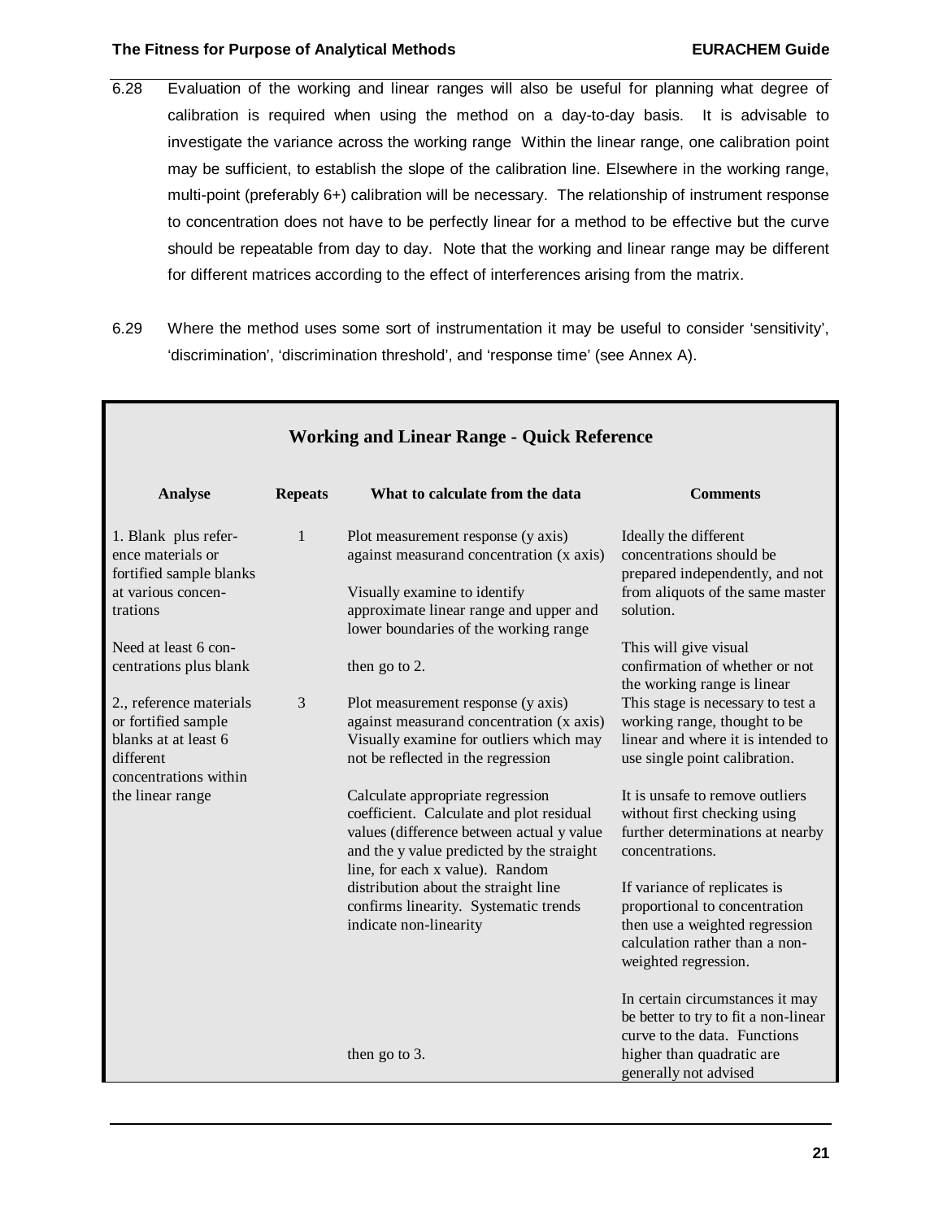6.28 Evaluation of the working and linear ranges will also be useful for planning what degree of calibration is required when using the method on a day-to-day basis. It is advisable to investigate the variance across the working range Within the linear range, one calibration point may be sufficient, to establish the slope of the calibration line. Elsewhere in the working range, multi-point (preferably 6+) calibration will be necessary. The relationship of instrument response to concentration does not have to be perfectly linear for a method to be effective but the curve should be repeatable from day to day. Note that the working and linear range may be different for different matrices according to the effect of interferences arising from the matrix.

6.29 Where the method uses some sort of instrumentation it may be useful to consider 'sensitivity', 'discrimination', 'discrimination threshold', and 'response time' (see Annex A).

**Working and Linear Range - Quick Reference**

| Analyse | Repeats | What to calculate from the data | Comments |
|---|---|---|---|
| 1. Blank plus reference materials or fortified sample blanks at various concentrations<br><br>Need at least 6 concentrations plus blank | 1 | Plot measurement response (y axis) against measurand concentration (x axis)<br><br>Visually examine to identify approximate linear range and upper and lower boundaries of the working range<br><br>then go to 2. | Ideally the different concentrations should be prepared independently, and not from aliquots of the same master solution.<br><br>This will give visual confirmation of whether or not the working range is linear |
| 2., reference materials or fortified sample blanks at at least 6 different concentrations within the linear range | 3 | Plot measurement response (y axis) against measurand concentration (x axis) Visually examine for outliers which may not be reflected in the regression<br><br>Calculate appropriate regression coefficient. Calculate and plot residual values (difference between actual y value and the y value predicted by the straight line, for each x value). Random distribution about the straight line confirms linearity. Systematic trends indicate non-linearity<br><br>then go to 3. | This stage is necessary to test a working range, thought to be linear and where it is intended to use single point calibration.<br><br>It is unsafe to remove outliers without first checking using further determinations at nearby concentrations.<br><br>If variance of replicates is proportional to concentration then use a weighted regression calculation rather than a non-weighted regression.<br><br>In certain circumstances it may be better to try to fit a non-linear curve to the data. Functions higher than quadratic are generally not advised |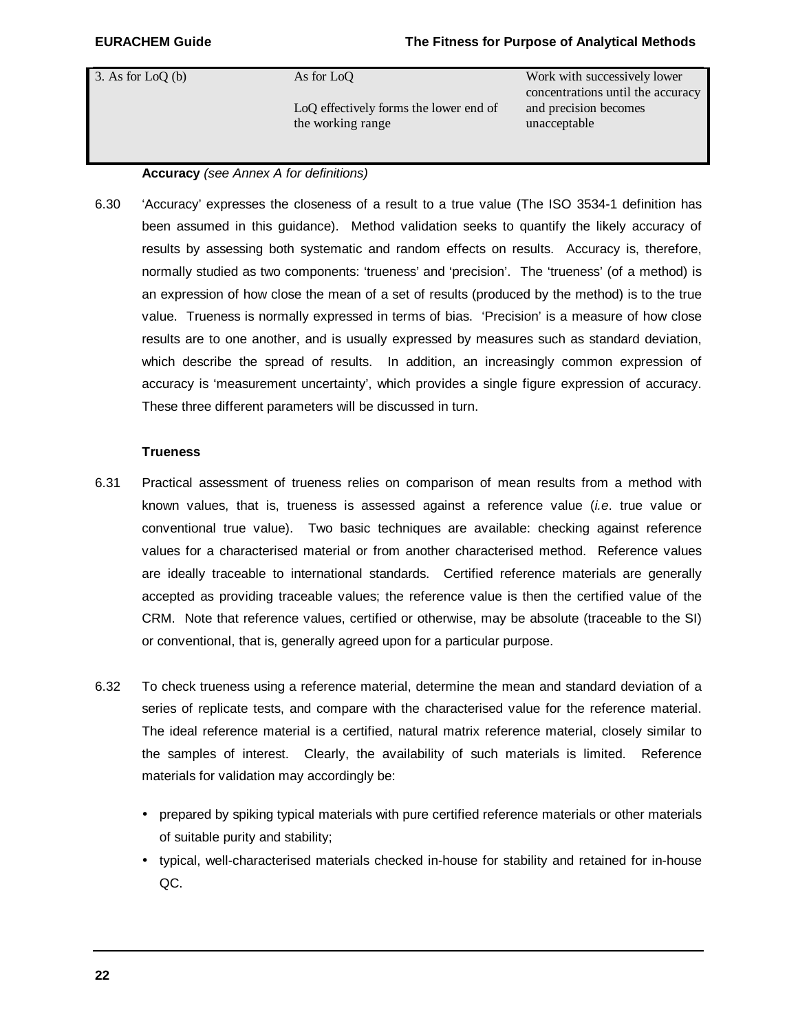| 3. As for LoQ (b) | As for LoQ<br><br>LoQ effectively forms the lower end of the working range | Work with successively lower concentrations until the accuracy and precision becomes unacceptable |
|---|---|---|

**Accuracy** *(see Annex A for definitions)*

6.30 'Accuracy' expresses the closeness of a result to a true value (The ISO 3534-1 definition has been assumed in this guidance). Method validation seeks to quantify the likely accuracy of results by assessing both systematic and random effects on results. Accuracy is, therefore, normally studied as two components: 'trueness' and 'precision'. The 'trueness' (of a method) is an expression of how close the mean of a set of results (produced by the method) is to the true value. Trueness is normally expressed in terms of bias. 'Precision' is a measure of how close results are to one another, and is usually expressed by measures such as standard deviation, which describe the spread of results. In addition, an increasingly common expression of accuracy is 'measurement uncertainty', which provides a single figure expression of accuracy. These three different parameters will be discussed in turn.

**Trueness**

6.31 Practical assessment of trueness relies on comparison of mean results from a method with known values, that is, trueness is assessed against a reference value (*i.e.* true value or conventional true value). Two basic techniques are available: checking against reference values for a characterised material or from another characterised method. Reference values are ideally traceable to international standards. Certified reference materials are generally accepted as providing traceable values; the reference value is then the certified value of the CRM. Note that reference values, certified or otherwise, may be absolute (traceable to the SI) or conventional, that is, generally agreed upon for a particular purpose.

6.32 To check trueness using a reference material, determine the mean and standard deviation of a series of replicate tests, and compare with the characterised value for the reference material. The ideal reference material is a certified, natural matrix reference material, closely similar to the samples of interest. Clearly, the availability of such materials is limited. Reference materials for validation may accordingly be:

- prepared by spiking typical materials with pure certified reference materials or other materials of suitable purity and stability;
- typical, well-characterised materials checked in-house for stability and retained for in-house QC.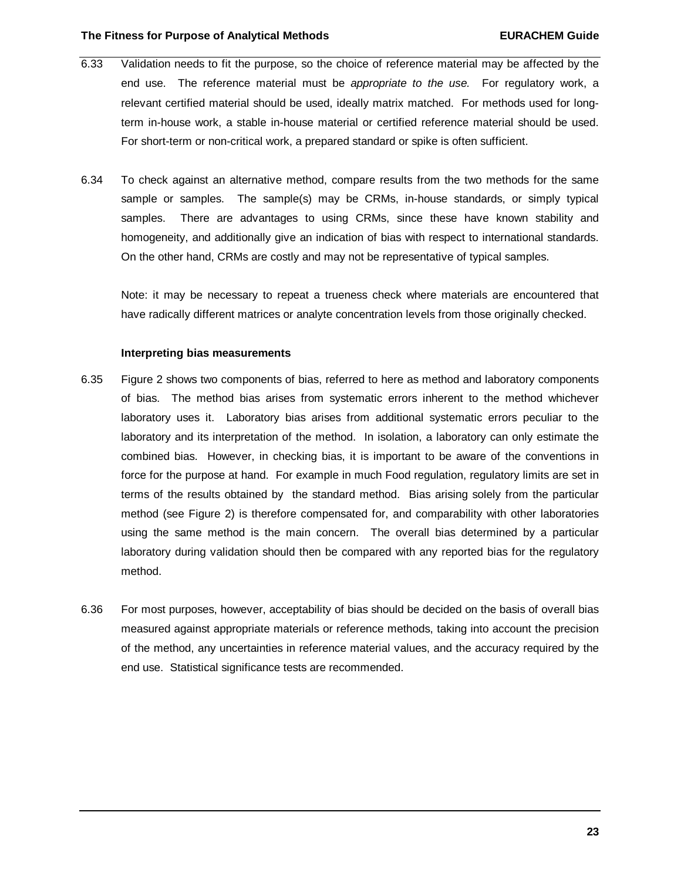6.33 Validation needs to fit the purpose, so the choice of reference material may be affected by the end use. The reference material must be *appropriate to the use.* For regulatory work, a relevant certified material should be used, ideally matrix matched. For methods used for long-term in-house work, a stable in-house material or certified reference material should be used. For short-term or non-critical work, a prepared standard or spike is often sufficient.

6.34 To check against an alternative method, compare results from the two methods for the same sample or samples. The sample(s) may be CRMs, in-house standards, or simply typical samples. There are advantages to using CRMs, since these have known stability and homogeneity, and additionally give an indication of bias with respect to international standards. On the other hand, CRMs are costly and may not be representative of typical samples.

Note: it may be necessary to repeat a trueness check where materials are encountered that have radically different matrices or analyte concentration levels from those originally checked.

**Interpreting bias measurements**

6.35 Figure 2 shows two components of bias, referred to here as method and laboratory components of bias. The method bias arises from systematic errors inherent to the method whichever laboratory uses it. Laboratory bias arises from additional systematic errors peculiar to the laboratory and its interpretation of the method. In isolation, a laboratory can only estimate the combined bias. However, in checking bias, it is important to be aware of the conventions in force for the purpose at hand. For example in much Food regulation, regulatory limits are set in terms of the results obtained by the standard method. Bias arising solely from the particular method (see Figure 2) is therefore compensated for, and comparability with other laboratories using the same method is the main concern. The overall bias determined by a particular laboratory during validation should then be compared with any reported bias for the regulatory method.

6.36 For most purposes, however, acceptability of bias should be decided on the basis of overall bias measured against appropriate materials or reference methods, taking into account the precision of the method, any uncertainties in reference material values, and the accuracy required by the end use. Statistical significance tests are recommended.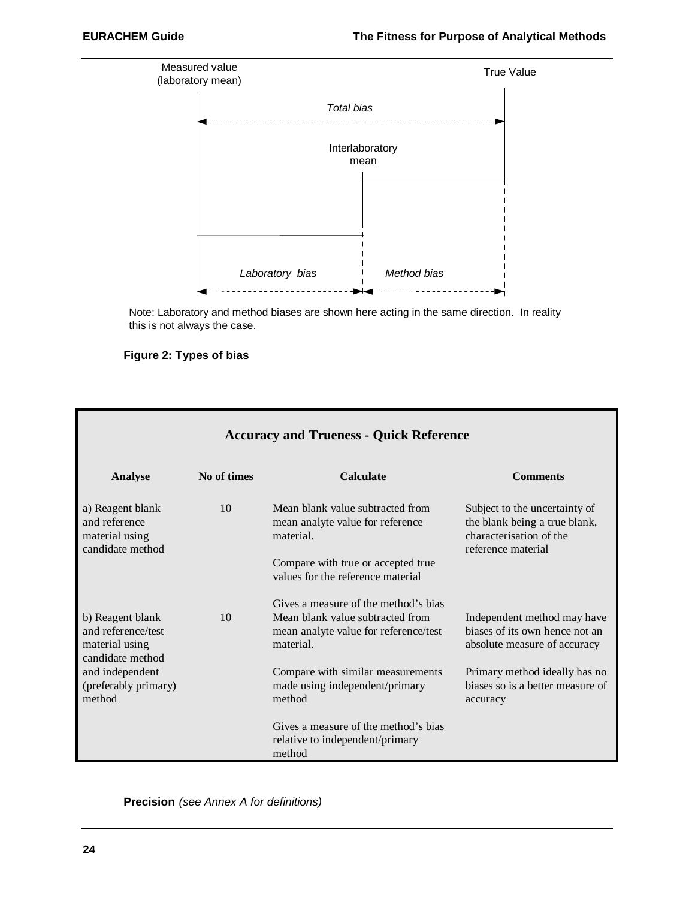Measured value (laboratory mean)

True Value

*Total bias*

Interlaboratory mean

*Laboratory bias*

*Method bias*

Note: Laboratory and method biases are shown here acting in the same direction. In reality this is not always the case.

**Figure 2: Types of bias**

**Accuracy and Trueness - Quick Reference**

| Analyse | No of times | Calculate | Comments |
|---|---|---|---|
| a) Reagent blank and reference material using candidate method | 10 | Mean blank value subtracted from mean analyte value for reference material.<br><br>Compare with true or accepted true values for the reference material<br><br>Gives a measure of the method's bias | Subject to the uncertainty of the blank being a true blank, characterisation of the reference material |
| b) Reagent blank and reference/test material using candidate method and independent (preferably primary) method | 10 | Mean blank value subtracted from mean analyte value for reference/test material.<br><br>Compare with similar measurements made using independent/primary method<br><br>Gives a measure of the method's bias relative to independent/primary method | Independent method may have biases of its own hence not an absolute measure of accuracy<br><br>Primary method ideally has no biases so is a better measure of accuracy |

**Precision** *(see Annex A for definitions)*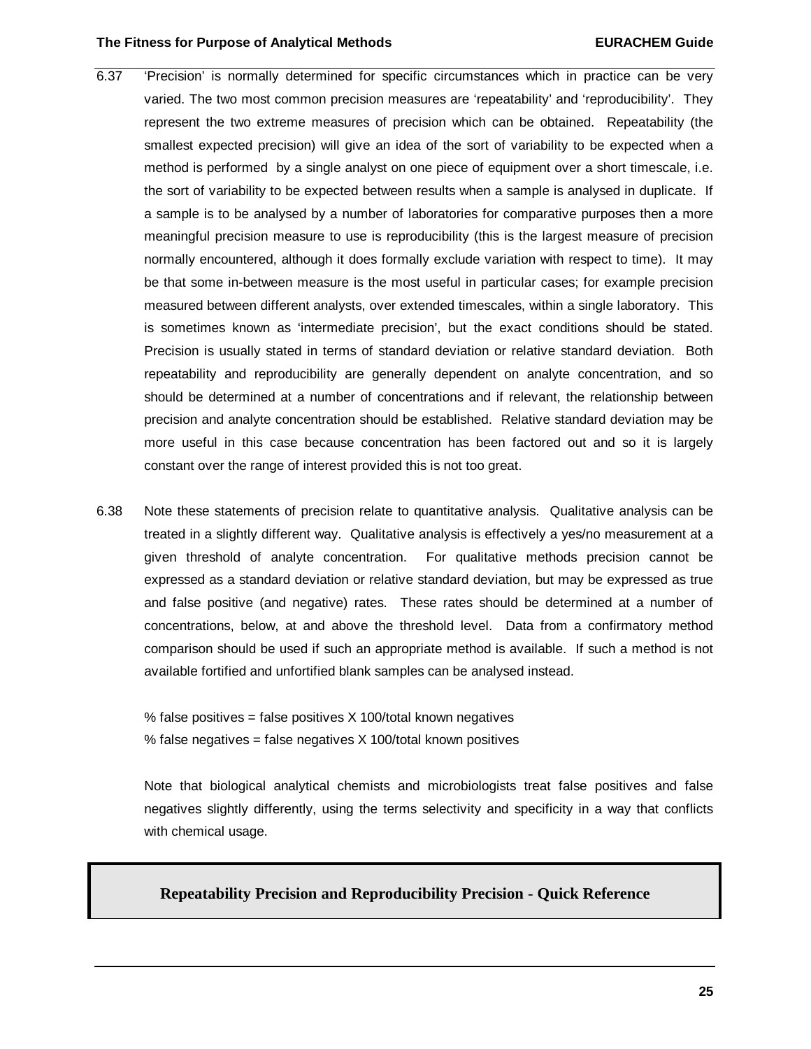6.37 ‘Precision’ is normally determined for specific circumstances which in practice can be very varied. The two most common precision measures are ‘repeatability’ and ‘reproducibility’. They represent the two extreme measures of precision which can be obtained. Repeatability (the smallest expected precision) will give an idea of the sort of variability to be expected when a method is performed by a single analyst on one piece of equipment over a short timescale, i.e. the sort of variability to be expected between results when a sample is analysed in duplicate. If a sample is to be analysed by a number of laboratories for comparative purposes then a more meaningful precision measure to use is reproducibility (this is the largest measure of precision normally encountered, although it does formally exclude variation with respect to time). It may be that some in-between measure is the most useful in particular cases; for example precision measured between different analysts, over extended timescales, within a single laboratory. This is sometimes known as ‘intermediate precision’, but the exact conditions should be stated. Precision is usually stated in terms of standard deviation or relative standard deviation. Both repeatability and reproducibility are generally dependent on analyte concentration, and so should be determined at a number of concentrations and if relevant, the relationship between precision and analyte concentration should be established. Relative standard deviation may be more useful in this case because concentration has been factored out and so it is largely constant over the range of interest provided this is not too great.

6.38 Note these statements of precision relate to quantitative analysis. Qualitative analysis can be treated in a slightly different way. Qualitative analysis is effectively a yes/no measurement at a given threshold of analyte concentration. For qualitative methods precision cannot be expressed as a standard deviation or relative standard deviation, but may be expressed as true and false positive (and negative) rates. These rates should be determined at a number of concentrations, below, at and above the threshold level. Data from a confirmatory method comparison should be used if such an appropriate method is available. If such a method is not available fortified and unfortified blank samples can be analysed instead.

% false positives = false positives X 100/total known negatives
% false negatives = false negatives X 100/total known positives

Note that biological analytical chemists and microbiologists treat false positives and false negatives slightly differently, using the terms selectivity and specificity in a way that conflicts with chemical usage.

**Repeatability Precision and Reproducibility Precision - Quick Reference**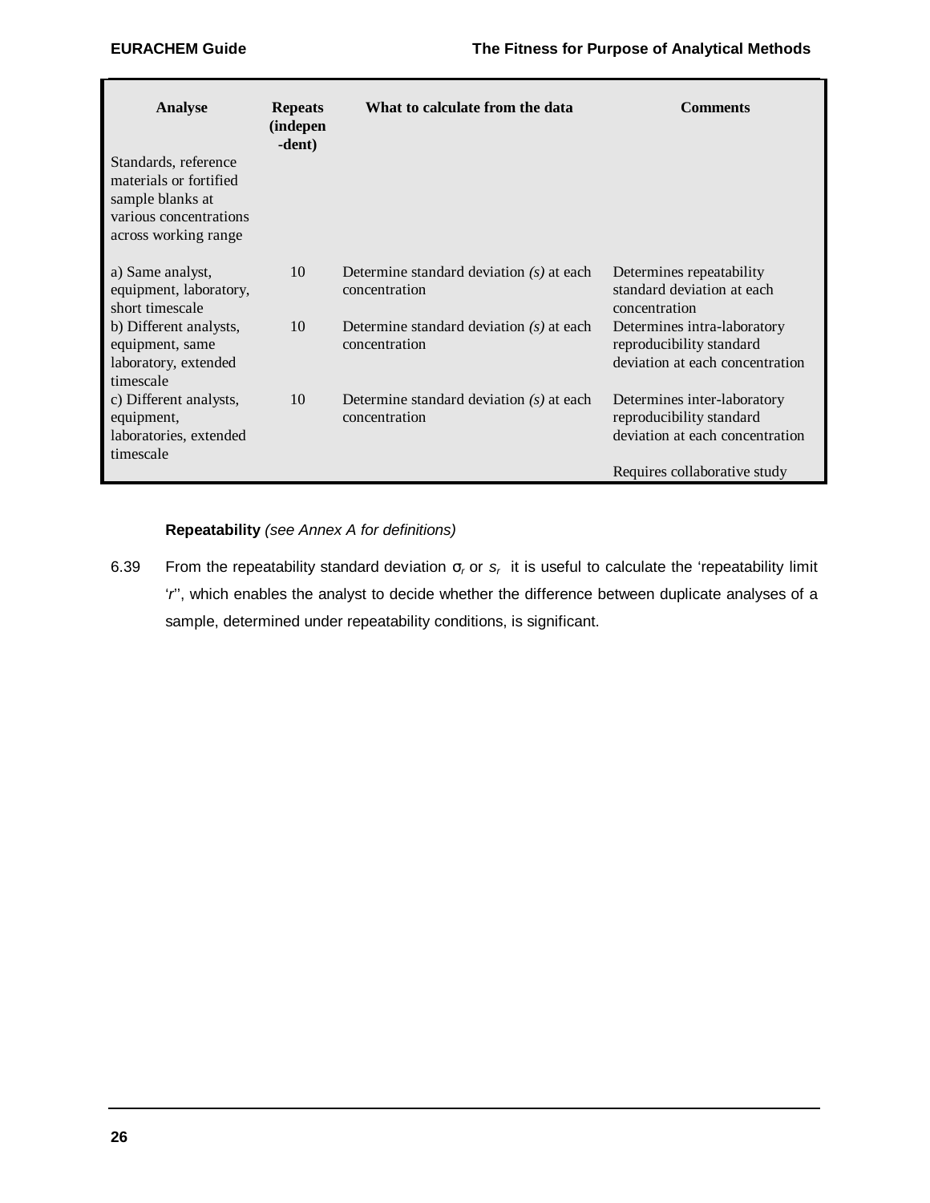| Analyse | Repeats (independent) | What to calculate from the data | Comments |
|---|---|---|---|
| Standards, reference materials or fortified sample blanks at various concentrations across working range | | | |
| a) Same analyst, equipment, laboratory, short timescale | 10 | Determine standard deviation *(s)* at each concentration | Determines repeatability standard deviation at each concentration |
| b) Different analysts, equipment, same laboratory, extended timescale | 10 | Determine standard deviation *(s)* at each concentration | Determines intra-laboratory reproducibility standard deviation at each concentration |
| c) Different analysts, equipment, laboratories, extended timescale | 10 | Determine standard deviation *(s)* at each concentration | Determines inter-laboratory reproducibility standard deviation at each concentration<br><br>Requires collaborative study |

**Repeatability** *(see Annex A for definitions)*

6.39 From the repeatability standard deviation $\sigma_r$ or $s_r$ it is useful to calculate the 'repeatability limit '*r*'', which enables the analyst to decide whether the difference between duplicate analyses of a sample, determined under repeatability conditions, is significant.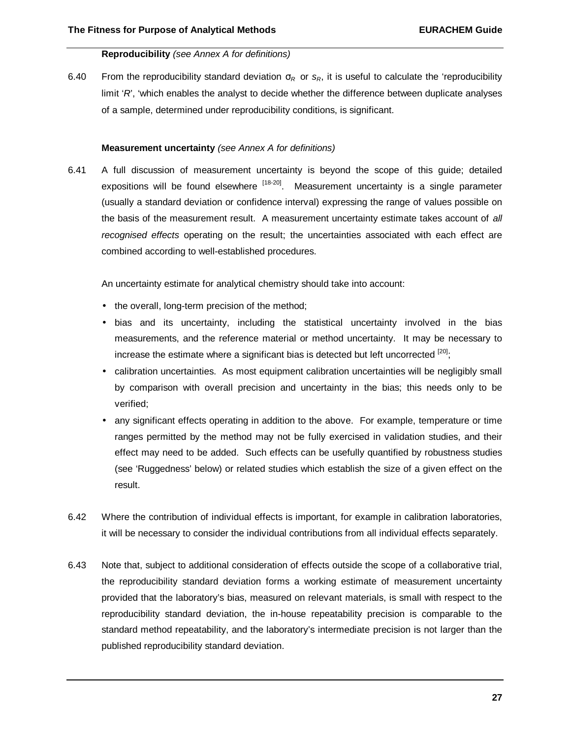**Reproducibility** *(see Annex A for definitions)*

6.40 From the reproducibility standard deviation $\sigma_R$ or $s_R$, it is useful to calculate the 'reproducibility limit '*R*', 'which enables the analyst to decide whether the difference between duplicate analyses of a sample, determined under reproducibility conditions, is significant.

**Measurement uncertainty** *(see Annex A for definitions)*

6.41 A full discussion of measurement uncertainty is beyond the scope of this guide; detailed expositions will be found elsewhere [18-20]. Measurement uncertainty is a single parameter (usually a standard deviation or confidence interval) expressing the range of values possible on the basis of the measurement result. A measurement uncertainty estimate takes account of *all recognised effects* operating on the result; the uncertainties associated with each effect are combined according to well-established procedures.

An uncertainty estimate for analytical chemistry should take into account:

- the overall, long-term precision of the method;
- bias and its uncertainty, including the statistical uncertainty involved in the bias measurements, and the reference material or method uncertainty. It may be necessary to increase the estimate where a significant bias is detected but left uncorrected [20];
- calibration uncertainties. As most equipment calibration uncertainties will be negligibly small by comparison with overall precision and uncertainty in the bias; this needs only to be verified;
- any significant effects operating in addition to the above. For example, temperature or time ranges permitted by the method may not be fully exercised in validation studies, and their effect may need to be added. Such effects can be usefully quantified by robustness studies (see 'Ruggedness' below) or related studies which establish the size of a given effect on the result.

6.42 Where the contribution of individual effects is important, for example in calibration laboratories, it will be necessary to consider the individual contributions from all individual effects separately.

6.43 Note that, subject to additional consideration of effects outside the scope of a collaborative trial, the reproducibility standard deviation forms a working estimate of measurement uncertainty provided that the laboratory's bias, measured on relevant materials, is small with respect to the reproducibility standard deviation, the in-house repeatability precision is comparable to the standard method repeatability, and the laboratory's intermediate precision is not larger than the published reproducibility standard deviation.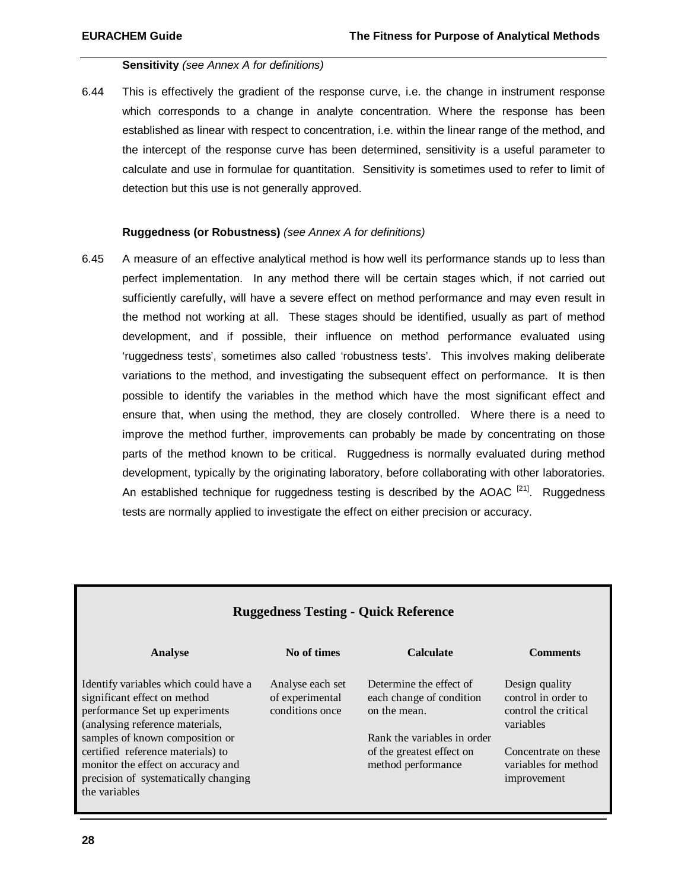**Sensitivity** *(see Annex A for definitions)*

6.44 This is effectively the gradient of the response curve, i.e. the change in instrument response which corresponds to a change in analyte concentration. Where the response has been established as linear with respect to concentration, i.e. within the linear range of the method, and the intercept of the response curve has been determined, sensitivity is a useful parameter to calculate and use in formulae for quantitation. Sensitivity is sometimes used to refer to limit of detection but this use is not generally approved.

**Ruggedness (or Robustness)** *(see Annex A for definitions)*

6.45 A measure of an effective analytical method is how well its performance stands up to less than perfect implementation. In any method there will be certain stages which, if not carried out sufficiently carefully, will have a severe effect on method performance and may even result in the method not working at all. These stages should be identified, usually as part of method development, and if possible, their influence on method performance evaluated using 'ruggedness tests', sometimes also called 'robustness tests'. This involves making deliberate variations to the method, and investigating the subsequent effect on performance. It is then possible to identify the variables in the method which have the most significant effect and ensure that, when using the method, they are closely controlled. Where there is a need to improve the method further, improvements can probably be made by concentrating on those parts of the method known to be critical. Ruggedness is normally evaluated during method development, typically by the originating laboratory, before collaborating with other laboratories. An established technique for ruggedness testing is described by the AOAC [21]. Ruggedness tests are normally applied to investigate the effect on either precision or accuracy.

**Ruggedness Testing - Quick Reference**

| Analyse | No of times | Calculate | Comments |
|---|---|---|---|
| Identify variables which could have a significant effect on method performance Set up experiments (analysing reference materials, samples of known composition or certified reference materials) to monitor the effect on accuracy and precision of systematically changing the variables | Analyse each set of experimental conditions once | Determine the effect of each change of condition on the mean.<br><br>Rank the variables in order of the greatest effect on method performance | Design quality control in order to control the critical variables<br><br>Concentrate on these variables for method improvement |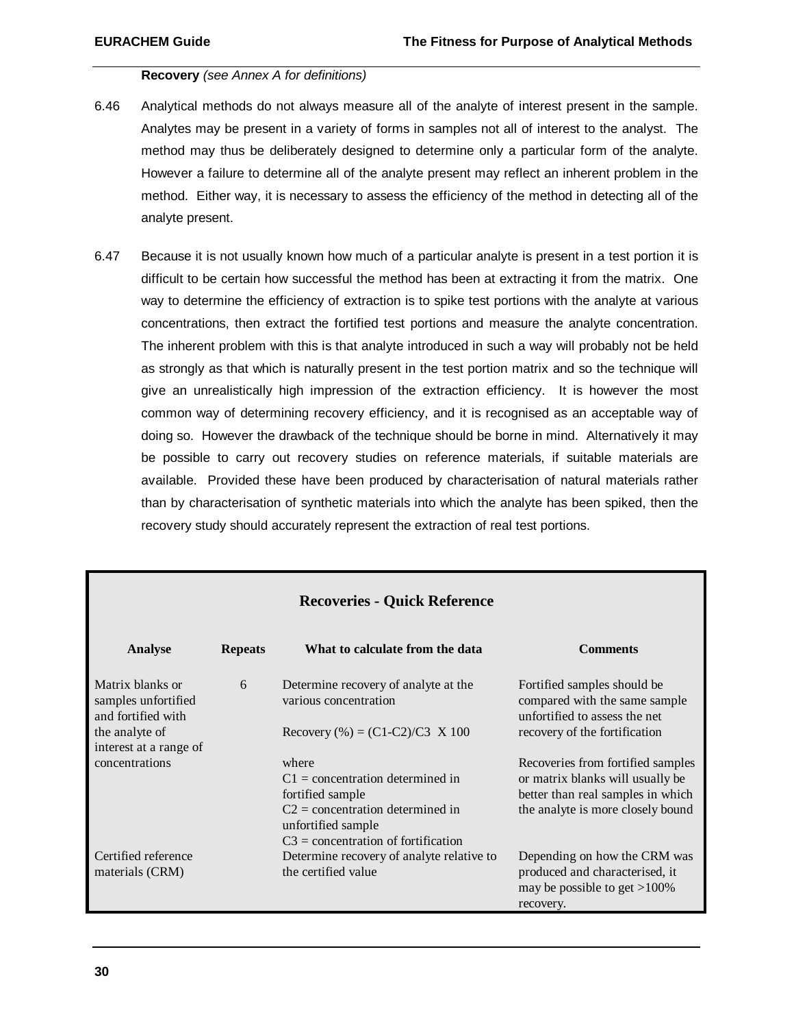**Recovery** *(see Annex A for definitions)*

6.46 Analytical methods do not always measure all of the analyte of interest present in the sample. Analytes may be present in a variety of forms in samples not all of interest to the analyst. The method may thus be deliberately designed to determine only a particular form of the analyte. However a failure to determine all of the analyte present may reflect an inherent problem in the method. Either way, it is necessary to assess the efficiency of the method in detecting all of the analyte present.

6.47 Because it is not usually known how much of a particular analyte is present in a test portion it is difficult to be certain how successful the method has been at extracting it from the matrix. One way to determine the efficiency of extraction is to spike test portions with the analyte at various concentrations, then extract the fortified test portions and measure the analyte concentration. The inherent problem with this is that analyte introduced in such a way will probably not be held as strongly as that which is naturally present in the test portion matrix and so the technique will give an unrealistically high impression of the extraction efficiency. It is however the most common way of determining recovery efficiency, and it is recognised as an acceptable way of doing so. However the drawback of the technique should be borne in mind. Alternatively it may be possible to carry out recovery studies on reference materials, if suitable materials are available. Provided these have been produced by characterisation of natural materials rather than by characterisation of synthetic materials into which the analyte has been spiked, then the recovery study should accurately represent the extraction of real test portions.

**Recoveries - Quick Reference**

| Analyse | Repeats | What to calculate from the data | Comments |
|---|---|---|---|
| Matrix blanks or samples unfortified and fortified with the analyte of interest at a range of concentrations | 6 | Determine recovery of analyte at the various concentration<br><br>Recovery (%) = $(C1-C2)/C3 \times 100$<br><br>where<br>C1 = concentration determined in fortified sample<br>C2 = concentration determined in unfortified sample<br>C3 = concentration of fortification | Fortified samples should be compared with the same sample unfortified to assess the net recovery of the fortification<br><br>Recoveries from fortified samples or matrix blanks will usually be better than real samples in which the analyte is more closely bound |
| Certified reference materials (CRM) | | Determine recovery of analyte relative to the certified value | Depending on how the CRM was produced and characterised, it may be possible to get >100% recovery. |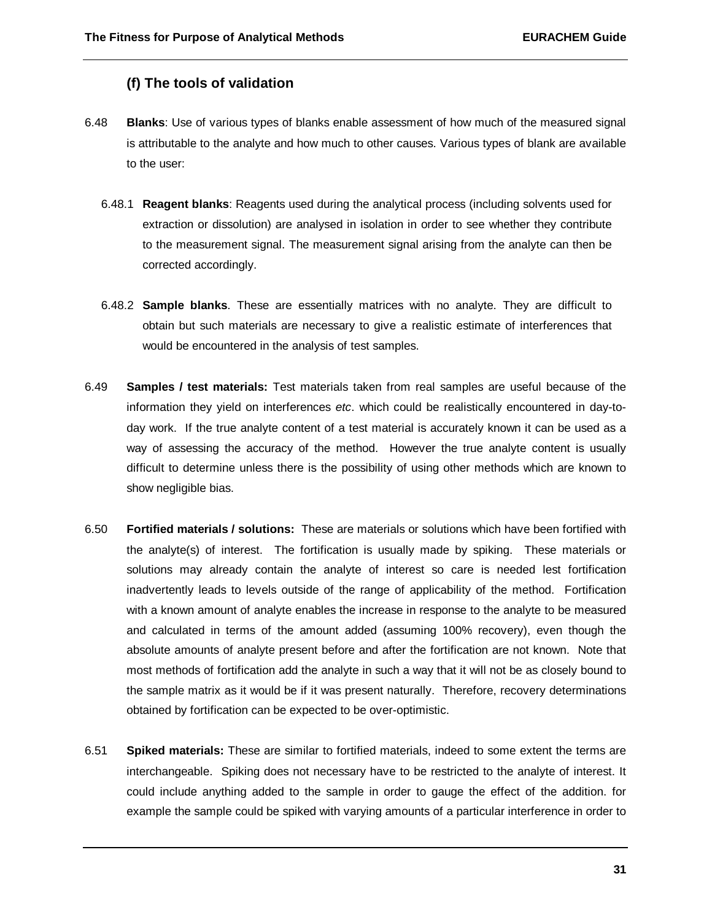### (f) The tools of validation

6.48 **Blanks**: Use of various types of blanks enable assessment of how much of the measured signal is attributable to the analyte and how much to other causes. Various types of blank are available to the user:

6.48.1 **Reagent blanks**: Reagents used during the analytical process (including solvents used for extraction or dissolution) are analysed in isolation in order to see whether they contribute to the measurement signal. The measurement signal arising from the analyte can then be corrected accordingly.

6.48.2 **Sample blanks**. These are essentially matrices with no analyte. They are difficult to obtain but such materials are necessary to give a realistic estimate of interferences that would be encountered in the analysis of test samples.

6.49 **Samples / test materials:** Test materials taken from real samples are useful because of the information they yield on interferences *etc*. which could be realistically encountered in day-to-day work. If the true analyte content of a test material is accurately known it can be used as a way of assessing the accuracy of the method. However the true analyte content is usually difficult to determine unless there is the possibility of using other methods which are known to show negligible bias.

6.50 **Fortified materials / solutions:** These are materials or solutions which have been fortified with the analyte(s) of interest. The fortification is usually made by spiking. These materials or solutions may already contain the analyte of interest so care is needed lest fortification inadvertently leads to levels outside of the range of applicability of the method. Fortification with a known amount of analyte enables the increase in response to the analyte to be measured and calculated in terms of the amount added (assuming 100% recovery), even though the absolute amounts of analyte present before and after the fortification are not known. Note that most methods of fortification add the analyte in such a way that it will not be as closely bound to the sample matrix as it would be if it was present naturally. Therefore, recovery determinations obtained by fortification can be expected to be over-optimistic.

6.51 **Spiked materials:** These are similar to fortified materials, indeed to some extent the terms are interchangeable. Spiking does not necessary have to be restricted to the analyte of interest. It could include anything added to the sample in order to gauge the effect of the addition. for example the sample could be spiked with varying amounts of a particular interference in order to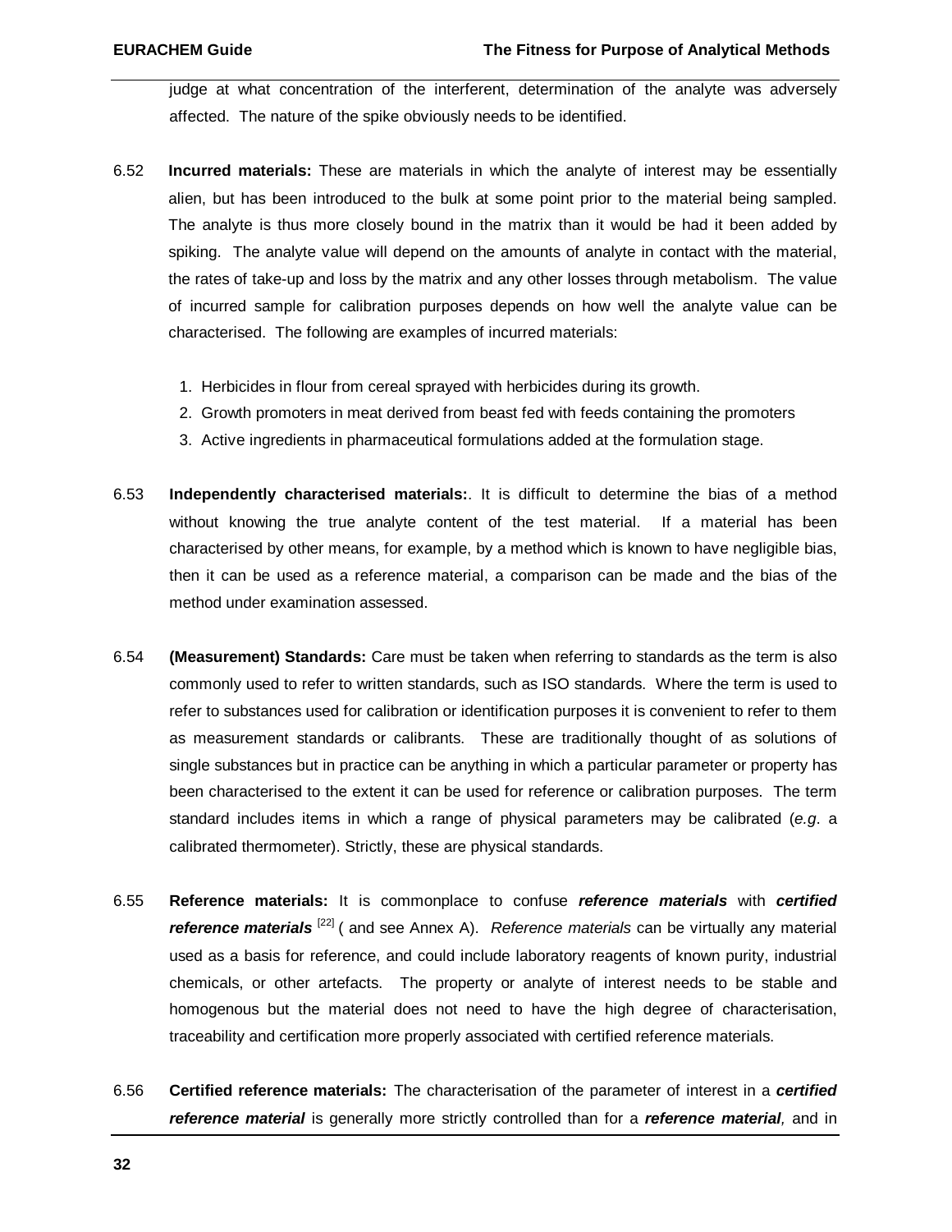judge at what concentration of the interferent, determination of the analyte was adversely affected. The nature of the spike obviously needs to be identified.

6.52 **Incurred materials:** These are materials in which the analyte of interest may be essentially alien, but has been introduced to the bulk at some point prior to the material being sampled. The analyte is thus more closely bound in the matrix than it would be had it been added by spiking. The analyte value will depend on the amounts of analyte in contact with the material, the rates of take-up and loss by the matrix and any other losses through metabolism. The value of incurred sample for calibration purposes depends on how well the analyte value can be characterised. The following are examples of incurred materials:

1. Herbicides in flour from cereal sprayed with herbicides during its growth.
2. Growth promoters in meat derived from beast fed with feeds containing the promoters
3. Active ingredients in pharmaceutical formulations added at the formulation stage.

6.53 **Independently characterised materials:**. It is difficult to determine the bias of a method without knowing the true analyte content of the test material. If a material has been characterised by other means, for example, by a method which is known to have negligible bias, then it can be used as a reference material, a comparison can be made and the bias of the method under examination assessed.

6.54 **(Measurement) Standards:** Care must be taken when referring to standards as the term is also commonly used to refer to written standards, such as ISO standards. Where the term is used to refer to substances used for calibration or identification purposes it is convenient to refer to them as measurement standards or calibrants. These are traditionally thought of as solutions of single substances but in practice can be anything in which a particular parameter or property has been characterised to the extent it can be used for reference or calibration purposes. The term standard includes items in which a range of physical parameters may be calibrated (*e.g*. a calibrated thermometer). Strictly, these are physical standards.

6.55 **Reference materials:** It is commonplace to confuse ***reference materials*** with ***certified reference materials*** [22] ( and see Annex A). *Reference materials* can be virtually any material used as a basis for reference, and could include laboratory reagents of known purity, industrial chemicals, or other artefacts. The property or analyte of interest needs to be stable and homogenous but the material does not need to have the high degree of characterisation, traceability and certification more properly associated with certified reference materials.

6.56 **Certified reference materials:** The characterisation of the parameter of interest in a ***certified reference material*** is generally more strictly controlled than for a ***reference material***, and in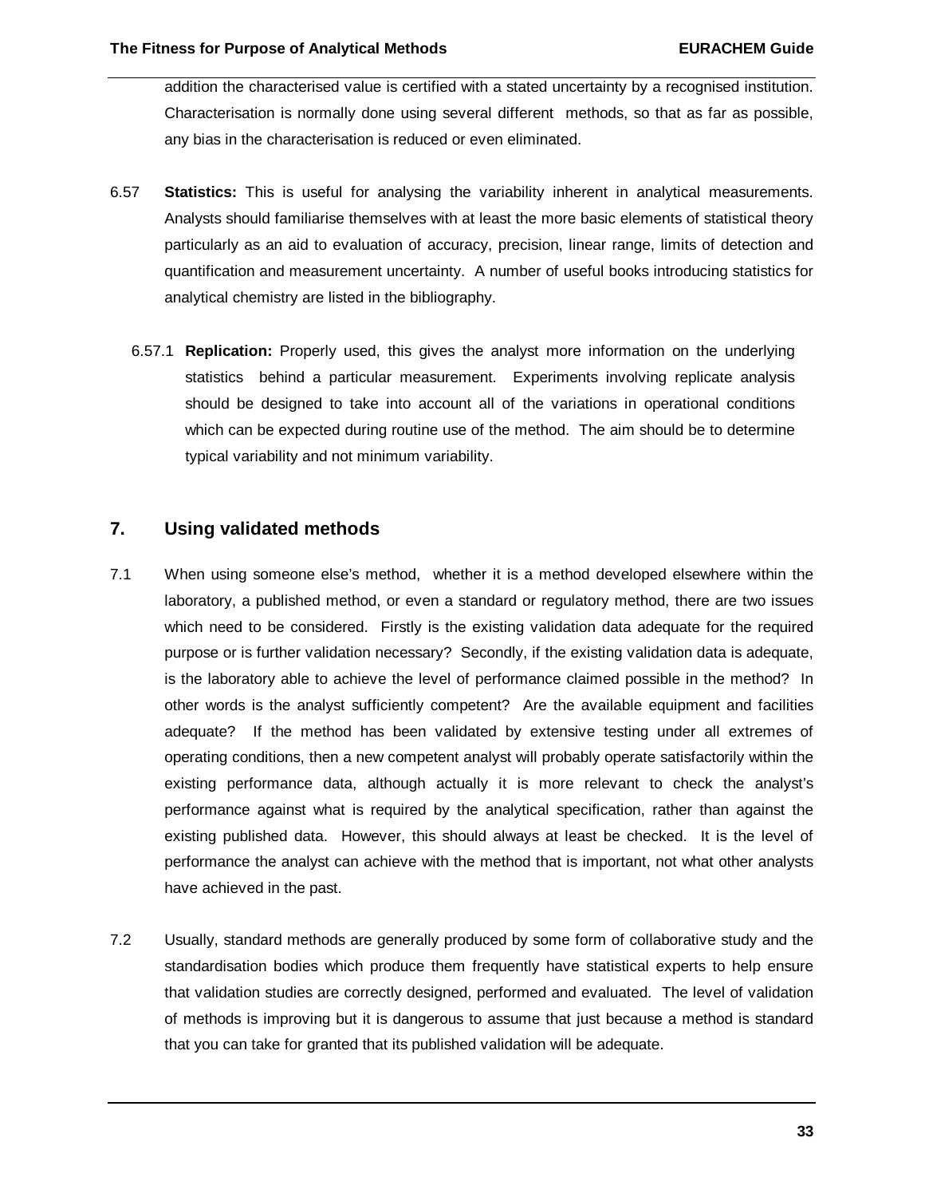addition the characterised value is certified with a stated uncertainty by a recognised institution. Characterisation is normally done using several different methods, so that as far as possible, any bias in the characterisation is reduced or even eliminated.

6.57 **Statistics:** This is useful for analysing the variability inherent in analytical measurements. Analysts should familiarise themselves with at least the more basic elements of statistical theory particularly as an aid to evaluation of accuracy, precision, linear range, limits of detection and quantification and measurement uncertainty. A number of useful books introducing statistics for analytical chemistry are listed in the bibliography.

6.57.1 **Replication:** Properly used, this gives the analyst more information on the underlying statistics behind a particular measurement. Experiments involving replicate analysis should be designed to take into account all of the variations in operational conditions which can be expected during routine use of the method. The aim should be to determine typical variability and not minimum variability.

## 7. Using validated methods

7.1 When using someone else's method, whether it is a method developed elsewhere within the laboratory, a published method, or even a standard or regulatory method, there are two issues which need to be considered. Firstly is the existing validation data adequate for the required purpose or is further validation necessary? Secondly, if the existing validation data is adequate, is the laboratory able to achieve the level of performance claimed possible in the method? In other words is the analyst sufficiently competent? Are the available equipment and facilities adequate? If the method has been validated by extensive testing under all extremes of operating conditions, then a new competent analyst will probably operate satisfactorily within the existing performance data, although actually it is more relevant to check the analyst's performance against what is required by the analytical specification, rather than against the existing published data. However, this should always at least be checked. It is the level of performance the analyst can achieve with the method that is important, not what other analysts have achieved in the past.

7.2 Usually, standard methods are generally produced by some form of collaborative study and the standardisation bodies which produce them frequently have statistical experts to help ensure that validation studies are correctly designed, performed and evaluated. The level of validation of methods is improving but it is dangerous to assume that just because a method is standard that you can take for granted that its published validation will be adequate.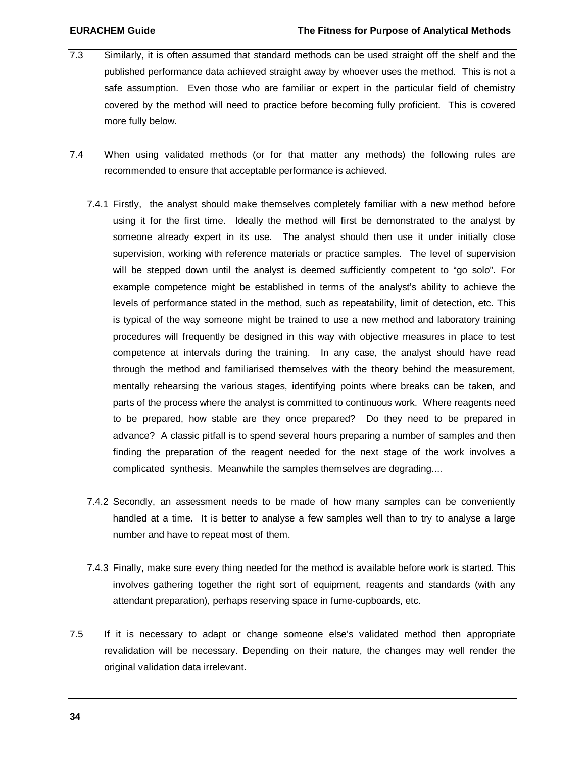7.3 Similarly, it is often assumed that standard methods can be used straight off the shelf and the published performance data achieved straight away by whoever uses the method. This is not a safe assumption. Even those who are familiar or expert in the particular field of chemistry covered by the method will need to practice before becoming fully proficient. This is covered more fully below.

7.4 When using validated methods (or for that matter any methods) the following rules are recommended to ensure that acceptable performance is achieved.

7.4.1 Firstly, the analyst should make themselves completely familiar with a new method before using it for the first time. Ideally the method will first be demonstrated to the analyst by someone already expert in its use. The analyst should then use it under initially close supervision, working with reference materials or practice samples. The level of supervision will be stepped down until the analyst is deemed sufficiently competent to "go solo". For example competence might be established in terms of the analyst's ability to achieve the levels of performance stated in the method, such as repeatability, limit of detection, etc. This is typical of the way someone might be trained to use a new method and laboratory training procedures will frequently be designed in this way with objective measures in place to test competence at intervals during the training. In any case, the analyst should have read through the method and familiarised themselves with the theory behind the measurement, mentally rehearsing the various stages, identifying points where breaks can be taken, and parts of the process where the analyst is committed to continuous work. Where reagents need to be prepared, how stable are they once prepared? Do they need to be prepared in advance? A classic pitfall is to spend several hours preparing a number of samples and then finding the preparation of the reagent needed for the next stage of the work involves a complicated synthesis. Meanwhile the samples themselves are degrading....

7.4.2 Secondly, an assessment needs to be made of how many samples can be conveniently handled at a time. It is better to analyse a few samples well than to try to analyse a large number and have to repeat most of them.

7.4.3 Finally, make sure every thing needed for the method is available before work is started. This involves gathering together the right sort of equipment, reagents and standards (with any attendant preparation), perhaps reserving space in fume-cupboards, etc.

7.5 If it is necessary to adapt or change someone else's validated method then appropriate revalidation will be necessary. Depending on their nature, the changes may well render the original validation data irrelevant.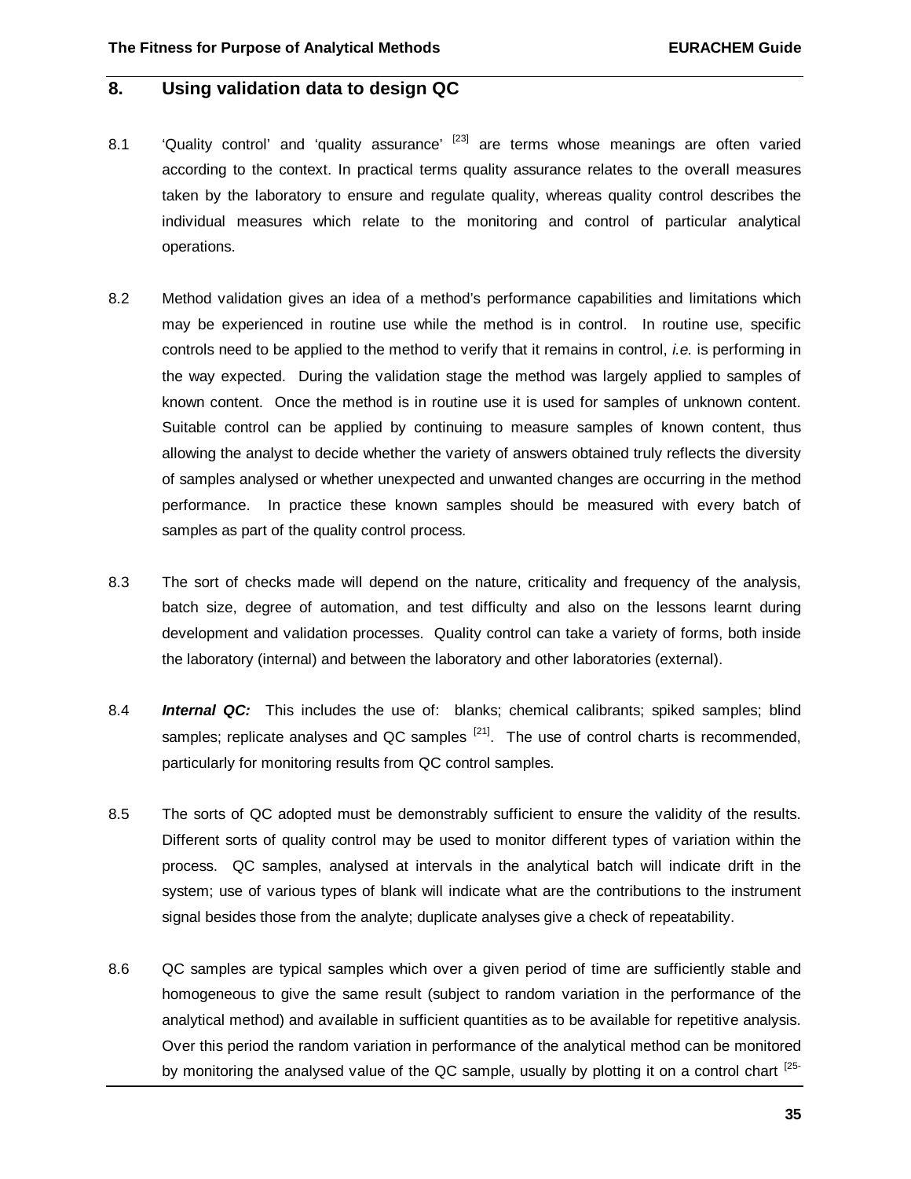## 8. Using validation data to design QC

8.1 'Quality control' and 'quality assurance' [23] are terms whose meanings are often varied according to the context. In practical terms quality assurance relates to the overall measures taken by the laboratory to ensure and regulate quality, whereas quality control describes the individual measures which relate to the monitoring and control of particular analytical operations.

8.2 Method validation gives an idea of a method's performance capabilities and limitations which may be experienced in routine use while the method is in control. In routine use, specific controls need to be applied to the method to verify that it remains in control, *i.e.* is performing in the way expected. During the validation stage the method was largely applied to samples of known content. Once the method is in routine use it is used for samples of unknown content. Suitable control can be applied by continuing to measure samples of known content, thus allowing the analyst to decide whether the variety of answers obtained truly reflects the diversity of samples analysed or whether unexpected and unwanted changes are occurring in the method performance. In practice these known samples should be measured with every batch of samples as part of the quality control process.

8.3 The sort of checks made will depend on the nature, criticality and frequency of the analysis, batch size, degree of automation, and test difficulty and also on the lessons learnt during development and validation processes. Quality control can take a variety of forms, both inside the laboratory (internal) and between the laboratory and other laboratories (external).

8.4 ***Internal QC:*** This includes the use of: blanks; chemical calibrants; spiked samples; blind samples; replicate analyses and QC samples [21]. The use of control charts is recommended, particularly for monitoring results from QC control samples.

8.5 The sorts of QC adopted must be demonstrably sufficient to ensure the validity of the results. Different sorts of quality control may be used to monitor different types of variation within the process. QC samples, analysed at intervals in the analytical batch will indicate drift in the system; use of various types of blank will indicate what are the contributions to the instrument signal besides those from the analyte; duplicate analyses give a check of repeatability.

8.6 QC samples are typical samples which over a given period of time are sufficiently stable and homogeneous to give the same result (subject to random variation in the performance of the analytical method) and available in sufficient quantities as to be available for repetitive analysis. Over this period the random variation in performance of the analytical method can be monitored by monitoring the analysed value of the QC sample, usually by plotting it on a control chart [25-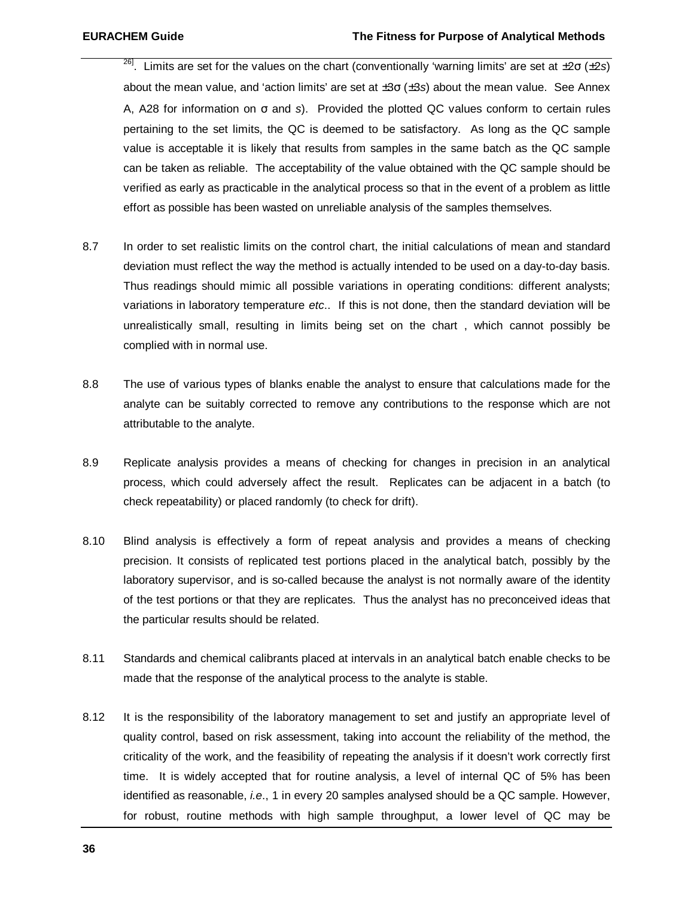26]. Limits are set for the values on the chart (conventionally 'warning limits' are set at ±2σ (±2*s*) about the mean value, and 'action limits' are set at ±3σ (±3*s*) about the mean value. See Annex A, A28 for information on σ and *s*). Provided the plotted QC values conform to certain rules pertaining to the set limits, the QC is deemed to be satisfactory. As long as the QC sample value is acceptable it is likely that results from samples in the same batch as the QC sample can be taken as reliable. The acceptability of the value obtained with the QC sample should be verified as early as practicable in the analytical process so that in the event of a problem as little effort as possible has been wasted on unreliable analysis of the samples themselves.

8.7 In order to set realistic limits on the control chart, the initial calculations of mean and standard deviation must reflect the way the method is actually intended to be used on a day-to-day basis. Thus readings should mimic all possible variations in operating conditions: different analysts; variations in laboratory temperature *etc*.. If this is not done, then the standard deviation will be unrealistically small, resulting in limits being set on the chart , which cannot possibly be complied with in normal use.

8.8 The use of various types of blanks enable the analyst to ensure that calculations made for the analyte can be suitably corrected to remove any contributions to the response which are not attributable to the analyte.

8.9 Replicate analysis provides a means of checking for changes in precision in an analytical process, which could adversely affect the result. Replicates can be adjacent in a batch (to check repeatability) or placed randomly (to check for drift).

8.10 Blind analysis is effectively a form of repeat analysis and provides a means of checking precision. It consists of replicated test portions placed in the analytical batch, possibly by the laboratory supervisor, and is so-called because the analyst is not normally aware of the identity of the test portions or that they are replicates. Thus the analyst has no preconceived ideas that the particular results should be related.

8.11 Standards and chemical calibrants placed at intervals in an analytical batch enable checks to be made that the response of the analytical process to the analyte is stable.

8.12 It is the responsibility of the laboratory management to set and justify an appropriate level of quality control, based on risk assessment, taking into account the reliability of the method, the criticality of the work, and the feasibility of repeating the analysis if it doesn't work correctly first time. It is widely accepted that for routine analysis, a level of internal QC of 5% has been identified as reasonable, *i.e*., 1 in every 20 samples analysed should be a QC sample. However, for robust, routine methods with high sample throughput, a lower level of QC may be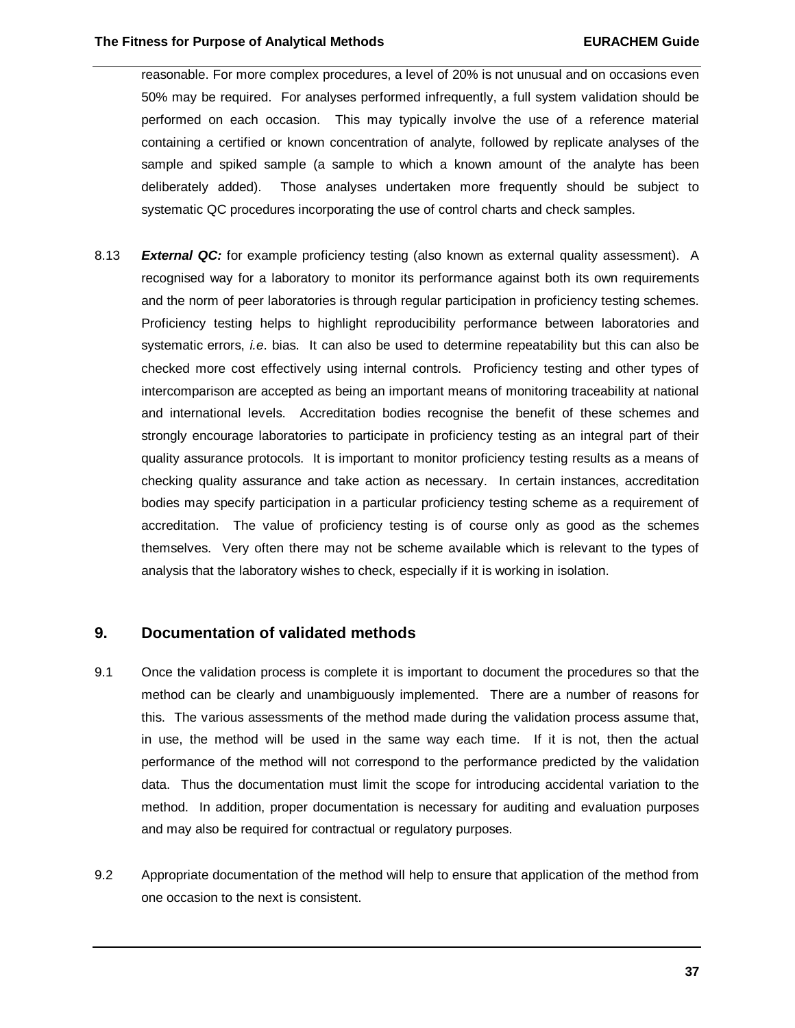reasonable. For more complex procedures, a level of 20% is not unusual and on occasions even 50% may be required. For analyses performed infrequently, a full system validation should be performed on each occasion. This may typically involve the use of a reference material containing a certified or known concentration of analyte, followed by replicate analyses of the sample and spiked sample (a sample to which a known amount of the analyte has been deliberately added). Those analyses undertaken more frequently should be subject to systematic QC procedures incorporating the use of control charts and check samples.

8.13 ***External QC:*** for example proficiency testing (also known as external quality assessment). A recognised way for a laboratory to monitor its performance against both its own requirements and the norm of peer laboratories is through regular participation in proficiency testing schemes. Proficiency testing helps to highlight reproducibility performance between laboratories and systematic errors, *i.e*. bias. It can also be used to determine repeatability but this can also be checked more cost effectively using internal controls. Proficiency testing and other types of intercomparison are accepted as being an important means of monitoring traceability at national and international levels. Accreditation bodies recognise the benefit of these schemes and strongly encourage laboratories to participate in proficiency testing as an integral part of their quality assurance protocols. It is important to monitor proficiency testing results as a means of checking quality assurance and take action as necessary. In certain instances, accreditation bodies may specify participation in a particular proficiency testing scheme as a requirement of accreditation. The value of proficiency testing is of course only as good as the schemes themselves. Very often there may not be scheme available which is relevant to the types of analysis that the laboratory wishes to check, especially if it is working in isolation.

## 9. Documentation of validated methods

9.1 Once the validation process is complete it is important to document the procedures so that the method can be clearly and unambiguously implemented. There are a number of reasons for this. The various assessments of the method made during the validation process assume that, in use, the method will be used in the same way each time. If it is not, then the actual performance of the method will not correspond to the performance predicted by the validation data. Thus the documentation must limit the scope for introducing accidental variation to the method. In addition, proper documentation is necessary for auditing and evaluation purposes and may also be required for contractual or regulatory purposes.

9.2 Appropriate documentation of the method will help to ensure that application of the method from one occasion to the next is consistent.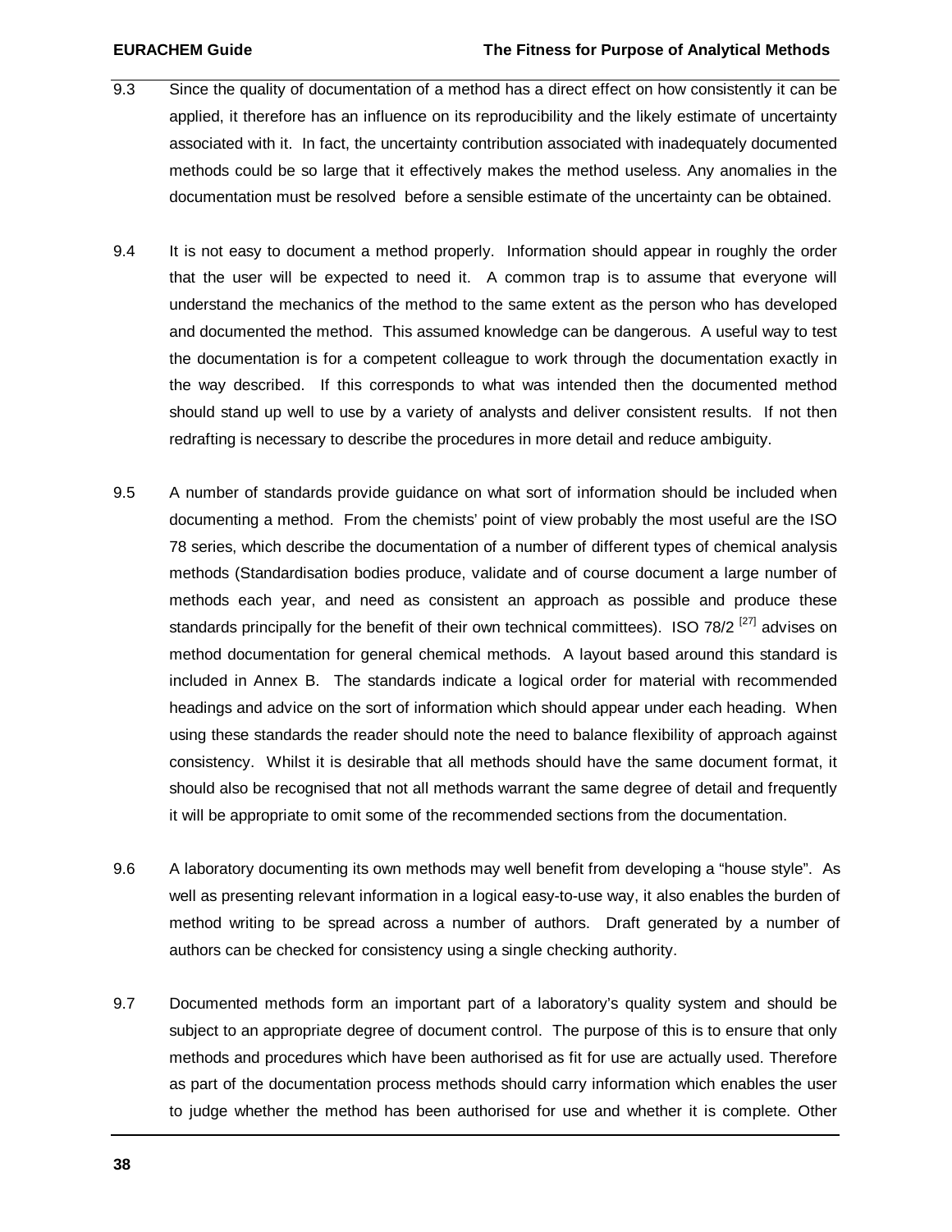9.3 Since the quality of documentation of a method has a direct effect on how consistently it can be applied, it therefore has an influence on its reproducibility and the likely estimate of uncertainty associated with it. In fact, the uncertainty contribution associated with inadequately documented methods could be so large that it effectively makes the method useless. Any anomalies in the documentation must be resolved before a sensible estimate of the uncertainty can be obtained.

9.4 It is not easy to document a method properly. Information should appear in roughly the order that the user will be expected to need it. A common trap is to assume that everyone will understand the mechanics of the method to the same extent as the person who has developed and documented the method. This assumed knowledge can be dangerous. A useful way to test the documentation is for a competent colleague to work through the documentation exactly in the way described. If this corresponds to what was intended then the documented method should stand up well to use by a variety of analysts and deliver consistent results. If not then redrafting is necessary to describe the procedures in more detail and reduce ambiguity.

9.5 A number of standards provide guidance on what sort of information should be included when documenting a method. From the chemists' point of view probably the most useful are the ISO 78 series, which describe the documentation of a number of different types of chemical analysis methods (Standardisation bodies produce, validate and of course document a large number of methods each year, and need as consistent an approach as possible and produce these standards principally for the benefit of their own technical committees). ISO 78/2 [27] advises on method documentation for general chemical methods. A layout based around this standard is included in Annex B. The standards indicate a logical order for material with recommended headings and advice on the sort of information which should appear under each heading. When using these standards the reader should note the need to balance flexibility of approach against consistency. Whilst it is desirable that all methods should have the same document format, it should also be recognised that not all methods warrant the same degree of detail and frequently it will be appropriate to omit some of the recommended sections from the documentation.

9.6 A laboratory documenting its own methods may well benefit from developing a "house style". As well as presenting relevant information in a logical easy-to-use way, it also enables the burden of method writing to be spread across a number of authors. Draft generated by a number of authors can be checked for consistency using a single checking authority.

9.7 Documented methods form an important part of a laboratory's quality system and should be subject to an appropriate degree of document control. The purpose of this is to ensure that only methods and procedures which have been authorised as fit for use are actually used. Therefore as part of the documentation process methods should carry information which enables the user to judge whether the method has been authorised for use and whether it is complete. Other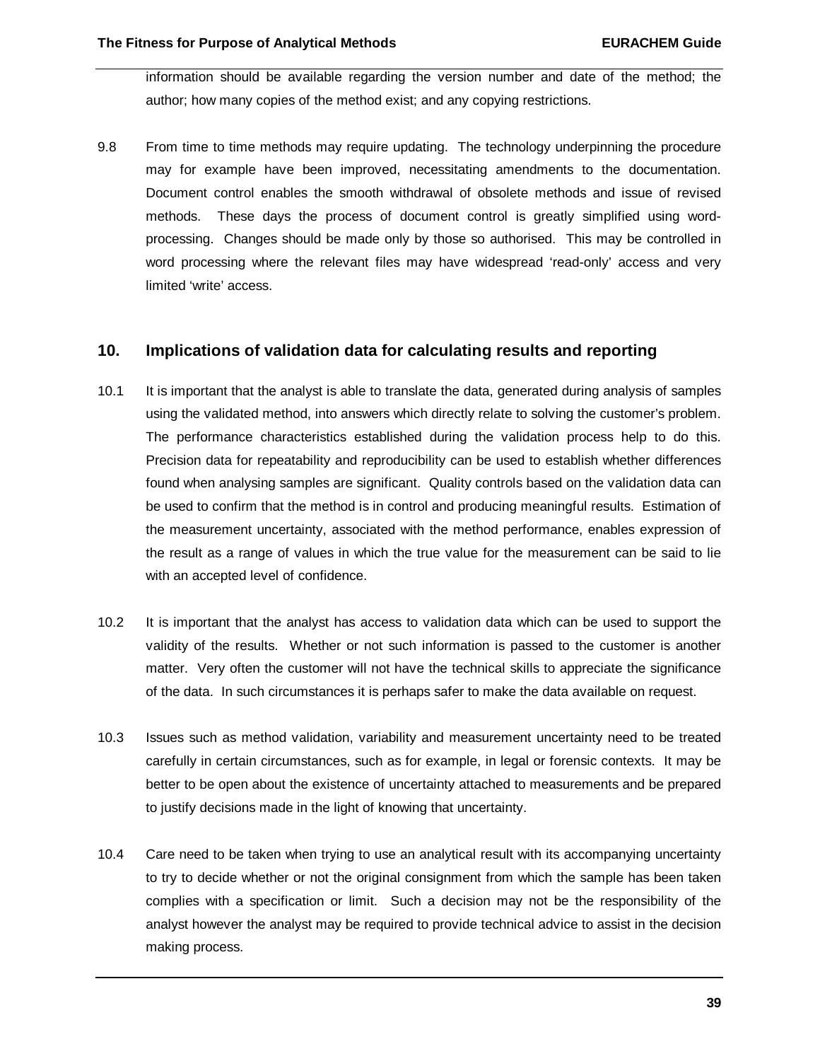information should be available regarding the version number and date of the method; the author; how many copies of the method exist; and any copying restrictions.

9.8 From time to time methods may require updating. The technology underpinning the procedure may for example have been improved, necessitating amendments to the documentation. Document control enables the smooth withdrawal of obsolete methods and issue of revised methods. These days the process of document control is greatly simplified using word-processing. Changes should be made only by those so authorised. This may be controlled in word processing where the relevant files may have widespread 'read-only' access and very limited 'write' access.

## 10. Implications of validation data for calculating results and reporting

10.1 It is important that the analyst is able to translate the data, generated during analysis of samples using the validated method, into answers which directly relate to solving the customer's problem. The performance characteristics established during the validation process help to do this. Precision data for repeatability and reproducibility can be used to establish whether differences found when analysing samples are significant. Quality controls based on the validation data can be used to confirm that the method is in control and producing meaningful results. Estimation of the measurement uncertainty, associated with the method performance, enables expression of the result as a range of values in which the true value for the measurement can be said to lie with an accepted level of confidence.

10.2 It is important that the analyst has access to validation data which can be used to support the validity of the results. Whether or not such information is passed to the customer is another matter. Very often the customer will not have the technical skills to appreciate the significance of the data. In such circumstances it is perhaps safer to make the data available on request.

10.3 Issues such as method validation, variability and measurement uncertainty need to be treated carefully in certain circumstances, such as for example, in legal or forensic contexts. It may be better to be open about the existence of uncertainty attached to measurements and be prepared to justify decisions made in the light of knowing that uncertainty.

10.4 Care need to be taken when trying to use an analytical result with its accompanying uncertainty to try to decide whether or not the original consignment from which the sample has been taken complies with a specification or limit. Such a decision may not be the responsibility of the analyst however the analyst may be required to provide technical advice to assist in the decision making process.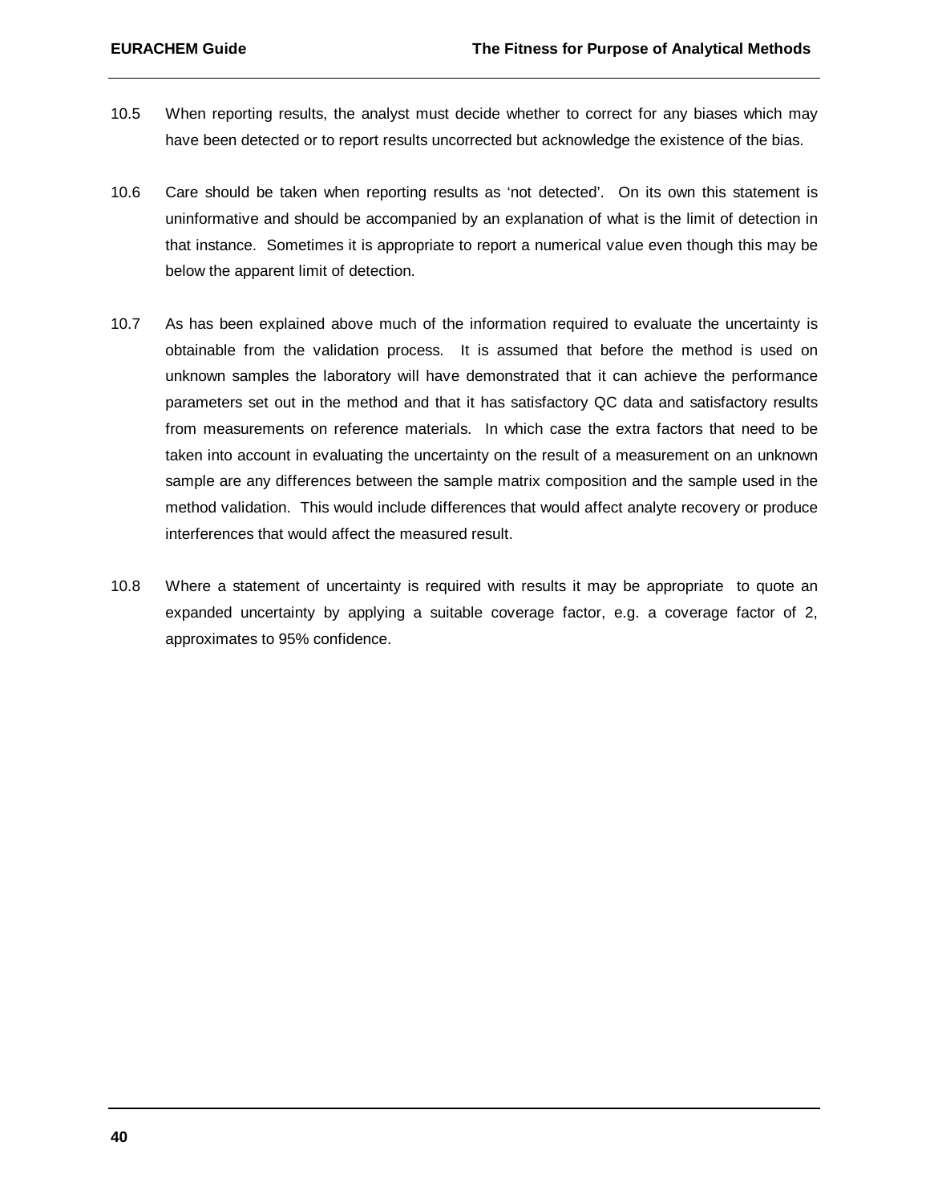10.5 When reporting results, the analyst must decide whether to correct for any biases which may have been detected or to report results uncorrected but acknowledge the existence of the bias.

10.6 Care should be taken when reporting results as 'not detected'. On its own this statement is uninformative and should be accompanied by an explanation of what is the limit of detection in that instance. Sometimes it is appropriate to report a numerical value even though this may be below the apparent limit of detection.

10.7 As has been explained above much of the information required to evaluate the uncertainty is obtainable from the validation process. It is assumed that before the method is used on unknown samples the laboratory will have demonstrated that it can achieve the performance parameters set out in the method and that it has satisfactory QC data and satisfactory results from measurements on reference materials. In which case the extra factors that need to be taken into account in evaluating the uncertainty on the result of a measurement on an unknown sample are any differences between the sample matrix composition and the sample used in the method validation. This would include differences that would affect analyte recovery or produce interferences that would affect the measured result.

10.8 Where a statement of uncertainty is required with results it may be appropriate to quote an expanded uncertainty by applying a suitable coverage factor, e.g. a coverage factor of 2, approximates to 95% confidence.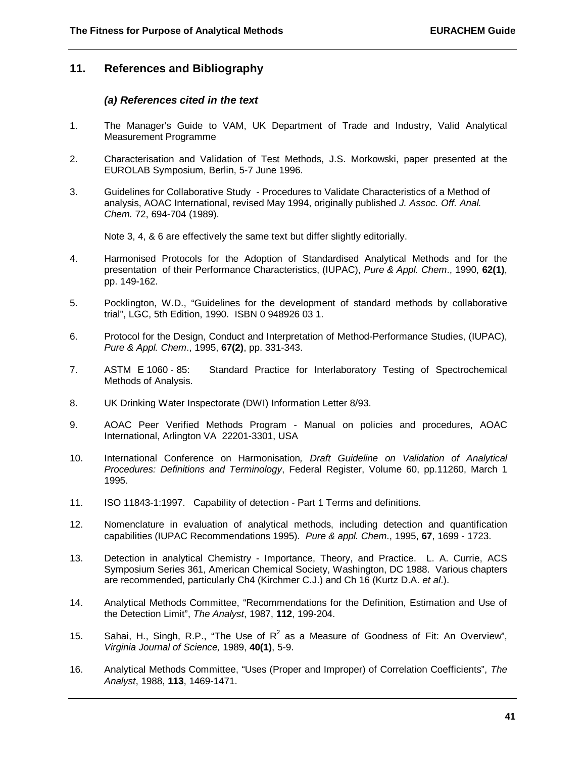## 11. References and Bibliography

### *(a) References cited in the text*

1. The Manager's Guide to VAM, UK Department of Trade and Industry, Valid Analytical Measurement Programme

2. Characterisation and Validation of Test Methods, J.S. Morkowski, paper presented at the EUROLAB Symposium, Berlin, 5-7 June 1996.

3. Guidelines for Collaborative Study - Procedures to Validate Characteristics of a Method of analysis, AOAC International, revised May 1994, originally published *J. Assoc. Off. Anal. Chem.* 72, 694-704 (1989).

   Note 3, 4, & 6 are effectively the same text but differ slightly editorially.

4. Harmonised Protocols for the Adoption of Standardised Analytical Methods and for the presentation of their Performance Characteristics, (IUPAC), *Pure & Appl. Chem*., 1990, **62(1)**, pp. 149-162.

5. Pocklington, W.D., "Guidelines for the development of standard methods by collaborative trial", LGC, 5th Edition, 1990. ISBN 0 948926 03 1.

6. Protocol for the Design, Conduct and Interpretation of Method-Performance Studies, (IUPAC), *Pure & Appl. Chem*., 1995, **67(2)**, pp. 331-343.

7. ASTM E 1060 - 85: Standard Practice for Interlaboratory Testing of Spectrochemical Methods of Analysis.

8. UK Drinking Water Inspectorate (DWI) Information Letter 8/93.

9. AOAC Peer Verified Methods Program - Manual on policies and procedures, AOAC International, Arlington VA 22201-3301, USA

10. International Conference on Harmonisation*, Draft Guideline on Validation of Analytical Procedures: Definitions and Terminology*, Federal Register, Volume 60, pp.11260, March 1 1995.

11. ISO 11843-1:1997. Capability of detection - Part 1 Terms and definitions.

12. Nomenclature in evaluation of analytical methods, including detection and quantification capabilities (IUPAC Recommendations 1995). *Pure & appl. Chem*., 1995, **67**, 1699 - 1723.

13. Detection in analytical Chemistry - Importance, Theory, and Practice. L. A. Currie, ACS Symposium Series 361, American Chemical Society, Washington, DC 1988. Various chapters are recommended, particularly Ch4 (Kirchmer C.J.) and Ch 16 (Kurtz D.A. *et al*.).

14. Analytical Methods Committee, "Recommendations for the Definition, Estimation and Use of the Detection Limit", *The Analyst*, 1987, **112**, 199-204.

15. Sahai, H., Singh, R.P., "The Use of $R^2$ as a Measure of Goodness of Fit: An Overview", *Virginia Journal of Science,* 1989, **40(1)**, 5-9.

16. Analytical Methods Committee, "Uses (Proper and Improper) of Correlation Coefficients", *The Analyst*, 1988, **113**, 1469-1471.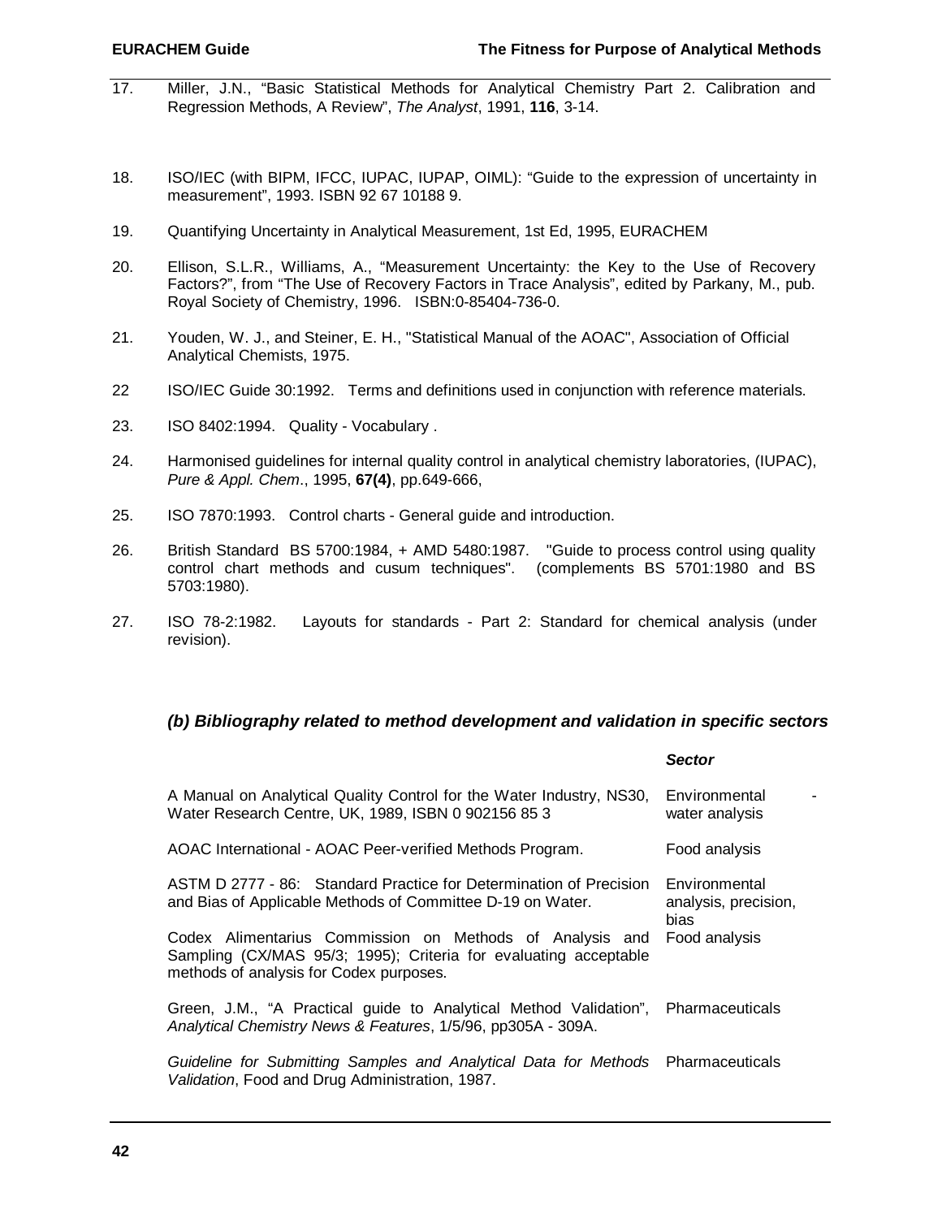17. Miller, J.N., "Basic Statistical Methods for Analytical Chemistry Part 2. Calibration and Regression Methods, A Review", *The Analyst*, 1991, **116**, 3-14.

18. ISO/IEC (with BIPM, IFCC, IUPAC, IUPAP, OIML): "Guide to the expression of uncertainty in measurement", 1993. ISBN 92 67 10188 9.

19. Quantifying Uncertainty in Analytical Measurement, 1st Ed, 1995, EURACHEM

20. Ellison, S.L.R., Williams, A., "Measurement Uncertainty: the Key to the Use of Recovery Factors?", from "The Use of Recovery Factors in Trace Analysis", edited by Parkany, M., pub. Royal Society of Chemistry, 1996. ISBN:0-85404-736-0.

21. Youden, W. J., and Steiner, E. H., "Statistical Manual of the AOAC", Association of Official Analytical Chemists, 1975.

22 ISO/IEC Guide 30:1992. Terms and definitions used in conjunction with reference materials.

23. ISO 8402:1994. Quality - Vocabulary .

24. Harmonised guidelines for internal quality control in analytical chemistry laboratories, (IUPAC), *Pure & Appl. Chem*., 1995, **67(4)**, pp.649-666,

25. ISO 7870:1993. Control charts - General guide and introduction.

26. British Standard BS 5700:1984, + AMD 5480:1987. "Guide to process control using quality control chart methods and cusum techniques". (complements BS 5701:1980 and BS 5703:1980).

27. ISO 78-2:1982. Layouts for standards - Part 2: Standard for chemical analysis (under revision).

### *(b) Bibliography related to method development and validation in specific sectors*

| | ***Sector*** |
|---|---|
| A Manual on Analytical Quality Control for the Water Industry, NS30, Water Research Centre, UK, 1989, ISBN 0 902156 85 3 | Environmental - water analysis |
| AOAC International - AOAC Peer-verified Methods Program. | Food analysis |
| ASTM D 2777 - 86: Standard Practice for Determination of Precision and Bias of Applicable Methods of Committee D-19 on Water. | Environmental analysis, precision, bias |
| Codex Alimentarius Commission on Methods of Analysis and Sampling (CX/MAS 95/3; 1995); Criteria for evaluating acceptable methods of analysis for Codex purposes. | Food analysis |
| Green, J.M., "A Practical guide to Analytical Method Validation", *Analytical Chemistry News & Features*, 1/5/96, pp305A - 309A. | Pharmaceuticals |
| *Guideline for Submitting Samples and Analytical Data for Methods Validation*, Food and Drug Administration, 1987. | Pharmaceuticals |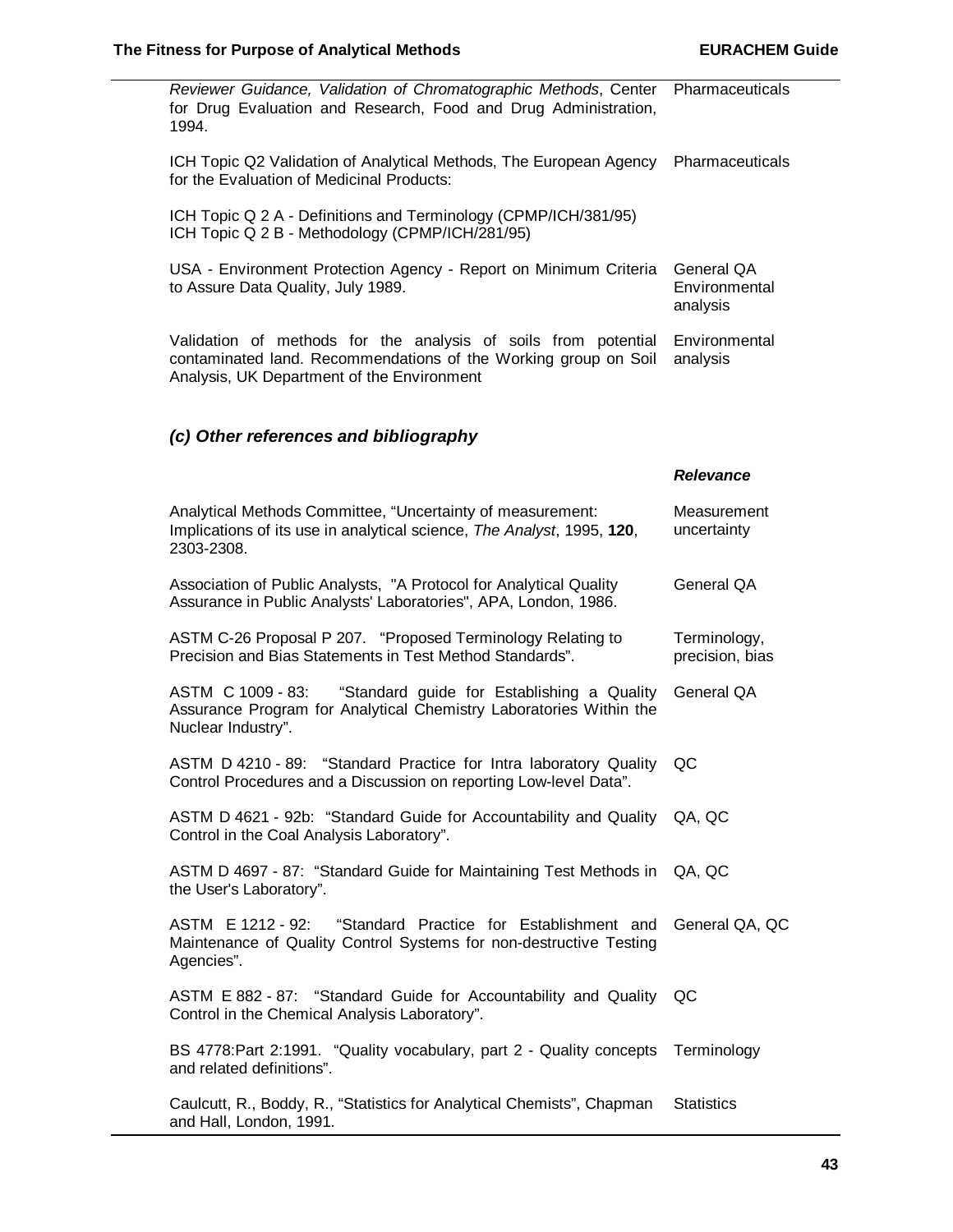| | |
|---|---|
| *Reviewer Guidance, Validation of Chromatographic Methods*, Center for Drug Evaluation and Research, Food and Drug Administration, 1994. | Pharmaceuticals |
| ICH Topic Q2 Validation of Analytical Methods, The European Agency for the Evaluation of Medicinal Products: | Pharmaceuticals |
| ICH Topic Q 2 A - Definitions and Terminology (CPMP/ICH/381/95)<br>ICH Topic Q 2 B - Methodology (CPMP/ICH/281/95) | |
| USA - Environment Protection Agency - Report on Minimum Criteria to Assure Data Quality, July 1989. | General QA Environmental analysis |
| Validation of methods for the analysis of soils from potential contaminated land. Recommendations of the Working group on Soil Analysis, UK Department of the Environment | Environmental analysis |

### *(c) Other references and bibliography*

| | ***Relevance*** |
|---|---|
| Analytical Methods Committee, "Uncertainty of measurement: Implications of its use in analytical science, *The Analyst*, 1995, **120**, 2303-2308. | Measurement uncertainty |
| Association of Public Analysts, "A Protocol for Analytical Quality Assurance in Public Analysts' Laboratories", APA, London, 1986. | General QA |
| ASTM C-26 Proposal P 207. "Proposed Terminology Relating to Precision and Bias Statements in Test Method Standards". | Terminology, precision, bias |
| ASTM C 1009 - 83: "Standard guide for Establishing a Quality Assurance Program for Analytical Chemistry Laboratories Within the Nuclear Industry". | General QA |
| ASTM D 4210 - 89: "Standard Practice for Intra laboratory Quality Control Procedures and a Discussion on reporting Low-level Data". | QC |
| ASTM D 4621 - 92b: "Standard Guide for Accountability and Quality Control in the Coal Analysis Laboratory". | QA, QC |
| ASTM D 4697 - 87: "Standard Guide for Maintaining Test Methods in the User's Laboratory". | QA, QC |
| ASTM E 1212 - 92: "Standard Practice for Establishment and Maintenance of Quality Control Systems for non-destructive Testing Agencies". | General QA, QC |
| ASTM E 882 - 87: "Standard Guide for Accountability and Quality Control in the Chemical Analysis Laboratory". | QC |
| BS 4778:Part 2:1991. "Quality vocabulary, part 2 - Quality concepts and related definitions". | Terminology |
| Caulcutt, R., Boddy, R., "Statistics for Analytical Chemists", Chapman and Hall, London, 1991. | Statistics |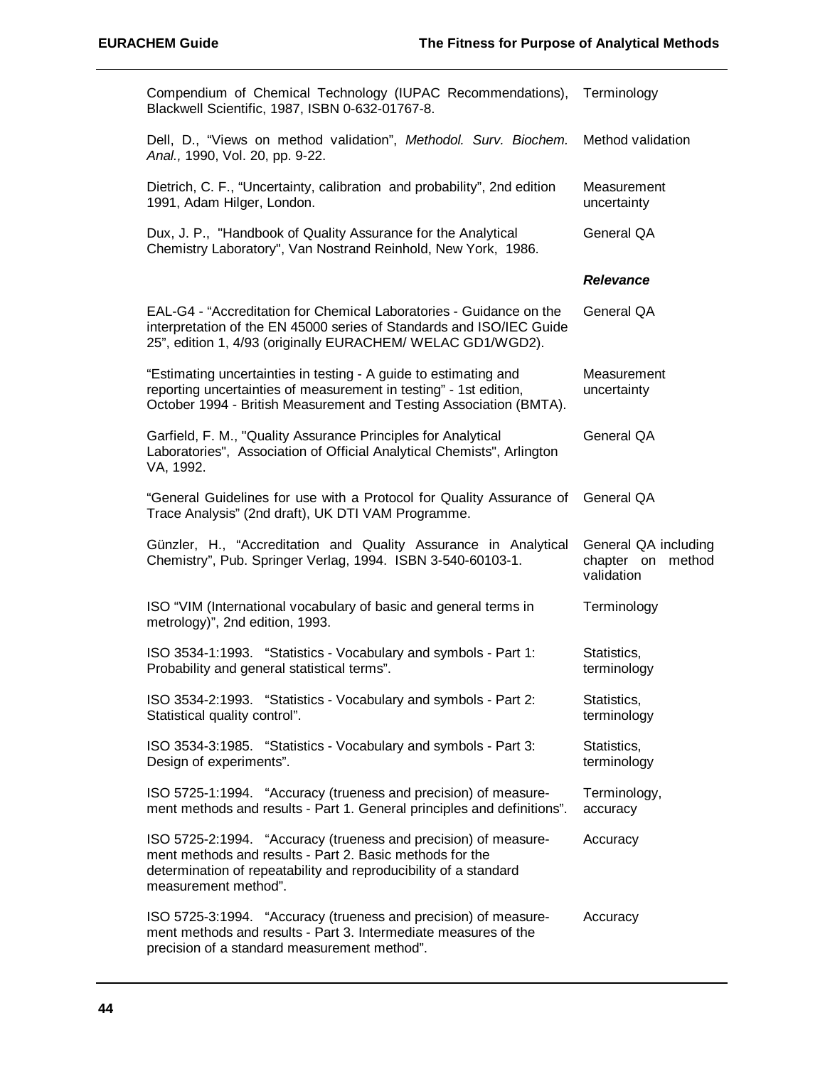| | |
|---|---|
| Compendium of Chemical Technology (IUPAC Recommendations), Blackwell Scientific, 1987, ISBN 0-632-01767-8. | Terminology |
| Dell, D., "Views on method validation", *Methodol. Surv. Biochem. Anal.,* 1990, Vol. 20, pp. 9-22. | Method validation |
| Dietrich, C. F., "Uncertainty, calibration and probability", 2nd edition 1991, Adam Hilger, London. | Measurement uncertainty |
| Dux, J. P., "Handbook of Quality Assurance for the Analytical Chemistry Laboratory", Van Nostrand Reinhold, New York, 1986. | General QA |
| | ***Relevance*** |
| EAL-G4 - "Accreditation for Chemical Laboratories - Guidance on the interpretation of the EN 45000 series of Standards and ISO/IEC Guide 25", edition 1, 4/93 (originally EURACHEM/ WELAC GD1/WGD2). | General QA |
| "Estimating uncertainties in testing - A guide to estimating and reporting uncertainties of measurement in testing" - 1st edition, October 1994 - British Measurement and Testing Association (BMTA). | Measurement uncertainty |
| Garfield, F. M., "Quality Assurance Principles for Analytical Laboratories", Association of Official Analytical Chemists", Arlington VA, 1992. | General QA |
| "General Guidelines for use with a Protocol for Quality Assurance of Trace Analysis" (2nd draft), UK DTI VAM Programme. | General QA |
| Günzler, H., "Accreditation and Quality Assurance in Analytical Chemistry", Pub. Springer Verlag, 1994. ISBN 3-540-60103-1. | General QA including chapter on method validation |
| ISO "VIM (International vocabulary of basic and general terms in metrology)", 2nd edition, 1993. | Terminology |
| ISO 3534-1:1993. "Statistics - Vocabulary and symbols - Part 1: Probability and general statistical terms". | Statistics, terminology |
| ISO 3534-2:1993. "Statistics - Vocabulary and symbols - Part 2: Statistical quality control". | Statistics, terminology |
| ISO 3534-3:1985. "Statistics - Vocabulary and symbols - Part 3: Design of experiments". | Statistics, terminology |
| ISO 5725-1:1994. "Accuracy (trueness and precision) of measurement methods and results - Part 1. General principles and definitions". | Terminology, accuracy |
| ISO 5725-2:1994. "Accuracy (trueness and precision) of measurement methods and results - Part 2. Basic methods for the determination of repeatability and reproducibility of a standard measurement method". | Accuracy |
| ISO 5725-3:1994. "Accuracy (trueness and precision) of measurement methods and results - Part 3. Intermediate measures of the precision of a standard measurement method". | Accuracy |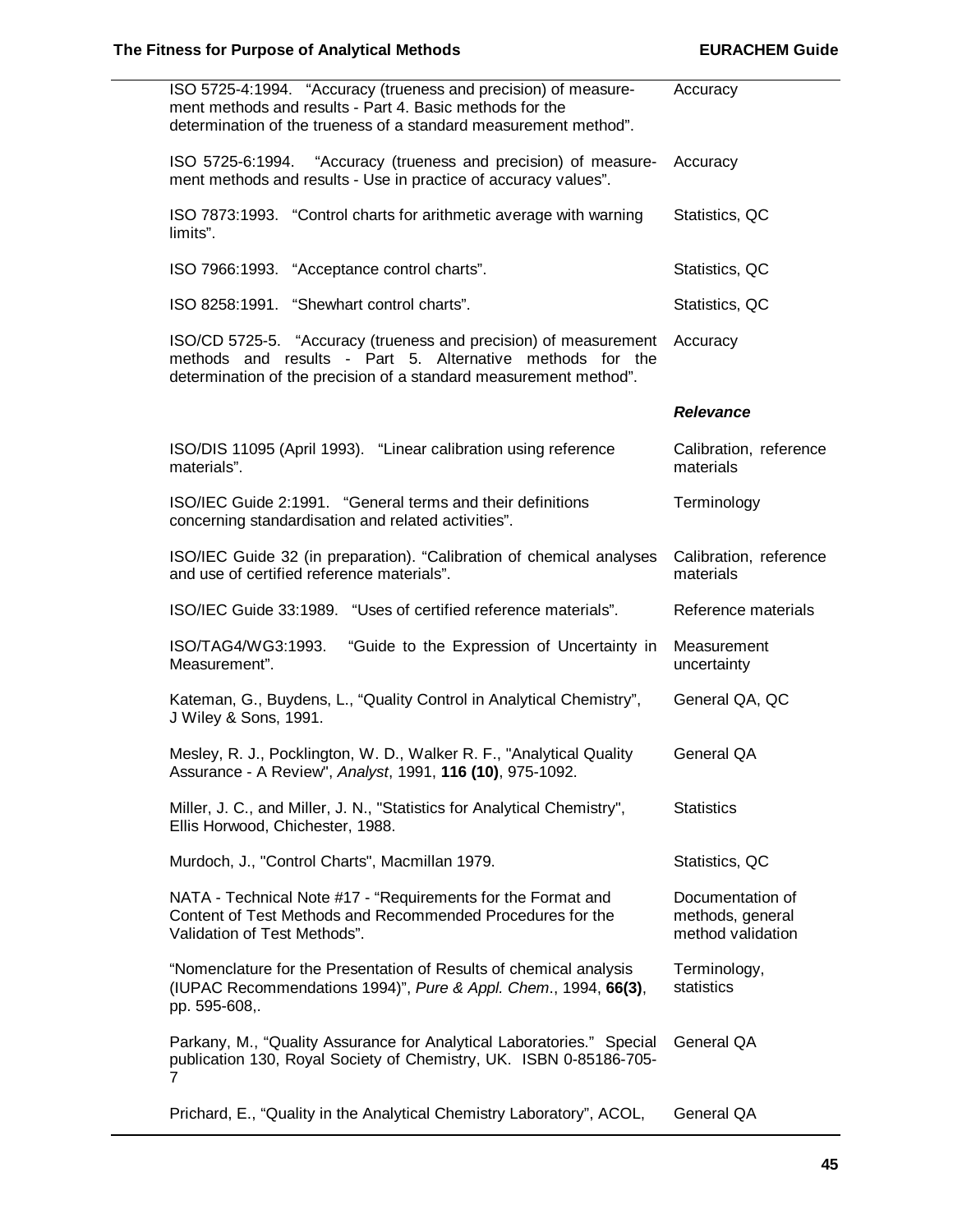| | |
|---|---|
| ISO 5725-4:1994. "Accuracy (trueness and precision) of measurement methods and results - Part 4. Basic methods for the determination of the trueness of a standard measurement method". | Accuracy |
| ISO 5725-6:1994. "Accuracy (trueness and precision) of measurement methods and results - Use in practice of accuracy values". | Accuracy |
| ISO 7873:1993. "Control charts for arithmetic average with warning limits". | Statistics, QC |
| ISO 7966:1993. "Acceptance control charts". | Statistics, QC |
| ISO 8258:1991. "Shewhart control charts". | Statistics, QC |
| ISO/CD 5725-5. "Accuracy (trueness and precision) of measurement methods and results - Part 5. Alternative methods for the determination of the precision of a standard measurement method". | Accuracy |
| | ***Relevance*** |
| ISO/DIS 11095 (April 1993). "Linear calibration using reference materials". | Calibration, reference materials |
| ISO/IEC Guide 2:1991. "General terms and their definitions concerning standardisation and related activities". | Terminology |
| ISO/IEC Guide 32 (in preparation). "Calibration of chemical analyses and use of certified reference materials". | Calibration, reference materials |
| ISO/IEC Guide 33:1989. "Uses of certified reference materials". | Reference materials |
| ISO/TAG4/WG3:1993. "Guide to the Expression of Uncertainty in Measurement". | Measurement uncertainty |
| Kateman, G., Buydens, L., "Quality Control in Analytical Chemistry", J Wiley & Sons, 1991. | General QA, QC |
| Mesley, R. J., Pocklington, W. D., Walker R. F., "Analytical Quality Assurance - A Review", *Analyst*, 1991, **116 (10)**, 975-1092. | General QA |
| Miller, J. C., and Miller, J. N., "Statistics for Analytical Chemistry", Ellis Horwood, Chichester, 1988. | Statistics |
| Murdoch, J., "Control Charts", Macmillan 1979. | Statistics, QC |
| NATA - Technical Note #17 - "Requirements for the Format and Content of Test Methods and Recommended Procedures for the Validation of Test Methods". | Documentation of methods, general method validation |
| "Nomenclature for the Presentation of Results of chemical analysis (IUPAC Recommendations 1994)", *Pure & Appl. Chem*., 1994, **66(3)**, pp. 595-608,. | Terminology, statistics |
| Parkany, M., "Quality Assurance for Analytical Laboratories." Special publication 130, Royal Society of Chemistry, UK. ISBN 0-85186-705-7 | General QA |
| Prichard, E., "Quality in the Analytical Chemistry Laboratory", ACOL, | General QA |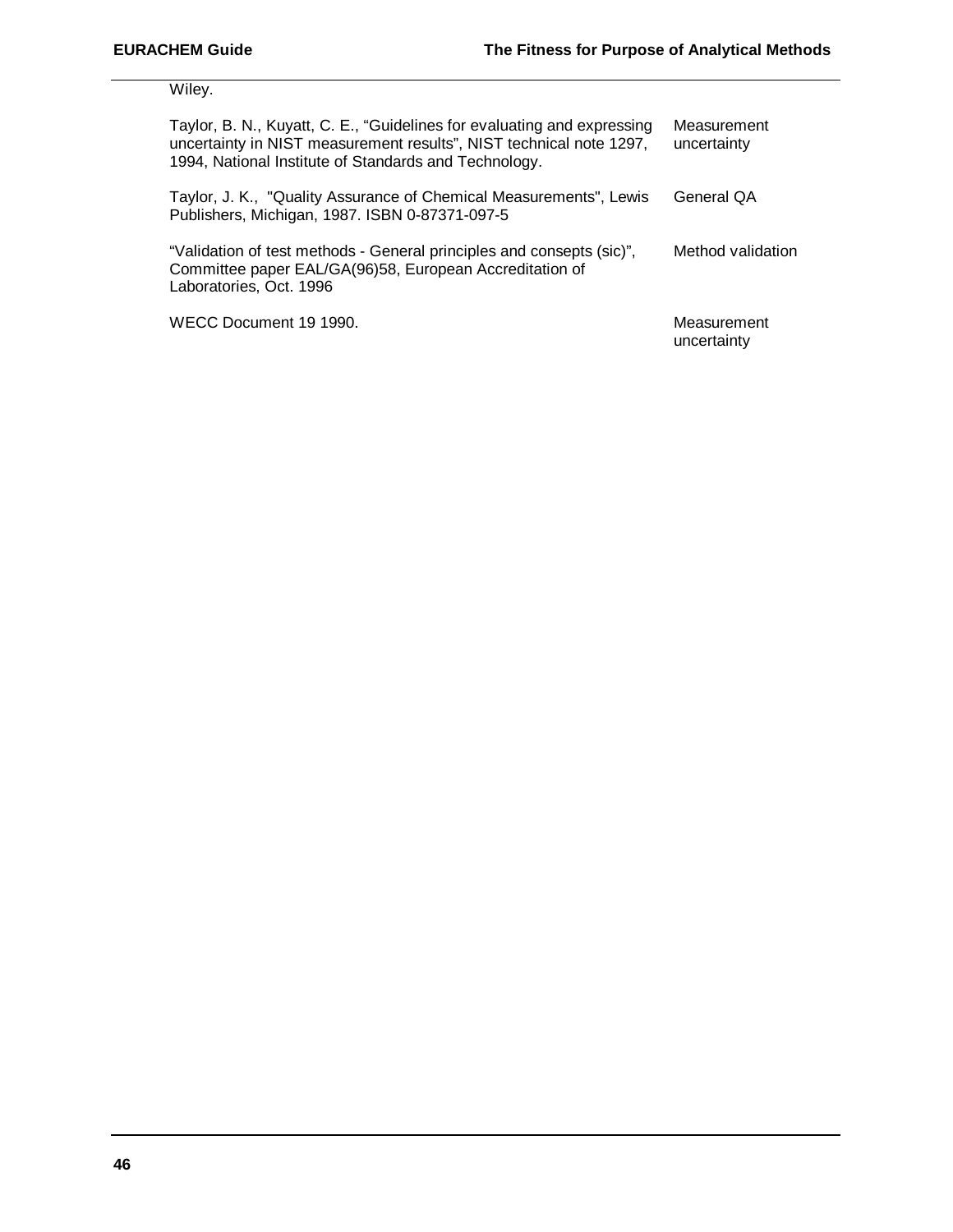Wiley.

| | |
|---|---|
| Taylor, B. N., Kuyatt, C. E., "Guidelines for evaluating and expressing uncertainty in NIST measurement results", NIST technical note 1297, 1994, National Institute of Standards and Technology. | Measurement uncertainty |
| Taylor, J. K., "Quality Assurance of Chemical Measurements", Lewis Publishers, Michigan, 1987. ISBN 0-87371-097-5 | General QA |
| "Validation of test methods - General principles and consepts (sic)", Committee paper EAL/GA(96)58, European Accreditation of Laboratories, Oct. 1996 | Method validation |
| WECC Document 19 1990. | Measurement uncertainty |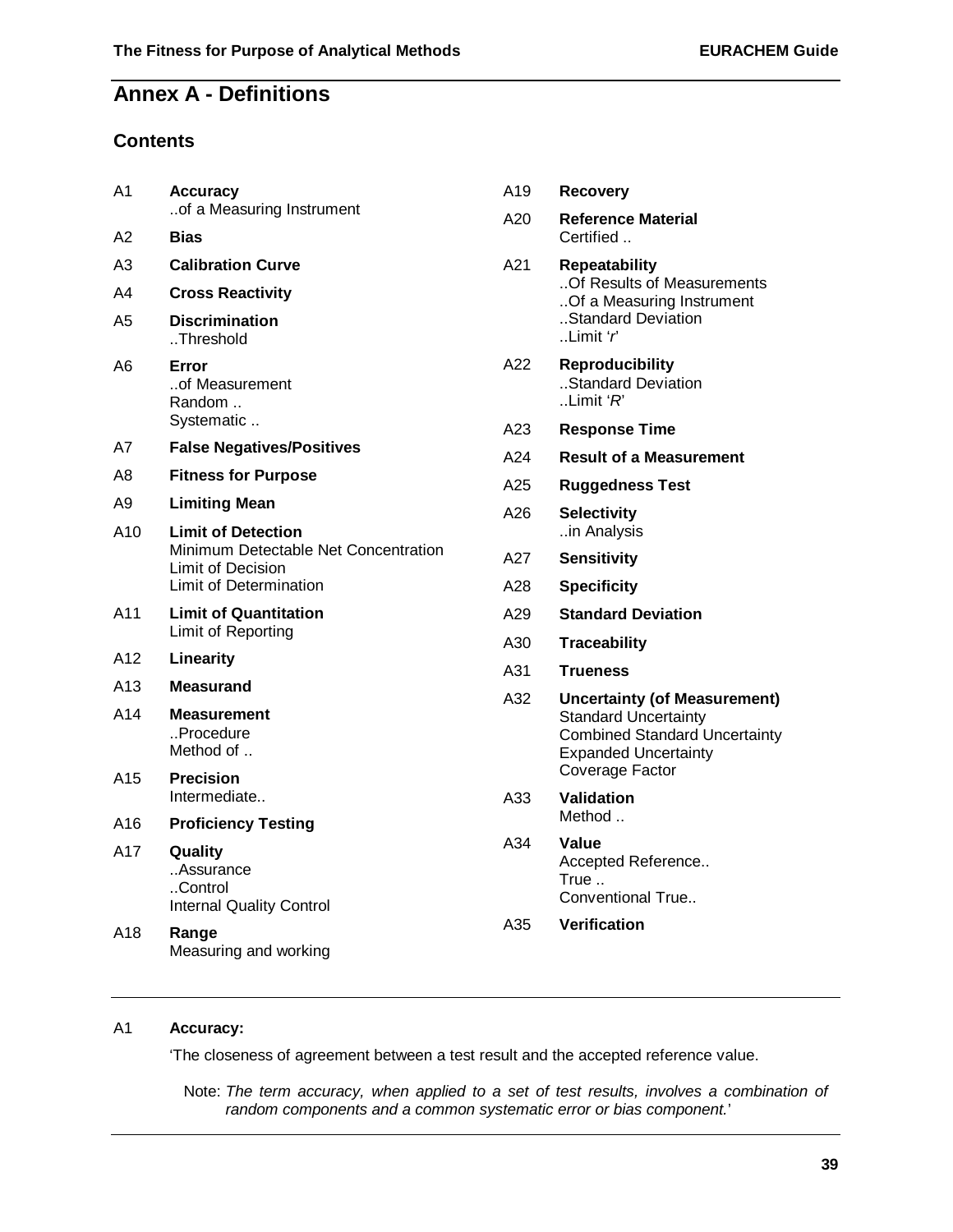# Annex A - Definitions

## Contents

A1 **Accuracy**
..of a Measuring Instrument

A2 **Bias**

A3 **Calibration Curve**

A4 **Cross Reactivity**

A5 **Discrimination**
..Threshold

A6 **Error**
..of Measurement
Random ..
Systematic ..

A7 **False Negatives/Positives**

A8 **Fitness for Purpose**

A9 **Limiting Mean**

A10 **Limit of Detection**
Minimum Detectable Net Concentration
Limit of Decision
Limit of Determination

A11 **Limit of Quantitation**
Limit of Reporting

A12 **Linearity**

A13 **Measurand**

A14 **Measurement**
..Procedure
Method of ..

A15 **Precision**
Intermediate..

A16 **Proficiency Testing**

A17 **Quality**
..Assurance
..Control
Internal Quality Control

A18 **Range**
Measuring and working

A19 **Recovery**

A20 **Reference Material**
Certified ..

A21 **Repeatability**
..Of Results of Measurements
..Of a Measuring Instrument
..Standard Deviation
..Limit '*r*'

A22 **Reproducibility**
..Standard Deviation
..Limit '*R*'

A23 **Response Time**

A24 **Result of a Measurement**

A25 **Ruggedness Test**

A26 **Selectivity**
..in Analysis

A27 **Sensitivity**

A28 **Specificity**

A29 **Standard Deviation**

A30 **Traceability**

A31 **Trueness**

A32 **Uncertainty (of Measurement)**
Standard Uncertainty
Combined Standard Uncertainty
Expanded Uncertainty
Coverage Factor

A33 **Validation**
Method ..

A34 **Value**
Accepted Reference..
True ..
Conventional True..

A35 **Verification**

---

A1 **Accuracy:**

'The closeness of agreement between a test result and the accepted reference value.

Note: *The term accuracy, when applied to a set of test results, involves a combination of random components and a common systematic error or bias component.*'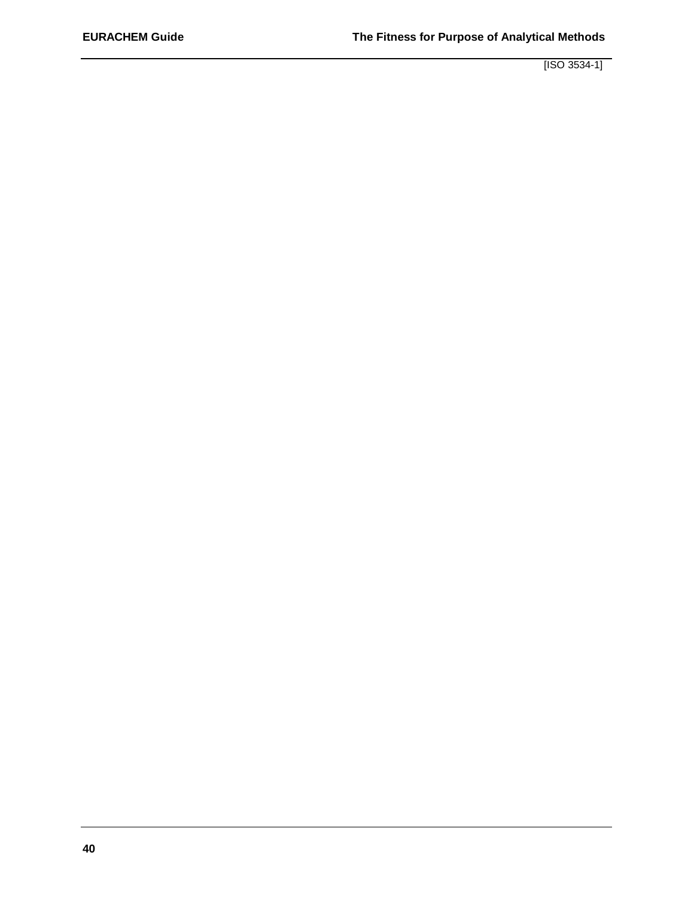[ISO 3534-1]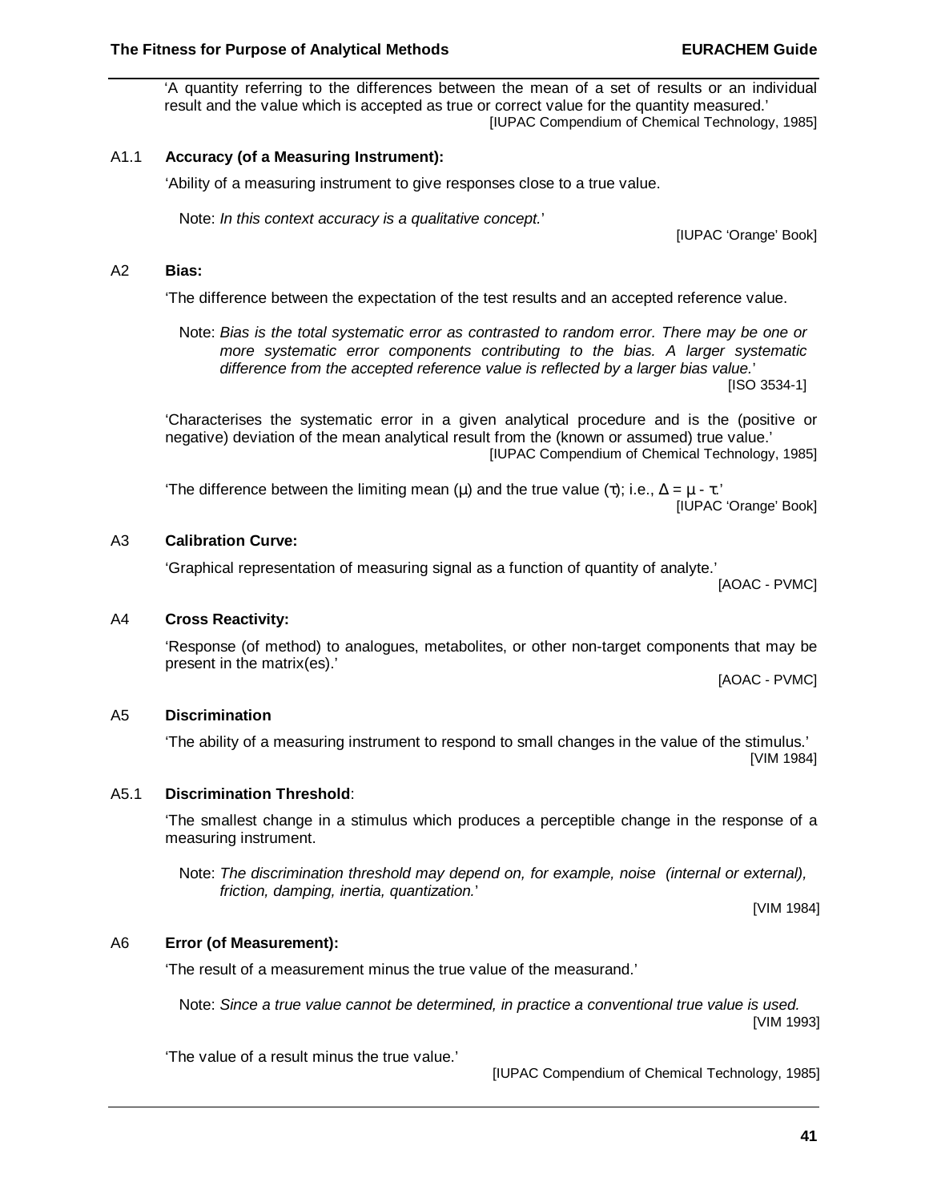'A quantity referring to the differences between the mean of a set of results or an individual result and the value which is accepted as true or correct value for the quantity measured.'
[IUPAC Compendium of Chemical Technology, 1985]

A1.1 **Accuracy (of a Measuring Instrument):**

'Ability of a measuring instrument to give responses close to a true value.

Note: *In this context accuracy is a qualitative concept.*'
[IUPAC 'Orange' Book]

A2 **Bias:**

'The difference between the expectation of the test results and an accepted reference value.

Note: *Bias is the total systematic error as contrasted to random error. There may be one or more systematic error components contributing to the bias. A larger systematic difference from the accepted reference value is reflected by a larger bias value.*'
[ISO 3534-1]

'Characterises the systematic error in a given analytical procedure and is the (positive or negative) deviation of the mean analytical result from the (known or assumed) true value.'
[IUPAC Compendium of Chemical Technology, 1985]

'The difference between the limiting mean ($\mu$) and the true value ($\tau$); i.e., $\Delta = \mu - \tau$.'
[IUPAC 'Orange' Book]

A3 **Calibration Curve:**

'Graphical representation of measuring signal as a function of quantity of analyte.'
[AOAC - PVMC]

A4 **Cross Reactivity:**

'Response (of method) to analogues, metabolites, or other non-target components that may be present in the matrix(es).'
[AOAC - PVMC]

A5 **Discrimination**

'The ability of a measuring instrument to respond to small changes in the value of the stimulus.'
[VIM 1984]

A5.1 **Discrimination Threshold**:

'The smallest change in a stimulus which produces a perceptible change in the response of a measuring instrument.

Note: *The discrimination threshold may depend on, for example, noise (internal or external), friction, damping, inertia, quantization.*'
[VIM 1984]

A6 **Error (of Measurement):**

'The result of a measurement minus the true value of the measurand.'

Note: *Since a true value cannot be determined, in practice a conventional true value is used.*
[VIM 1993]

'The value of a result minus the true value.'
[IUPAC Compendium of Chemical Technology, 1985]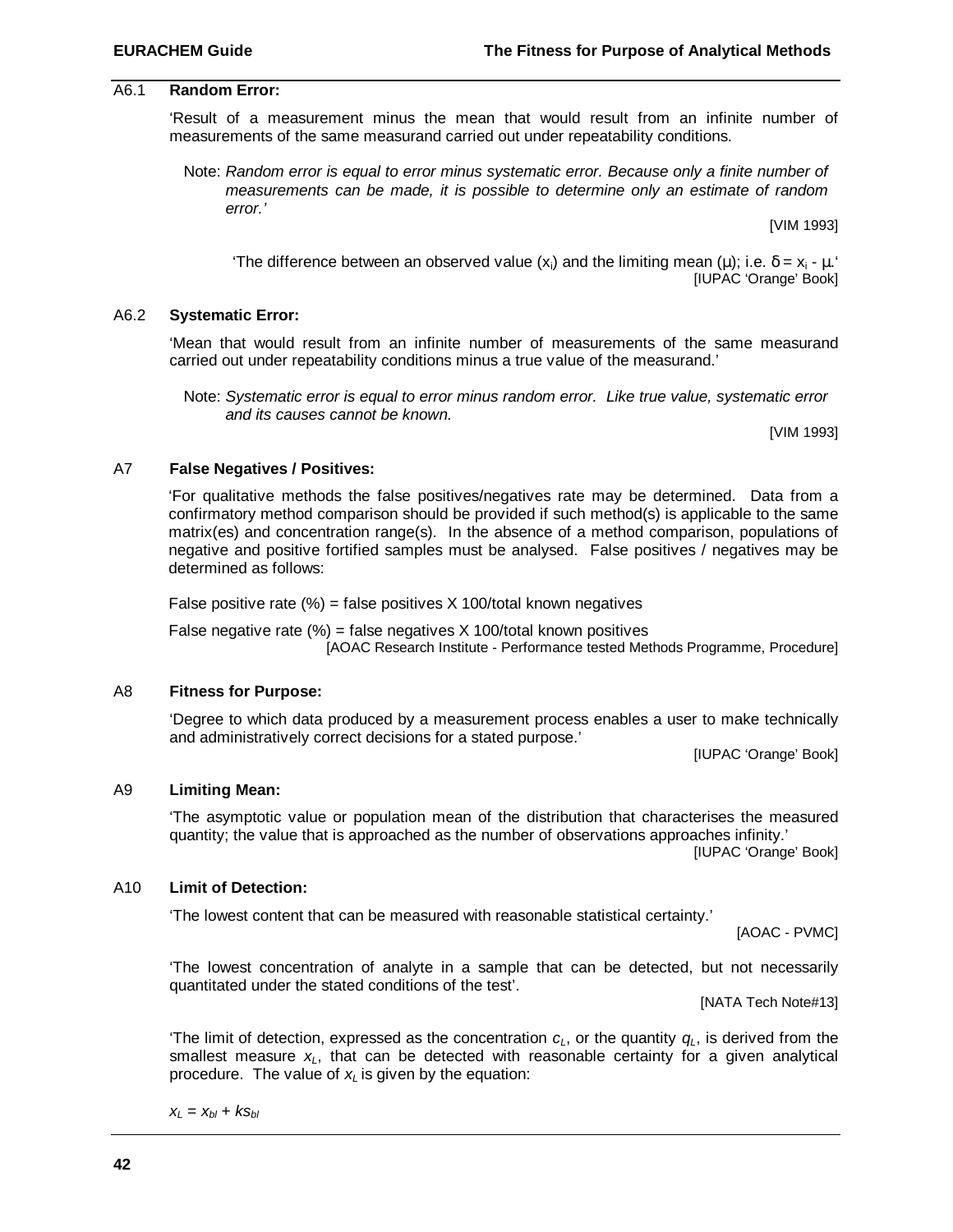### A6.1 Random Error:

'Result of a measurement minus the mean that would result from an infinite number of measurements of the same measurand carried out under repeatability conditions.

Note: *Random error is equal to error minus systematic error. Because only a finite number of measurements can be made, it is possible to determine only an estimate of random error.'*

[VIM 1993]

'The difference between an observed value ($x_i$) and the limiting mean ($\mu$); i.e. $\delta = x_i - \mu$.'

[IUPAC 'Orange' Book]

### A6.2 Systematic Error:

'Mean that would result from an infinite number of measurements of the same measurand carried out under repeatability conditions minus a true value of the measurand.'

Note: *Systematic error is equal to error minus random error. Like true value, systematic error and its causes cannot be known.*

[VIM 1993]

## A7 False Negatives / Positives:

'For qualitative methods the false positives/negatives rate may be determined. Data from a confirmatory method comparison should be provided if such method(s) is applicable to the same matrix(es) and concentration range(s). In the absence of a method comparison, populations of negative and positive fortified samples must be analysed. False positives / negatives may be determined as follows:

False positive rate (%) = false positives X 100/total known negatives

False negative rate (%) = false negatives X 100/total known positives

[AOAC Research Institute - Performance tested Methods Programme, Procedure]

## A8 Fitness for Purpose:

'Degree to which data produced by a measurement process enables a user to make technically and administratively correct decisions for a stated purpose.'

[IUPAC 'Orange' Book]

## A9 Limiting Mean:

'The asymptotic value or population mean of the distribution that characterises the measured quantity; the value that is approached as the number of observations approaches infinity.'

[IUPAC 'Orange' Book]

## A10 Limit of Detection:

'The lowest content that can be measured with reasonable statistical certainty.'

[AOAC - PVMC]

'The lowest concentration of analyte in a sample that can be detected, but not necessarily quantitated under the stated conditions of the test'.

[NATA Tech Note#13]

'The limit of detection, expressed as the concentration $c_L$, or the quantity $q_L$, is derived from the smallest measure $x_L$, that can be detected with reasonable certainty for a given analytical procedure. The value of $x_L$ is given by the equation:

$$x_L = x_{bl} + ks_{bl}$$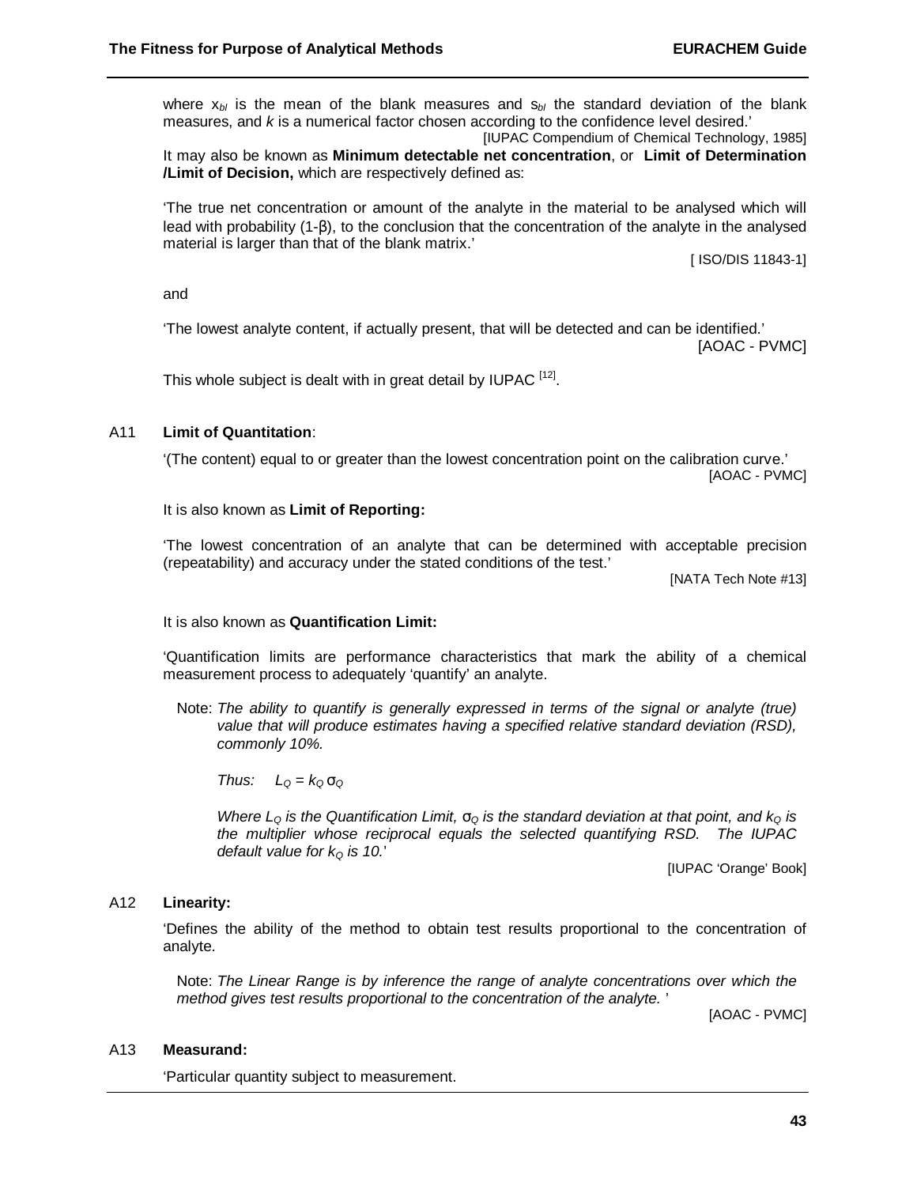where $x_{bl}$ is the mean of the blank measures and $s_{bl}$ the standard deviation of the blank measures, and $k$ is a numerical factor chosen according to the confidence level desired.'

[IUPAC Compendium of Chemical Technology, 1985]

It may also be known as **Minimum detectable net concentration**, or **Limit of Determination /Limit of Decision,** which are respectively defined as:

'The true net concentration or amount of the analyte in the material to be analysed which will lead with probability (1-β), to the conclusion that the concentration of the analyte in the analysed material is larger than that of the blank matrix.'

[ ISO/DIS 11843-1]

and

'The lowest analyte content, if actually present, that will be detected and can be identified.'

[AOAC - PVMC]

This whole subject is dealt with in great detail by IUPAC [12].

A11 **Limit of Quantitation**:

'(The content) equal to or greater than the lowest concentration point on the calibration curve.'

[AOAC - PVMC]

It is also known as **Limit of Reporting:**

'The lowest concentration of an analyte that can be determined with acceptable precision (repeatability) and accuracy under the stated conditions of the test.'

[NATA Tech Note #13]

It is also known as **Quantification Limit:**

'Quantification limits are performance characteristics that mark the ability of a chemical measurement process to adequately 'quantify' an analyte.

Note: *The ability to quantify is generally expressed in terms of the signal or analyte (true) value that will produce estimates having a specified relative standard deviation (RSD), commonly 10%.*

*Thus:* $L_Q = k_Q \sigma_Q$

*Where* $L_Q$ *is the Quantification Limit,* $\sigma_Q$ *is the standard deviation at that point, and* $k_Q$ *is the multiplier whose reciprocal equals the selected quantifying RSD. The IUPAC default value for* $k_Q$ *is 10.*'

[IUPAC 'Orange' Book]

A12 **Linearity:**

'Defines the ability of the method to obtain test results proportional to the concentration of analyte.

Note: *The Linear Range is by inference the range of analyte concentrations over which the method gives test results proportional to the concentration of the analyte.* '

[AOAC - PVMC]

A13 **Measurand:**

'Particular quantity subject to measurement.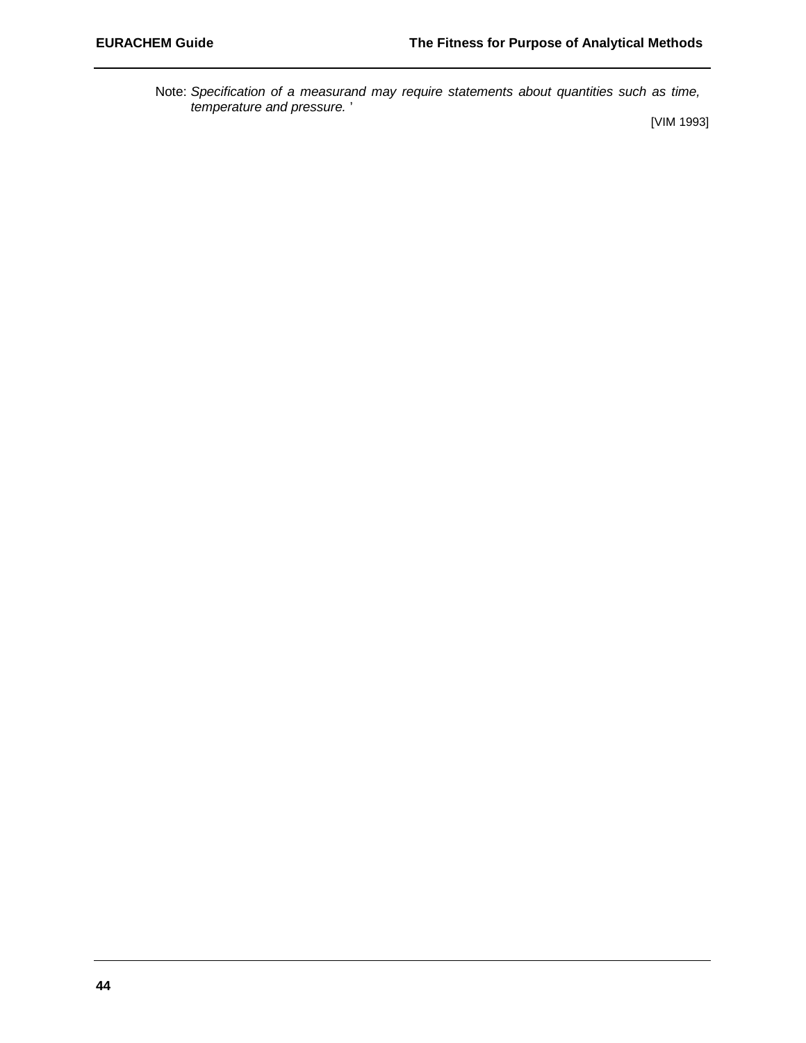Note: *Specification of a measurand may require statements about quantities such as time, temperature and pressure.* '

[VIM 1993]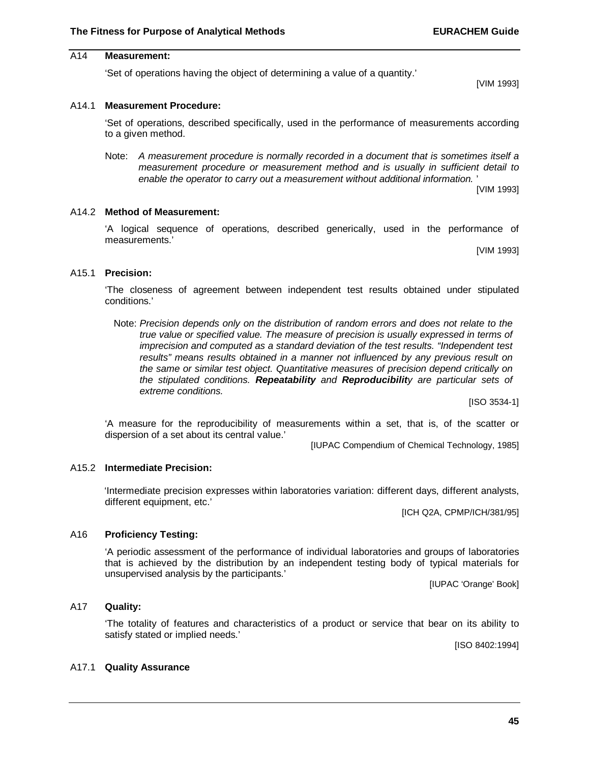### A14 **Measurement:**

'Set of operations having the object of determining a value of a quantity.'

[VIM 1993]

### A14.1 **Measurement Procedure:**

'Set of operations, described specifically, used in the performance of measurements according to a given method.

Note: *A measurement procedure is normally recorded in a document that is sometimes itself a measurement procedure or measurement method and is usually in sufficient detail to enable the operator to carry out a measurement without additional information.* '

[VIM 1993]

### A14.2 **Method of Measurement:**

'A logical sequence of operations, described generically, used in the performance of measurements.'

[VIM 1993]

### A15.1 **Precision:**

'The closeness of agreement between independent test results obtained under stipulated conditions.'

Note: *Precision depends only on the distribution of random errors and does not relate to the true value or specified value. The measure of precision is usually expressed in terms of imprecision and computed as a standard deviation of the test results. "Independent test results" means results obtained in a manner not influenced by any previous result on the same or similar test object. Quantitative measures of precision depend critically on the stipulated conditions.* ***Repeatability*** *and* ***Reproducibility*** *are particular sets of extreme conditions.*

[ISO 3534-1]

'A measure for the reproducibility of measurements within a set, that is, of the scatter or dispersion of a set about its central value.'

[IUPAC Compendium of Chemical Technology, 1985]

### A15.2 **Intermediate Precision:**

'Intermediate precision expresses within laboratories variation: different days, different analysts, different equipment, etc.'

[ICH Q2A, CPMP/ICH/381/95]

### A16 **Proficiency Testing:**

'A periodic assessment of the performance of individual laboratories and groups of laboratories that is achieved by the distribution by an independent testing body of typical materials for unsupervised analysis by the participants.'

[IUPAC 'Orange' Book]

### A17 **Quality:**

'The totality of features and characteristics of a product or service that bear on its ability to satisfy stated or implied needs.'

[ISO 8402:1994]

### A17.1 **Quality Assurance**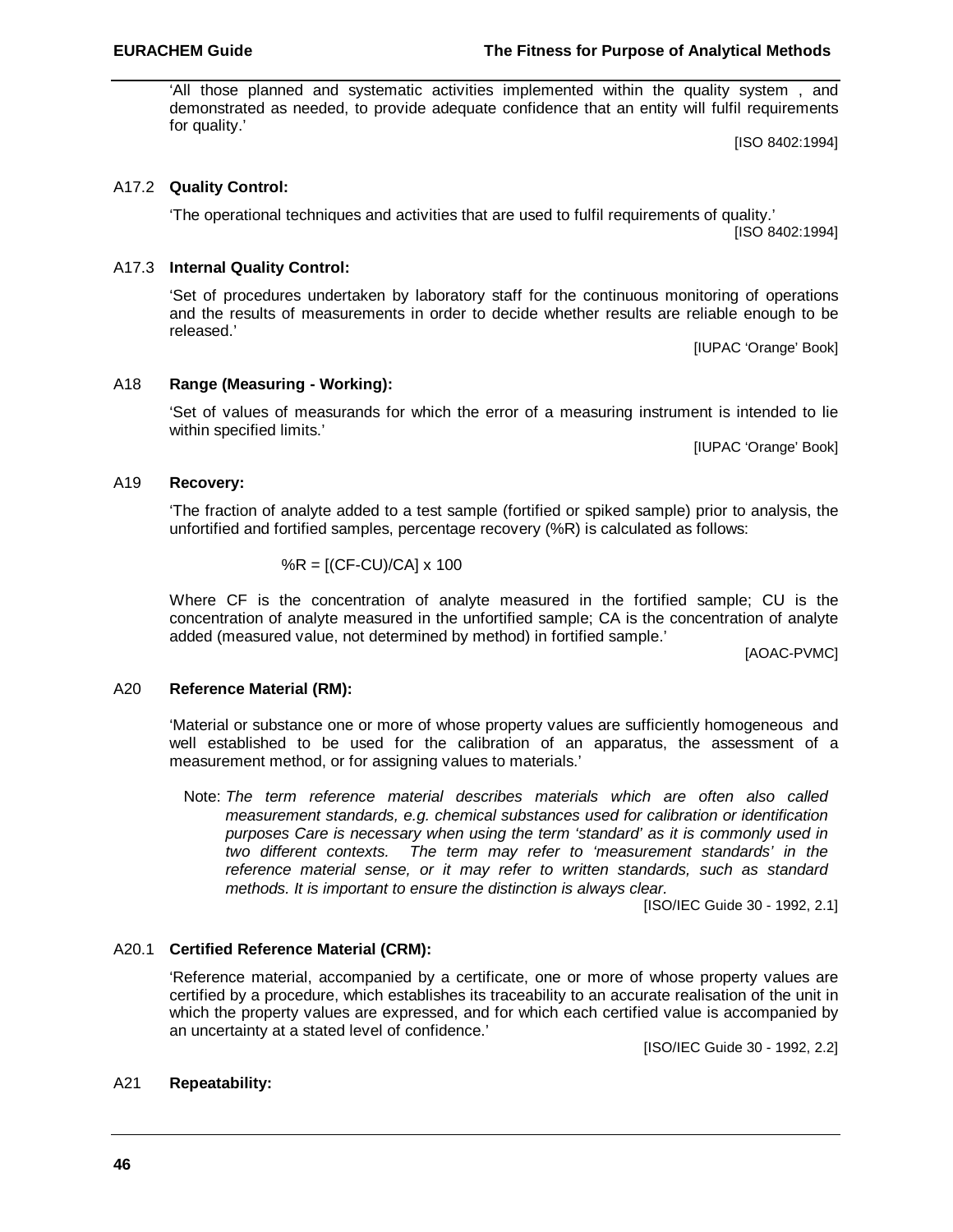'All those planned and systematic activities implemented within the quality system , and demonstrated as needed, to provide adequate confidence that an entity will fulfil requirements for quality.'

[ISO 8402:1994]

A17.2 **Quality Control:**

'The operational techniques and activities that are used to fulfil requirements of quality.'

[ISO 8402:1994]

A17.3 **Internal Quality Control:**

'Set of procedures undertaken by laboratory staff for the continuous monitoring of operations and the results of measurements in order to decide whether results are reliable enough to be released.'

[IUPAC 'Orange' Book]

A18 **Range (Measuring - Working):**

'Set of values of measurands for which the error of a measuring instrument is intended to lie within specified limits.'

[IUPAC 'Orange' Book]

A19 **Recovery:**

'The fraction of analyte added to a test sample (fortified or spiked sample) prior to analysis, the unfortified and fortified samples, percentage recovery (%R) is calculated as follows:

$$\%R = [(CF-CU)/CA] \times 100$$

Where CF is the concentration of analyte measured in the fortified sample; CU is the concentration of analyte measured in the unfortified sample; CA is the concentration of analyte added (measured value, not determined by method) in fortified sample.'

[AOAC-PVMC]

A20 **Reference Material (RM):**

'Material or substance one or more of whose property values are sufficiently homogeneous and well established to be used for the calibration of an apparatus, the assessment of a measurement method, or for assigning values to materials.'

Note: *The term reference material describes materials which are often also called measurement standards, e.g. chemical substances used for calibration or identification purposes Care is necessary when using the term 'standard' as it is commonly used in two different contexts. The term may refer to 'measurement standards' in the reference material sense, or it may refer to written standards, such as standard methods. It is important to ensure the distinction is always clear.*

[ISO/IEC Guide 30 - 1992, 2.1]

A20.1 **Certified Reference Material (CRM):**

'Reference material, accompanied by a certificate, one or more of whose property values are certified by a procedure, which establishes its traceability to an accurate realisation of the unit in which the property values are expressed, and for which each certified value is accompanied by an uncertainty at a stated level of confidence.'

[ISO/IEC Guide 30 - 1992, 2.2]

A21 **Repeatability:**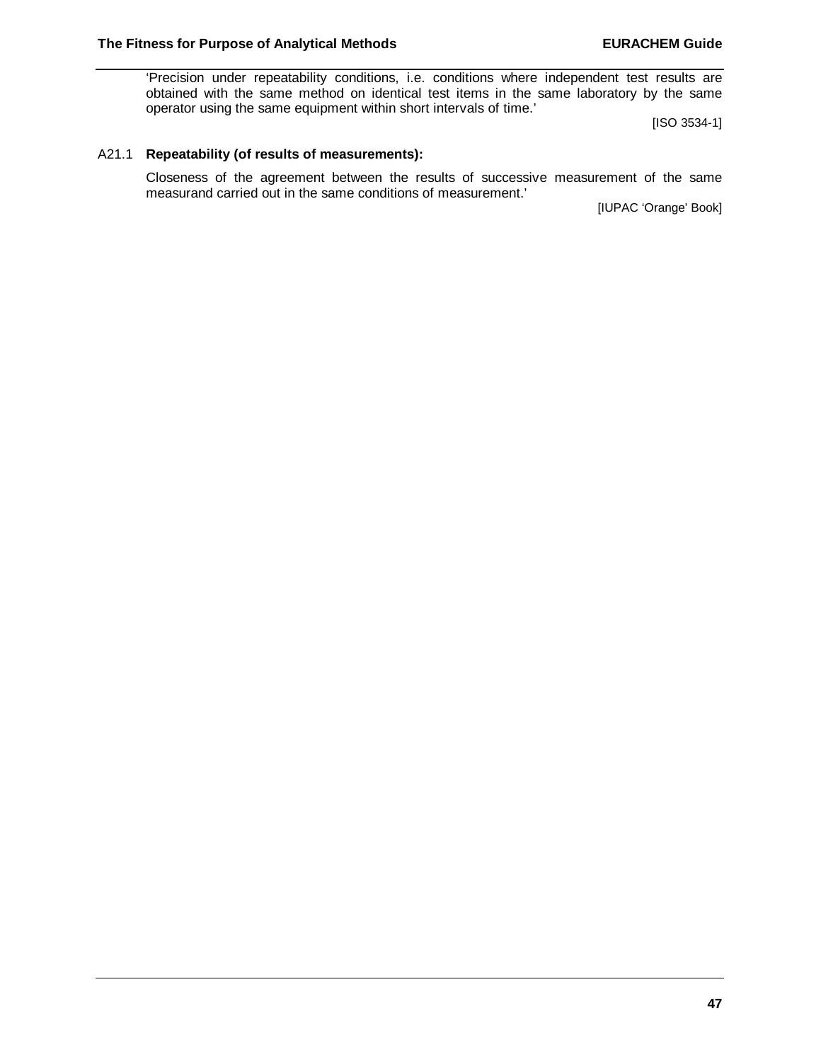'Precision under repeatability conditions, i.e. conditions where independent test results are obtained with the same method on identical test items in the same laboratory by the same operator using the same equipment within short intervals of time.'

[ISO 3534-1]

A21.1 **Repeatability (of results of measurements):**

Closeness of the agreement between the results of successive measurement of the same measurand carried out in the same conditions of measurement.'

[IUPAC 'Orange' Book]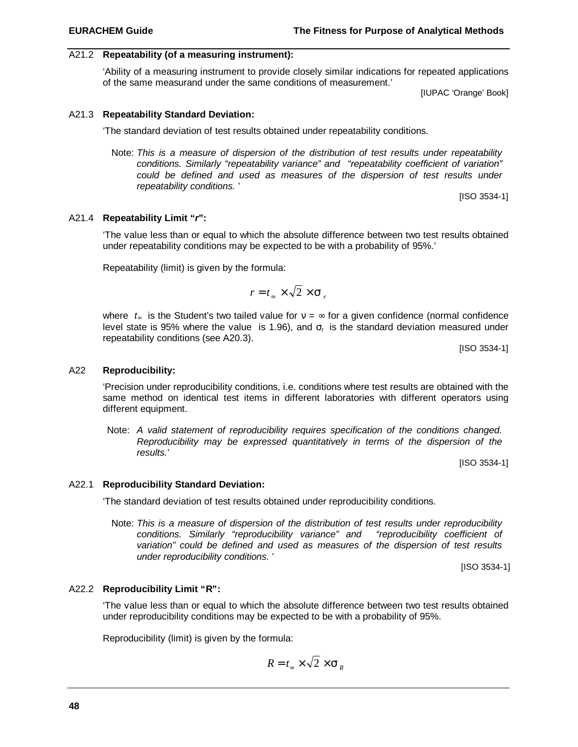### A21.2 **Repeatability (of a measuring instrument):**

'Ability of a measuring instrument to provide closely similar indications for repeated applications of the same measurand under the same conditions of measurement.'

[IUPAC 'Orange' Book]

### A21.3 **Repeatability Standard Deviation:**

'The standard deviation of test results obtained under repeatability conditions.

Note: *This is a measure of dispersion of the distribution of test results under repeatability conditions. Similarly "repeatability variance" and "repeatability coefficient of variation" could be defined and used as measures of the dispersion of test results under repeatability conditions.* '

[ISO 3534-1]

### A21.4 **Repeatability Limit "*r*":**

'The value less than or equal to which the absolute difference between two test results obtained under repeatability conditions may be expected to be with a probability of 95%.'

Repeatability (limit) is given by the formula:

$$r = t_{\infty} \times \sqrt{2} \times \sigma_{r}$$

where $t_{\infty}$ is the Student's two tailed value for $\nu = \infty$ for a given confidence (normal confidence level state is 95% where the value is 1.96), and $\sigma_r$ is the standard deviation measured under repeatability conditions (see A20.3).

[ISO 3534-1]

## A22 **Reproducibility:**

'Precision under reproducibility conditions, i.e. conditions where test results are obtained with the same method on identical test items in different laboratories with different operators using different equipment.

Note: *A valid statement of reproducibility requires specification of the conditions changed. Reproducibility may be expressed quantitatively in terms of the dispersion of the results.*'

[ISO 3534-1]

### A22.1 **Reproducibility Standard Deviation:**

'The standard deviation of test results obtained under reproducibility conditions.

Note: *This is a measure of dispersion of the distribution of test results under reproducibility conditions. Similarly "reproducibility variance" and "reproducibility coefficient of variation" could be defined and used as measures of the dispersion of test results under reproducibility conditions.* '

[ISO 3534-1]

### A22.2 **Reproducibility Limit "R":**

'The value less than or equal to which the absolute difference between two test results obtained under reproducibility conditions may be expected to be with a probability of 95%.

Reproducibility (limit) is given by the formula:

$$R = t_{\infty} \times \sqrt{2} \times \sigma_{R}$$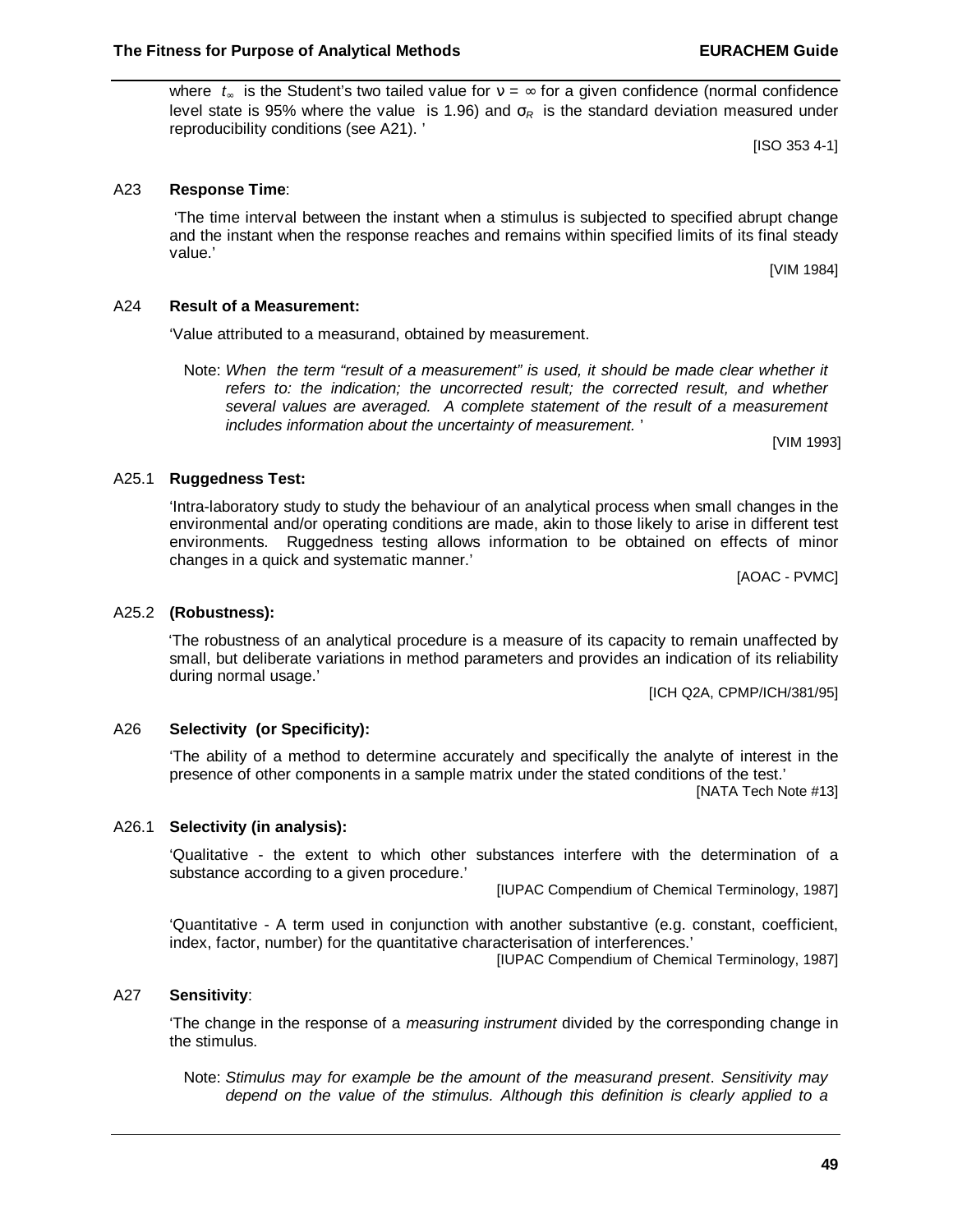where $t_\infty$ is the Student's two tailed value for $\nu = \infty$ for a given confidence (normal confidence level state is 95% where the value is 1.96) and $\sigma_R$ is the standard deviation measured under reproducibility conditions (see A21). '

[ISO 353 4-1]

A23 **Response Time**:

'The time interval between the instant when a stimulus is subjected to specified abrupt change and the instant when the response reaches and remains within specified limits of its final steady value.'

[VIM 1984]

A24 **Result of a Measurement:**

'Value attributed to a measurand, obtained by measurement.

Note: *When the term "result of a measurement" is used, it should be made clear whether it refers to: the indication; the uncorrected result; the corrected result, and whether several values are averaged. A complete statement of the result of a measurement includes information about the uncertainty of measurement.* '

[VIM 1993]

A25.1 **Ruggedness Test:**

'Intra-laboratory study to study the behaviour of an analytical process when small changes in the environmental and/or operating conditions are made, akin to those likely to arise in different test environments. Ruggedness testing allows information to be obtained on effects of minor changes in a quick and systematic manner.'

[AOAC - PVMC]

A25.2 **(Robustness):**

'The robustness of an analytical procedure is a measure of its capacity to remain unaffected by small, but deliberate variations in method parameters and provides an indication of its reliability during normal usage.'

[ICH Q2A, CPMP/ICH/381/95]

A26 **Selectivity (or Specificity):**

'The ability of a method to determine accurately and specifically the analyte of interest in the presence of other components in a sample matrix under the stated conditions of the test.'

[NATA Tech Note #13]

A26.1 **Selectivity (in analysis):**

'Qualitative - the extent to which other substances interfere with the determination of a substance according to a given procedure.'

[IUPAC Compendium of Chemical Terminology, 1987]

'Quantitative - A term used in conjunction with another substantive (e.g. constant, coefficient, index, factor, number) for the quantitative characterisation of interferences.'

[IUPAC Compendium of Chemical Terminology, 1987]

A27 **Sensitivity**:

'The change in the response of a *measuring instrument* divided by the corresponding change in the stimulus.

Note: *Stimulus may for example be the amount of the measurand present. Sensitivity may depend on the value of the stimulus. Although this definition is clearly applied to a*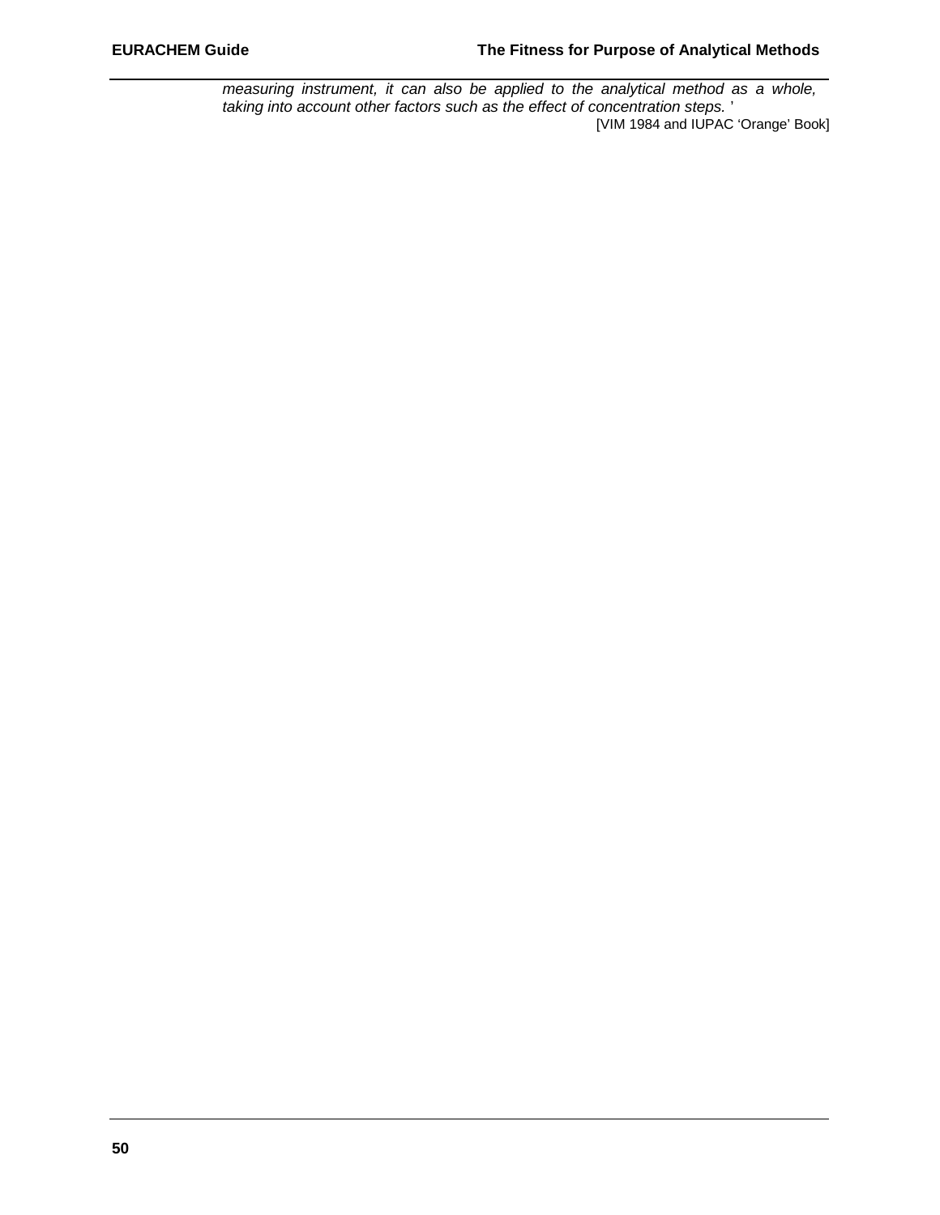*measuring instrument, it can also be applied to the analytical method as a whole, taking into account other factors such as the effect of concentration steps.* '

[VIM 1984 and IUPAC 'Orange' Book]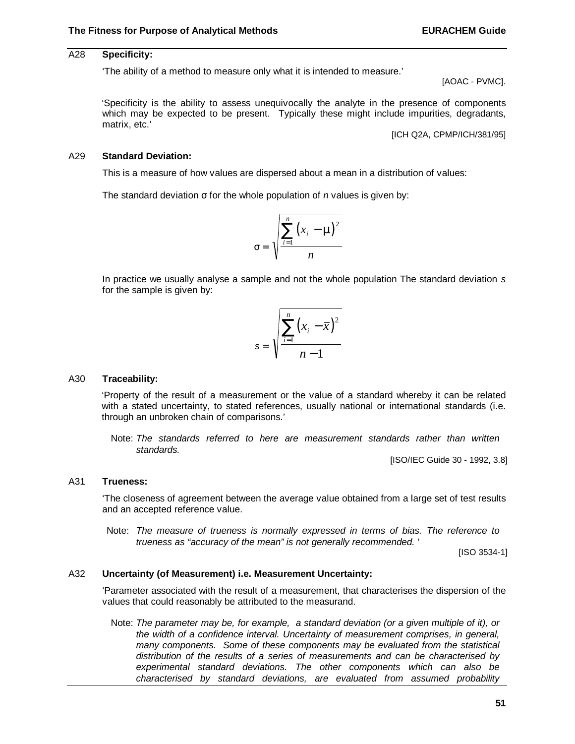### A28 **Specificity:**

'The ability of a method to measure only what it is intended to measure.'

[AOAC - PVMC].

'Specificity is the ability to assess unequivocally the analyte in the presence of components which may be expected to be present. Typically these might include impurities, degradants, matrix, etc.'

[ICH Q2A, CPMP/ICH/381/95]

### A29 **Standard Deviation:**

This is a measure of how values are dispersed about a mean in a distribution of values:

The standard deviation σ for the whole population of *n* values is given by:

$$\sigma = \sqrt{\frac{\sum_{i=1}^{n}(x_i - \mu)^2}{n}}$$

In practice we usually analyse a sample and not the whole population The standard deviation *s* for the sample is given by:

$$s = \sqrt{\frac{\sum_{i=1}^{n}(x_i - \bar{x})^2}{n-1}}$$

### A30 **Traceability:**

'Property of the result of a measurement or the value of a standard whereby it can be related with a stated uncertainty, to stated references, usually national or international standards (i.e. through an unbroken chain of comparisons.'

Note: *The standards referred to here are measurement standards rather than written standards.*

[ISO/IEC Guide 30 - 1992, 3.8]

### A31 **Trueness:**

'The closeness of agreement between the average value obtained from a large set of test results and an accepted reference value.

Note: *The measure of trueness is normally expressed in terms of bias. The reference to trueness as "accuracy of the mean" is not generally recommended.* '

[ISO 3534-1]

### A32 **Uncertainty (of Measurement) i.e. Measurement Uncertainty:**

'Parameter associated with the result of a measurement, that characterises the dispersion of the values that could reasonably be attributed to the measurand.

Note: *The parameter may be, for example, a standard deviation (or a given multiple of it), or the width of a confidence interval. Uncertainty of measurement comprises, in general, many components. Some of these components may be evaluated from the statistical distribution of the results of a series of measurements and can be characterised by experimental standard deviations. The other components which can also be characterised by standard deviations, are evaluated from assumed probability*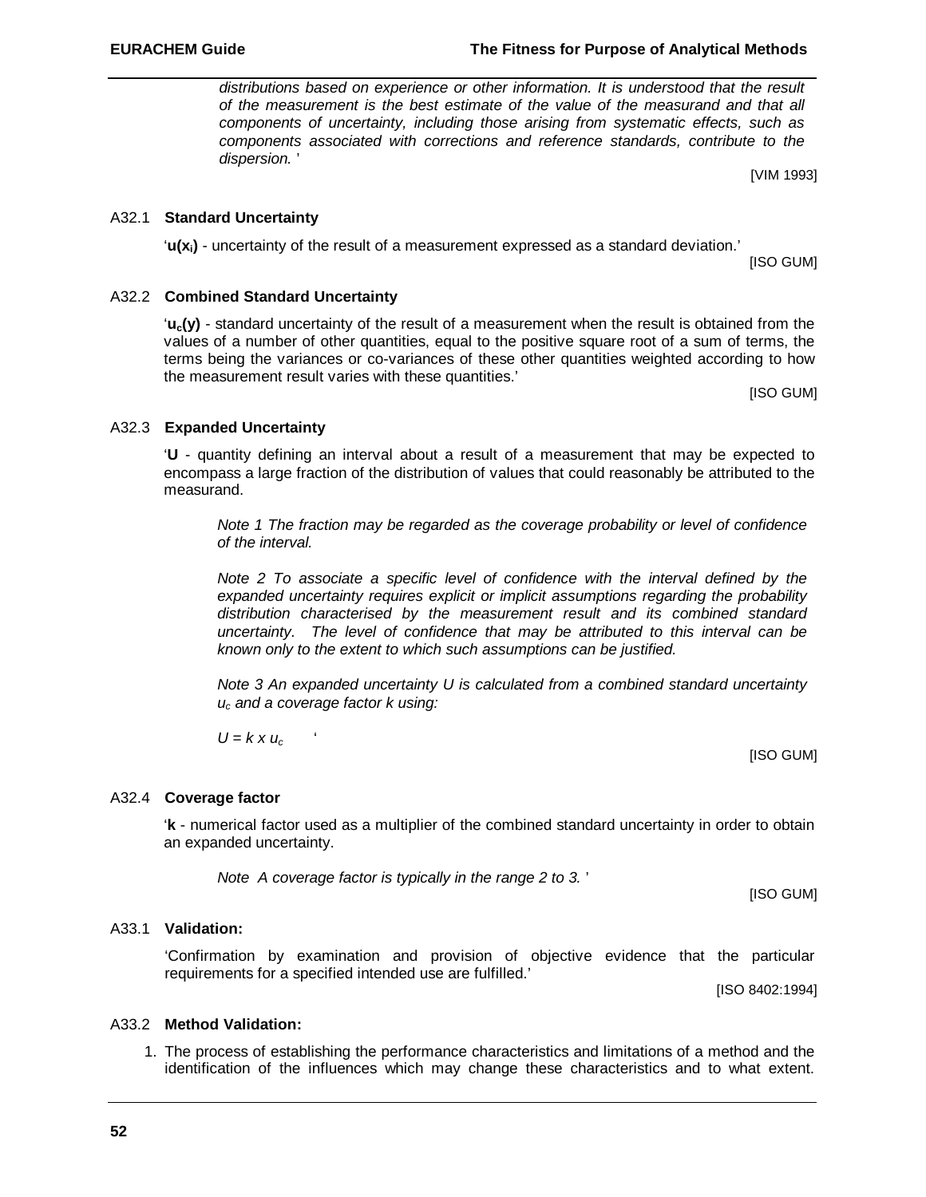*distributions based on experience or other information. It is understood that the result of the measurement is the best estimate of the value of the measurand and that all components of uncertainty, including those arising from systematic effects, such as components associated with corrections and reference standards, contribute to the dispersion.* '

[VIM 1993]

A32.1 **Standard Uncertainty**

'**$u(x_i)$** - uncertainty of the result of a measurement expressed as a standard deviation.'

[ISO GUM]

A32.2 **Combined Standard Uncertainty**

'**$u_c(y)$** - standard uncertainty of the result of a measurement when the result is obtained from the values of a number of other quantities, equal to the positive square root of a sum of terms, the terms being the variances or co-variances of these other quantities weighted according to how the measurement result varies with these quantities.'

[ISO GUM]

A32.3 **Expanded Uncertainty**

'**U** - quantity defining an interval about a result of a measurement that may be expected to encompass a large fraction of the distribution of values that could reasonably be attributed to the measurand.

*Note 1 The fraction may be regarded as the coverage probability or level of confidence of the interval.*

*Note 2 To associate a specific level of confidence with the interval defined by the expanded uncertainty requires explicit or implicit assumptions regarding the probability distribution characterised by the measurement result and its combined standard uncertainty. The level of confidence that may be attributed to this interval can be known only to the extent to which such assumptions can be justified.*

*Note 3 An expanded uncertainty U is calculated from a combined standard uncertainty $u_c$ and a coverage factor k using:*

$U = k \times u_c$ '

[ISO GUM]

A32.4 **Coverage factor**

'**k** - numerical factor used as a multiplier of the combined standard uncertainty in order to obtain an expanded uncertainty.

*Note A coverage factor is typically in the range 2 to 3.* '

[ISO GUM]

A33.1 **Validation:**

'Confirmation by examination and provision of objective evidence that the particular requirements for a specified intended use are fulfilled.'

[ISO 8402:1994]

A33.2 **Method Validation:**

1. The process of establishing the performance characteristics and limitations of a method and the identification of the influences which may change these characteristics and to what extent.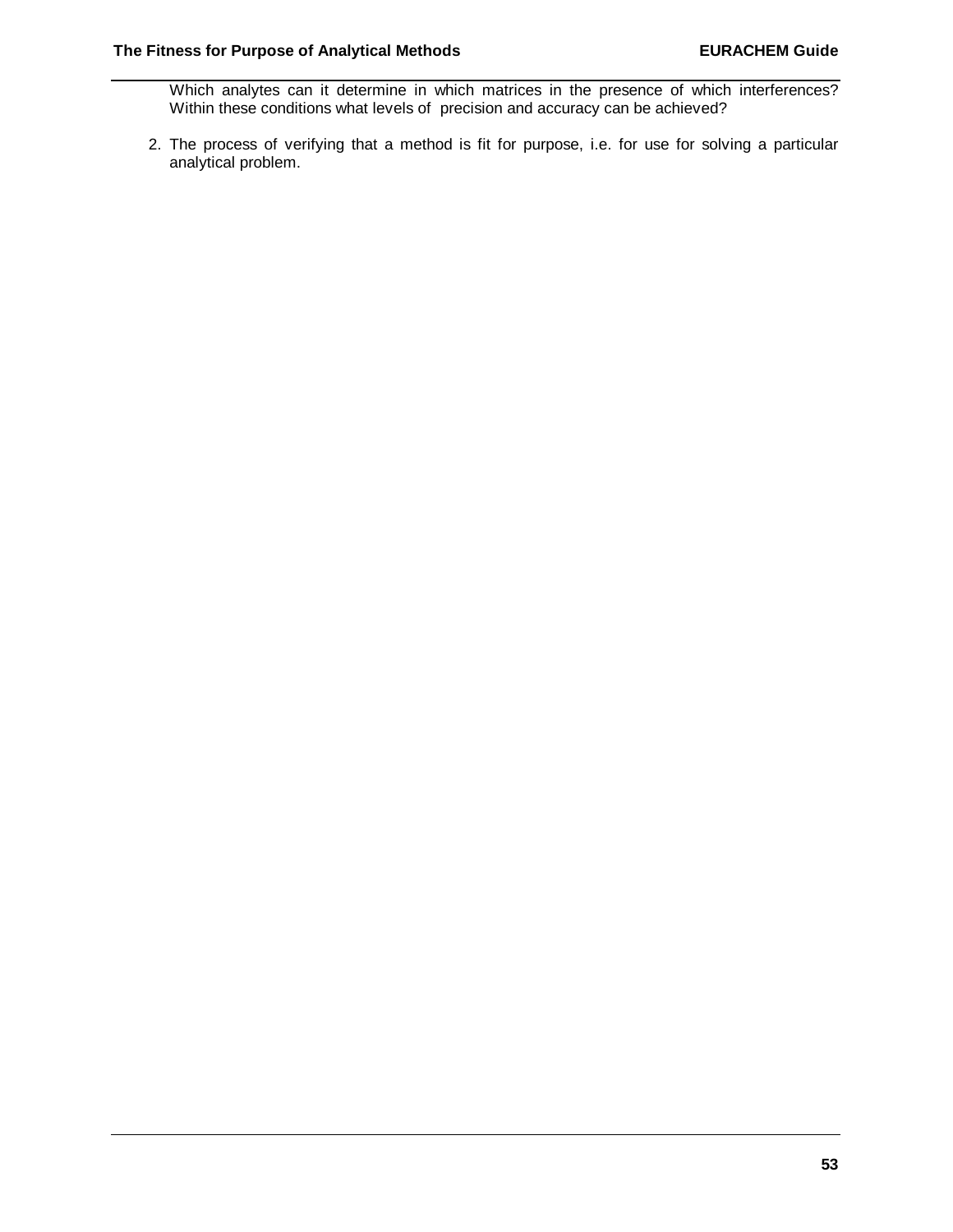Which analytes can it determine in which matrices in the presence of which interferences? Within these conditions what levels of precision and accuracy can be achieved?

2. The process of verifying that a method is fit for purpose, i.e. for use for solving a particular analytical problem.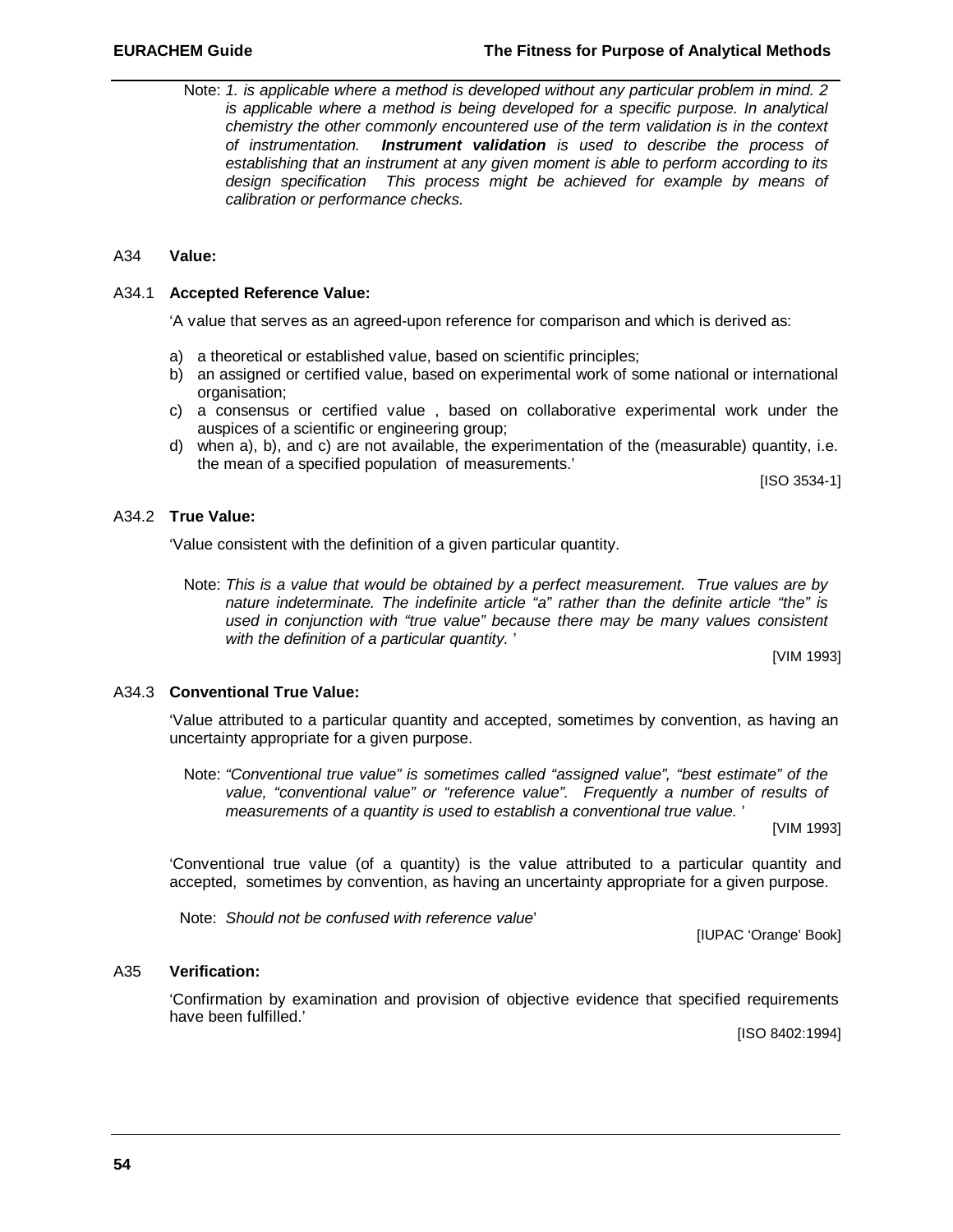Note: *1. is applicable where a method is developed without any particular problem in mind. 2 is applicable where a method is being developed for a specific purpose. In analytical chemistry the other commonly encountered use of the term validation is in the context of instrumentation.* ***Instrument validation*** *is used to describe the process of establishing that an instrument at any given moment is able to perform according to its design specification This process might be achieved for example by means of calibration or performance checks.*

A34 **Value:**

A34.1 **Accepted Reference Value:**

'A value that serves as an agreed-upon reference for comparison and which is derived as:

a) a theoretical or established value, based on scientific principles;
b) an assigned or certified value, based on experimental work of some national or international organisation;
c) a consensus or certified value , based on collaborative experimental work under the auspices of a scientific or engineering group;
d) when a), b), and c) are not available, the experimentation of the (measurable) quantity, i.e. the mean of a specified population of measurements.'

[ISO 3534-1]

A34.2 **True Value:**

'Value consistent with the definition of a given particular quantity.

Note: *This is a value that would be obtained by a perfect measurement. True values are by nature indeterminate. The indefinite article "a" rather than the definite article "the" is used in conjunction with "true value" because there may be many values consistent with the definition of a particular quantity.* '

[VIM 1993]

A34.3 **Conventional True Value:**

'Value attributed to a particular quantity and accepted, sometimes by convention, as having an uncertainty appropriate for a given purpose.

Note: *"Conventional true value" is sometimes called "assigned value", "best estimate" of the value, "conventional value" or "reference value". Frequently a number of results of measurements of a quantity is used to establish a conventional true value.* '

[VIM 1993]

'Conventional true value (of a quantity) is the value attributed to a particular quantity and accepted, sometimes by convention, as having an uncertainty appropriate for a given purpose.

Note: *Should not be confused with reference value*'

[IUPAC 'Orange' Book]

A35 **Verification:**

'Confirmation by examination and provision of objective evidence that specified requirements have been fulfilled.'

[ISO 8402:1994]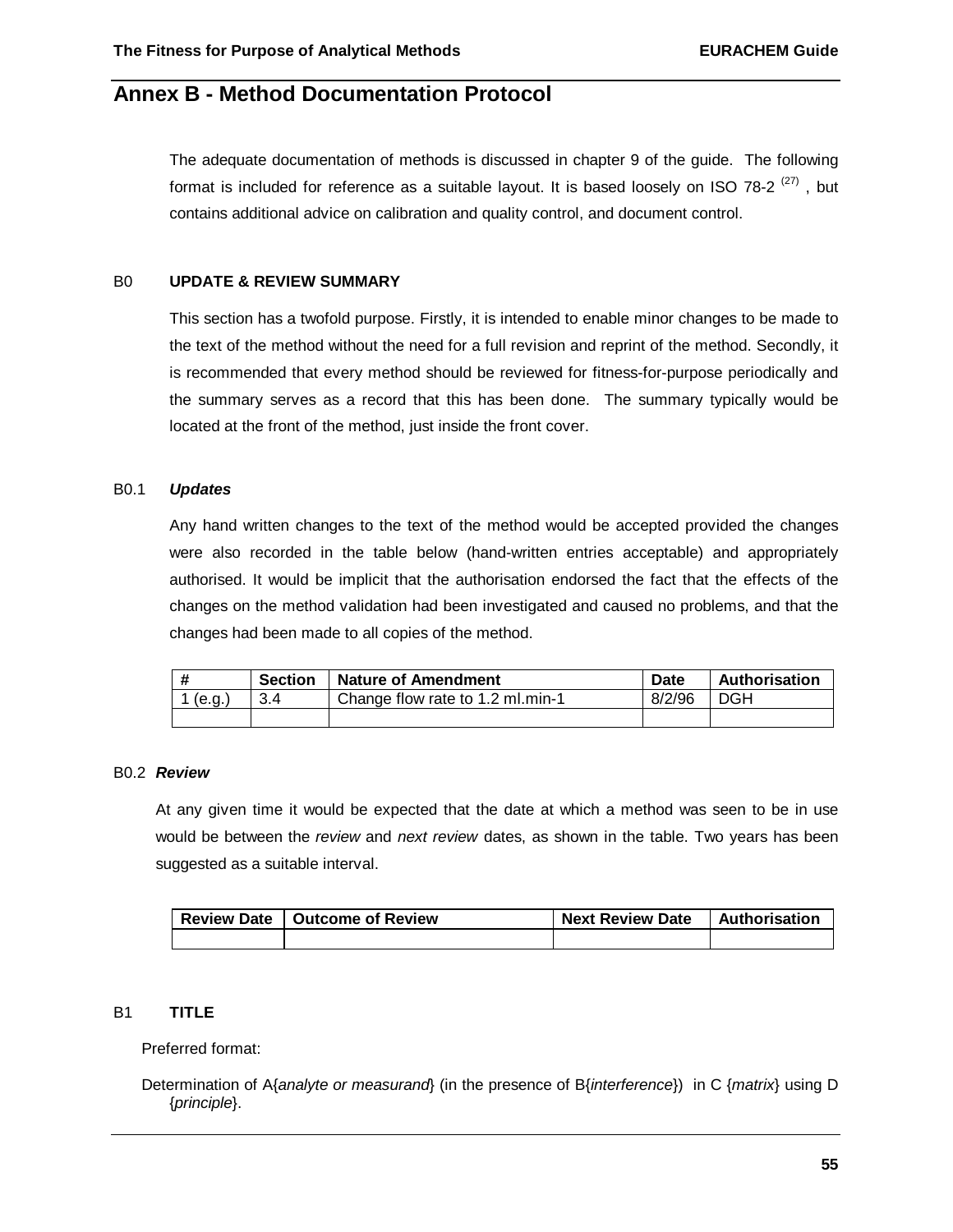# Annex B - Method Documentation Protocol

The adequate documentation of methods is discussed in chapter 9 of the guide. The following format is included for reference as a suitable layout. It is based loosely on ISO 78-2 [27], but contains additional advice on calibration and quality control, and document control.

## B0 UPDATE & REVIEW SUMMARY

This section has a twofold purpose. Firstly, it is intended to enable minor changes to be made to the text of the method without the need for a full revision and reprint of the method. Secondly, it is recommended that every method should be reviewed for fitness-for-purpose periodically and the summary serves as a record that this has been done. The summary typically would be located at the front of the method, just inside the front cover.

### B0.1 *Updates*

Any hand written changes to the text of the method would be accepted provided the changes were also recorded in the table below (hand-written entries acceptable) and appropriately authorised. It would be implicit that the authorisation endorsed the fact that the effects of the changes on the method validation had been investigated and caused no problems, and that the changes had been made to all copies of the method.

| # | Section | Nature of Amendment | Date | Authorisation |
|---|---|---|---|---|
| 1 (e.g.) | 3.4 | Change flow rate to 1.2 ml.min-1 | 8/2/96 | DGH |
| | | | | |

### B0.2 *Review*

At any given time it would be expected that the date at which a method was seen to be in use would be between the *review* and *next review* dates, as shown in the table. Two years has been suggested as a suitable interval.

| Review Date | Outcome of Review | Next Review Date | Authorisation |
|---|---|---|---|
| | | | |

## B1 TITLE

Preferred format:

Determination of A{*analyte or measurand*} (in the presence of B{*interference*}) in C {*matrix*} using D {*principle*}.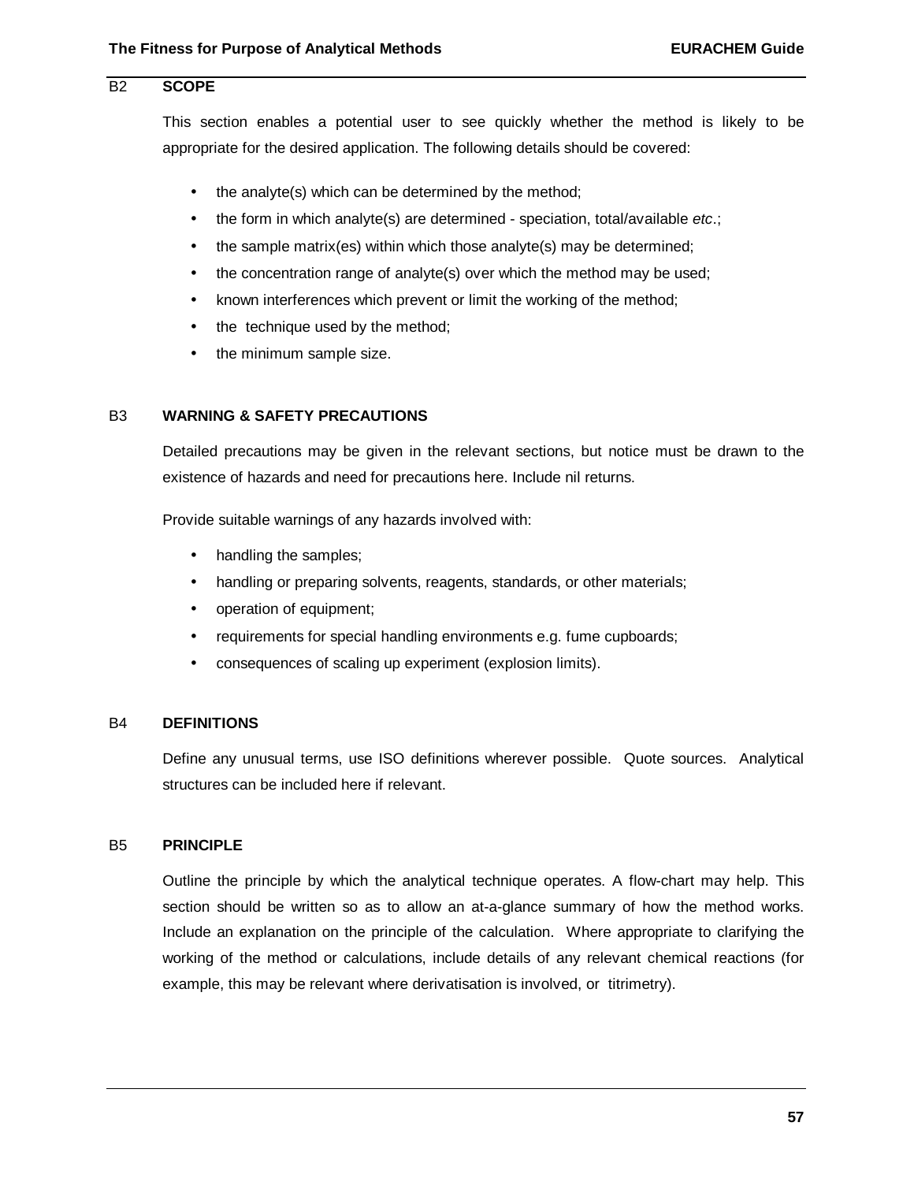## B2 SCOPE

This section enables a potential user to see quickly whether the method is likely to be appropriate for the desired application. The following details should be covered:

- the analyte(s) which can be determined by the method;
- the form in which analyte(s) are determined - speciation, total/available *etc*.;
- the sample matrix(es) within which those analyte(s) may be determined;
- the concentration range of analyte(s) over which the method may be used;
- known interferences which prevent or limit the working of the method;
- the technique used by the method;
- the minimum sample size.

## B3 WARNING & SAFETY PRECAUTIONS

Detailed precautions may be given in the relevant sections, but notice must be drawn to the existence of hazards and need for precautions here. Include nil returns.

Provide suitable warnings of any hazards involved with:

- handling the samples;
- handling or preparing solvents, reagents, standards, or other materials;
- operation of equipment;
- requirements for special handling environments e.g. fume cupboards;
- consequences of scaling up experiment (explosion limits).

## B4 DEFINITIONS

Define any unusual terms, use ISO definitions wherever possible. Quote sources. Analytical structures can be included here if relevant.

## B5 PRINCIPLE

Outline the principle by which the analytical technique operates. A flow-chart may help. This section should be written so as to allow an at-a-glance summary of how the method works. Include an explanation on the principle of the calculation. Where appropriate to clarifying the working of the method or calculations, include details of any relevant chemical reactions (for example, this may be relevant where derivatisation is involved, or titrimetry).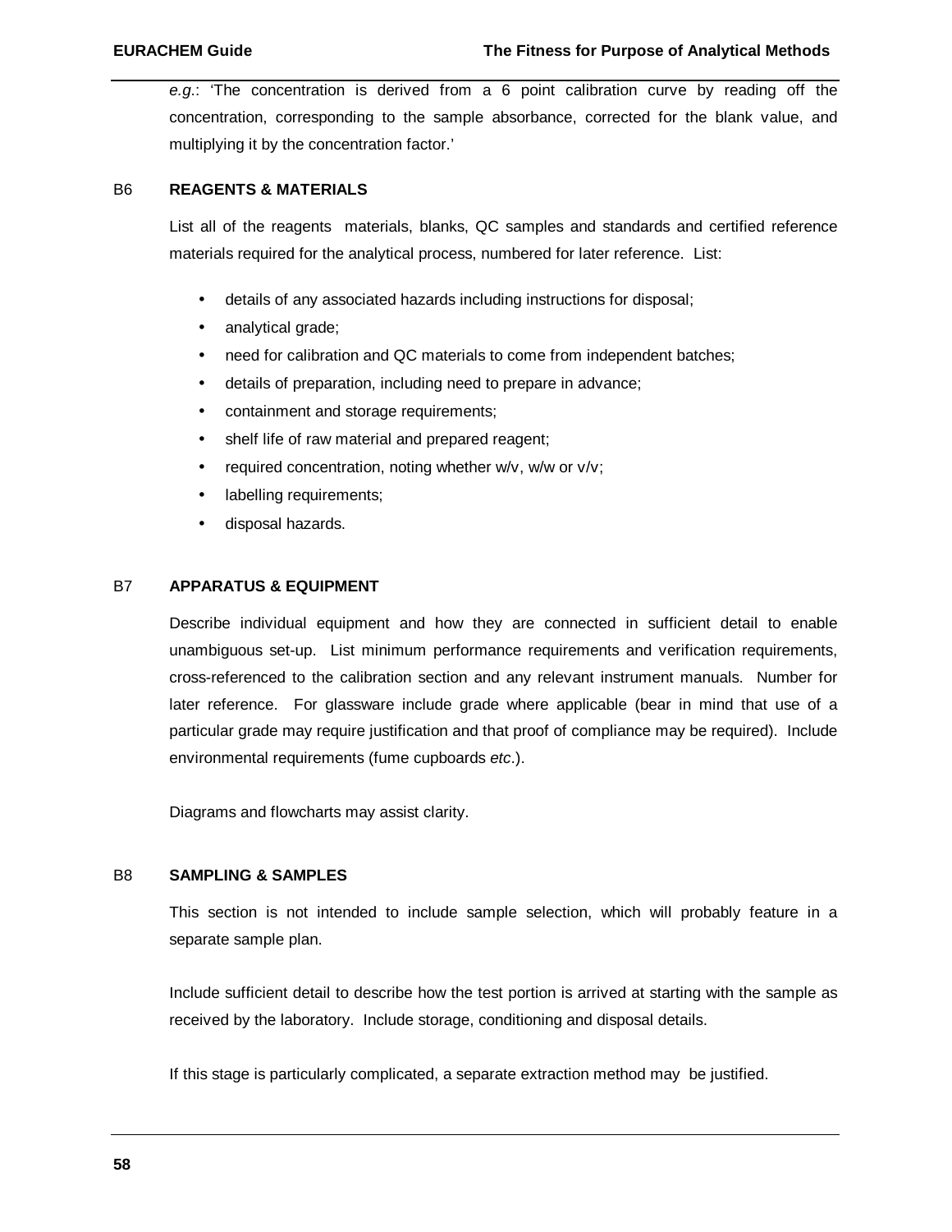*e.g.*: 'The concentration is derived from a 6 point calibration curve by reading off the concentration, corresponding to the sample absorbance, corrected for the blank value, and multiplying it by the concentration factor.'

## B6 REAGENTS & MATERIALS

List all of the reagents materials, blanks, QC samples and standards and certified reference materials required for the analytical process, numbered for later reference. List:

- details of any associated hazards including instructions for disposal;
- analytical grade;
- need for calibration and QC materials to come from independent batches;
- details of preparation, including need to prepare in advance;
- containment and storage requirements;
- shelf life of raw material and prepared reagent;
- required concentration, noting whether w/v, w/w or v/v;
- labelling requirements;
- disposal hazards.

## B7 APPARATUS & EQUIPMENT

Describe individual equipment and how they are connected in sufficient detail to enable unambiguous set-up. List minimum performance requirements and verification requirements, cross-referenced to the calibration section and any relevant instrument manuals. Number for later reference. For glassware include grade where applicable (bear in mind that use of a particular grade may require justification and that proof of compliance may be required). Include environmental requirements (fume cupboards *etc*.).

Diagrams and flowcharts may assist clarity.

## B8 SAMPLING & SAMPLES

This section is not intended to include sample selection, which will probably feature in a separate sample plan.

Include sufficient detail to describe how the test portion is arrived at starting with the sample as received by the laboratory. Include storage, conditioning and disposal details.

If this stage is particularly complicated, a separate extraction method may be justified.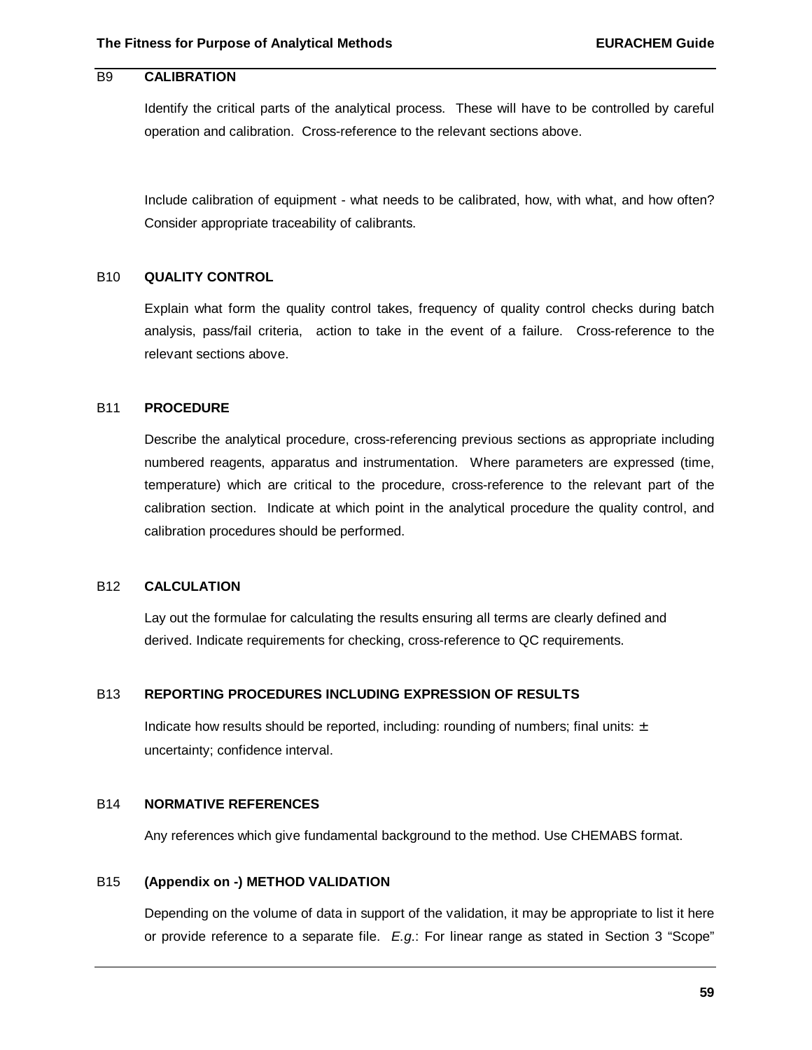## B9 CALIBRATION

Identify the critical parts of the analytical process. These will have to be controlled by careful operation and calibration. Cross-reference to the relevant sections above.

Include calibration of equipment - what needs to be calibrated, how, with what, and how often? Consider appropriate traceability of calibrants.

## B10 QUALITY CONTROL

Explain what form the quality control takes, frequency of quality control checks during batch analysis, pass/fail criteria, action to take in the event of a failure. Cross-reference to the relevant sections above.

## B11 PROCEDURE

Describe the analytical procedure, cross-referencing previous sections as appropriate including numbered reagents, apparatus and instrumentation. Where parameters are expressed (time, temperature) which are critical to the procedure, cross-reference to the relevant part of the calibration section. Indicate at which point in the analytical procedure the quality control, and calibration procedures should be performed.

## B12 CALCULATION

Lay out the formulae for calculating the results ensuring all terms are clearly defined and derived. Indicate requirements for checking, cross-reference to QC requirements.

## B13 REPORTING PROCEDURES INCLUDING EXPRESSION OF RESULTS

Indicate how results should be reported, including: rounding of numbers; final units: ± uncertainty; confidence interval.

## B14 NORMATIVE REFERENCES

Any references which give fundamental background to the method. Use CHEMABS format.

## B15 (Appendix on -) METHOD VALIDATION

Depending on the volume of data in support of the validation, it may be appropriate to list it here or provide reference to a separate file. *E.g.*: For linear range as stated in Section 3 "Scope"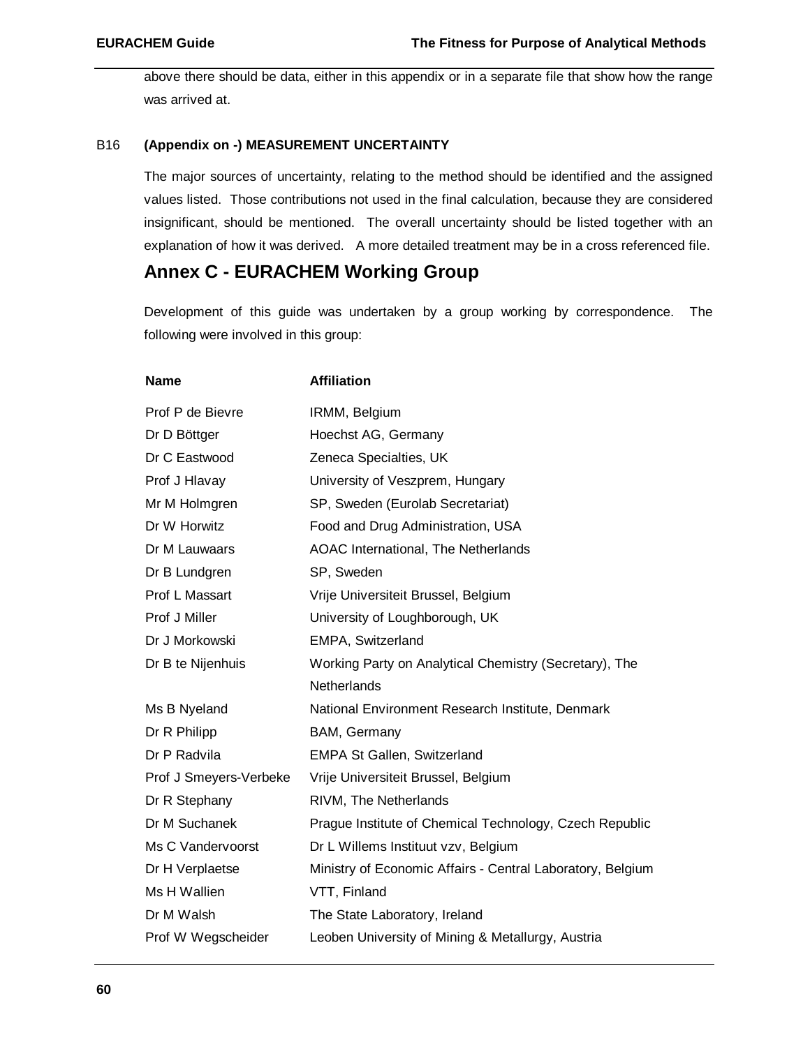above there should be data, either in this appendix or in a separate file that show how the range was arrived at.

### B16 (Appendix on -) MEASUREMENT UNCERTAINTY

The major sources of uncertainty, relating to the method should be identified and the assigned values listed. Those contributions not used in the final calculation, because they are considered insignificant, should be mentioned. The overall uncertainty should be listed together with an explanation of how it was derived. A more detailed treatment may be in a cross referenced file.

# Annex C - EURACHEM Working Group

Development of this guide was undertaken by a group working by correspondence. The following were involved in this group:

| Name | Affiliation |
|---|---|
| Prof P de Bievre | IRMM, Belgium |
| Dr D Böttger | Hoechst AG, Germany |
| Dr C Eastwood | Zeneca Specialties, UK |
| Prof J Hlavay | University of Veszprem, Hungary |
| Mr M Holmgren | SP, Sweden (Eurolab Secretariat) |
| Dr W Horwitz | Food and Drug Administration, USA |
| Dr M Lauwaars | AOAC International, The Netherlands |
| Dr B Lundgren | SP, Sweden |
| Prof L Massart | Vrije Universiteit Brussel, Belgium |
| Prof J Miller | University of Loughborough, UK |
| Dr J Morkowski | EMPA, Switzerland |
| Dr B te Nijenhuis | Working Party on Analytical Chemistry (Secretary), The Netherlands |
| Ms B Nyeland | National Environment Research Institute, Denmark |
| Dr R Philipp | BAM, Germany |
| Dr P Radvila | EMPA St Gallen, Switzerland |
| Prof J Smeyers-Verbeke | Vrije Universiteit Brussel, Belgium |
| Dr R Stephany | RIVM, The Netherlands |
| Dr M Suchanek | Prague Institute of Chemical Technology, Czech Republic |
| Ms C Vandervoorst | Dr L Willems Instituut vzv, Belgium |
| Dr H Verplaetse | Ministry of Economic Affairs - Central Laboratory, Belgium |
| Ms H Wallien | VTT, Finland |
| Dr M Walsh | The State Laboratory, Ireland |
| Prof W Wegscheider | Leoben University of Mining & Metallurgy, Austria |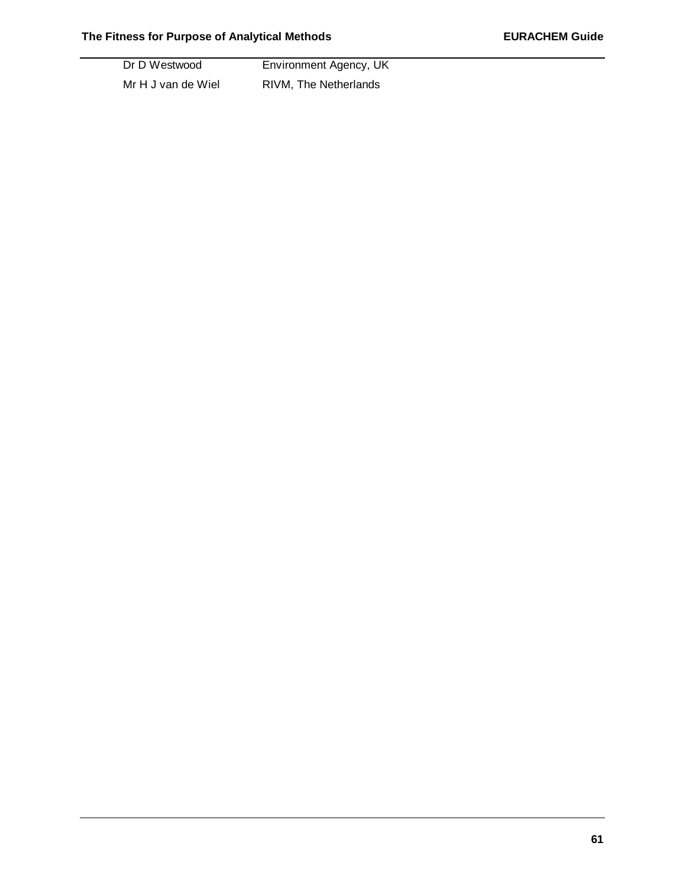| | |
|---|---|
| Dr D Westwood | Environment Agency, UK |
| Mr H J van de Wiel | RIVM, The Netherlands |